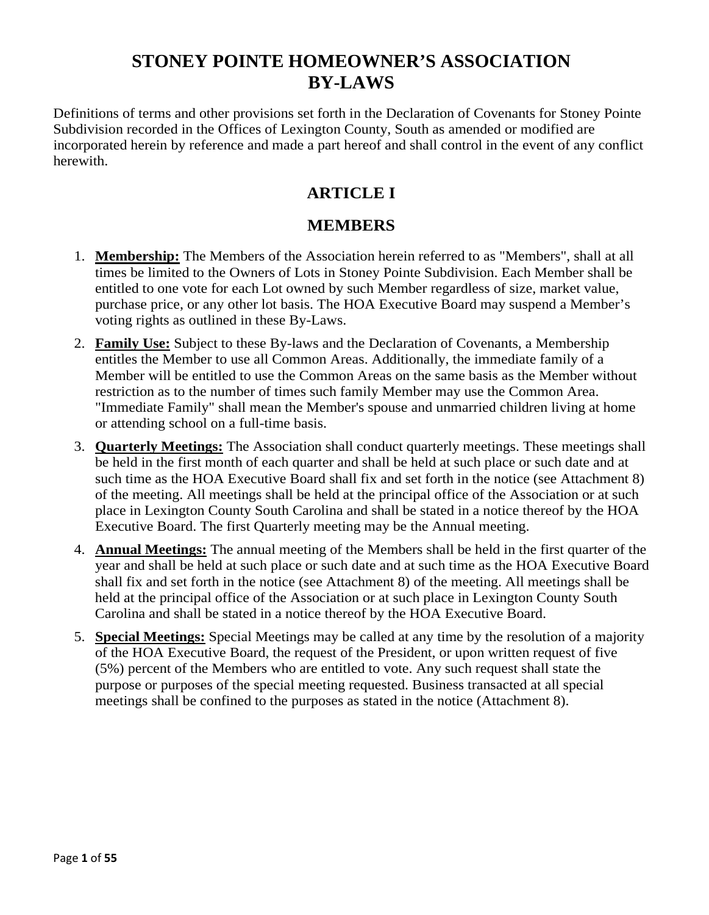# STONEY POINTE HOMEOWNER'S ASSOCIATION BY-LAWS

Definitions of terms and other provisions set forth in the Declaration of Covenants for Stoney Pointe Subdivision recorded in the Offices of Lexington County, South as amended or modified are incorporated herein by reference and made a part hereof and shall control in the event of any conflict herewith.

## ARTICLE I

## MEMBERS

1. **Membership:** The Members of the Association herein referred to as "Members", shall at all times be limited to the Owners of Lots in Stoney Pointe Subdivision. Each Member shall be entitled to one vote for each Lot owned by such Member regardless of size, market value, purchase price, or any other lot basis. The HOA Executive Board may suspend a Member's voting rights as outlined in these By-Laws.
2. **Family Use:** Subject to these By-laws and the Declaration of Covenants, a Membership entitles the Member to use all Common Areas. Additionally, the immediate family of a Member will be entitled to use the Common Areas on the same basis as the Member without restriction as to the number of times such family Member may use the Common Area. "Immediate Family" shall mean the Member's spouse and unmarried children living at home or attending school on a full-time basis.
3. **Quarterly Meetings:** The Association shall conduct quarterly meetings. These meetings shall be held in the first month of each quarter and shall be held at such place or such date and at such time as the HOA Executive Board shall fix and set forth in the notice (see Attachment 8) of the meeting. All meetings shall be held at the principal office of the Association or at such place in Lexington County South Carolina and shall be stated in a notice thereof by the HOA Executive Board. The first Quarterly meeting may be the Annual meeting.
4. **Annual Meetings:** The annual meeting of the Members shall be held in the first quarter of the year and shall be held at such place or such date and at such time as the HOA Executive Board shall fix and set forth in the notice (see Attachment 8) of the meeting. All meetings shall be held at the principal office of the Association or at such place in Lexington County South Carolina and shall be stated in a notice thereof by the HOA Executive Board.
5. **Special Meetings:** Special Meetings may be called at any time by the resolution of a majority of the HOA Executive Board, the request of the President, or upon written request of five (5%) percent of the Members who are entitled to vote. Any such request shall state the purpose or purposes of the special meeting requested. Business transacted at all special meetings shall be confined to the purposes as stated in the notice (Attachment 8).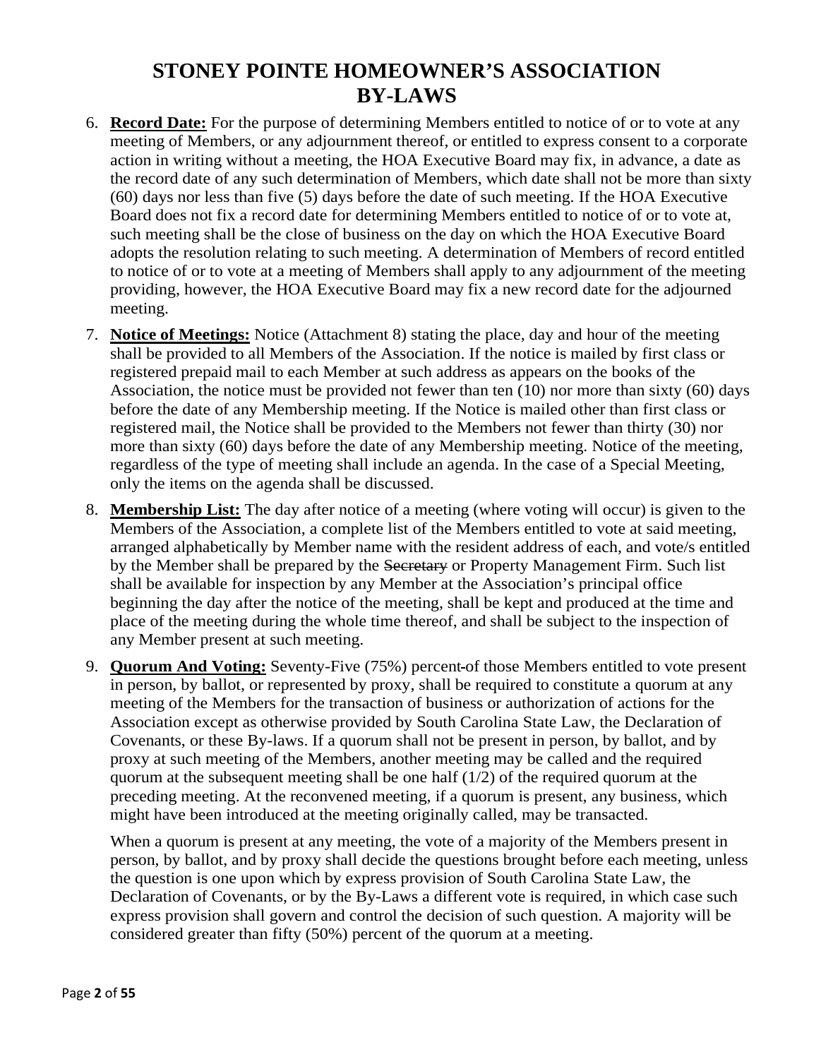# STONEY POINTE HOMEOWNER'S ASSOCIATION BY-LAWS

6. **Record Date:** For the purpose of determining Members entitled to notice of or to vote at any meeting of Members, or any adjournment thereof, or entitled to express consent to a corporate action in writing without a meeting, the HOA Executive Board may fix, in advance, a date as the record date of any such determination of Members, which date shall not be more than sixty (60) days nor less than five (5) days before the date of such meeting. If the HOA Executive Board does not fix a record date for determining Members entitled to notice of or to vote at, such meeting shall be the close of business on the day on which the HOA Executive Board adopts the resolution relating to such meeting. A determination of Members of record entitled to notice of or to vote at a meeting of Members shall apply to any adjournment of the meeting providing, however, the HOA Executive Board may fix a new record date for the adjourned meeting.

7. **Notice of Meetings:** Notice (Attachment 8) stating the place, day and hour of the meeting shall be provided to all Members of the Association. If the notice is mailed by first class or registered prepaid mail to each Member at such address as appears on the books of the Association, the notice must be provided not fewer than ten (10) nor more than sixty (60) days before the date of any Membership meeting. If the Notice is mailed other than first class or registered mail, the Notice shall be provided to the Members not fewer than thirty (30) nor more than sixty (60) days before the date of any Membership meeting. Notice of the meeting, regardless of the type of meeting shall include an agenda. In the case of a Special Meeting, only the items on the agenda shall be discussed.

8. **Membership List:** The day after notice of a meeting (where voting will occur) is given to the Members of the Association, a complete list of the Members entitled to vote at said meeting, arranged alphabetically by Member name with the resident address of each, and vote/s entitled by the Member shall be prepared by the ~~Secretary~~ or Property Management Firm. Such list shall be available for inspection by any Member at the Association's principal office beginning the day after the notice of the meeting, shall be kept and produced at the time and place of the meeting during the whole time thereof, and shall be subject to the inspection of any Member present at such meeting.

9. **Quorum And Voting:** Seventy-Five (75%) percent of those Members entitled to vote present in person, by ballot, or represented by proxy, shall be required to constitute a quorum at any meeting of the Members for the transaction of business or authorization of actions for the Association except as otherwise provided by South Carolina State Law, the Declaration of Covenants, or these By-laws. If a quorum shall not be present in person, by ballot, and by proxy at such meeting of the Members, another meeting may be called and the required quorum at the subsequent meeting shall be one half (1/2) of the required quorum at the preceding meeting. At the reconvened meeting, if a quorum is present, any business, which might have been introduced at the meeting originally called, may be transacted.

   When a quorum is present at any meeting, the vote of a majority of the Members present in person, by ballot, and by proxy shall decide the questions brought before each meeting, unless the question is one upon which by express provision of South Carolina State Law, the Declaration of Covenants, or by the By-Laws a different vote is required, in which case such express provision shall govern and control the decision of such question. A majority will be considered greater than fifty (50%) percent of the quorum at a meeting.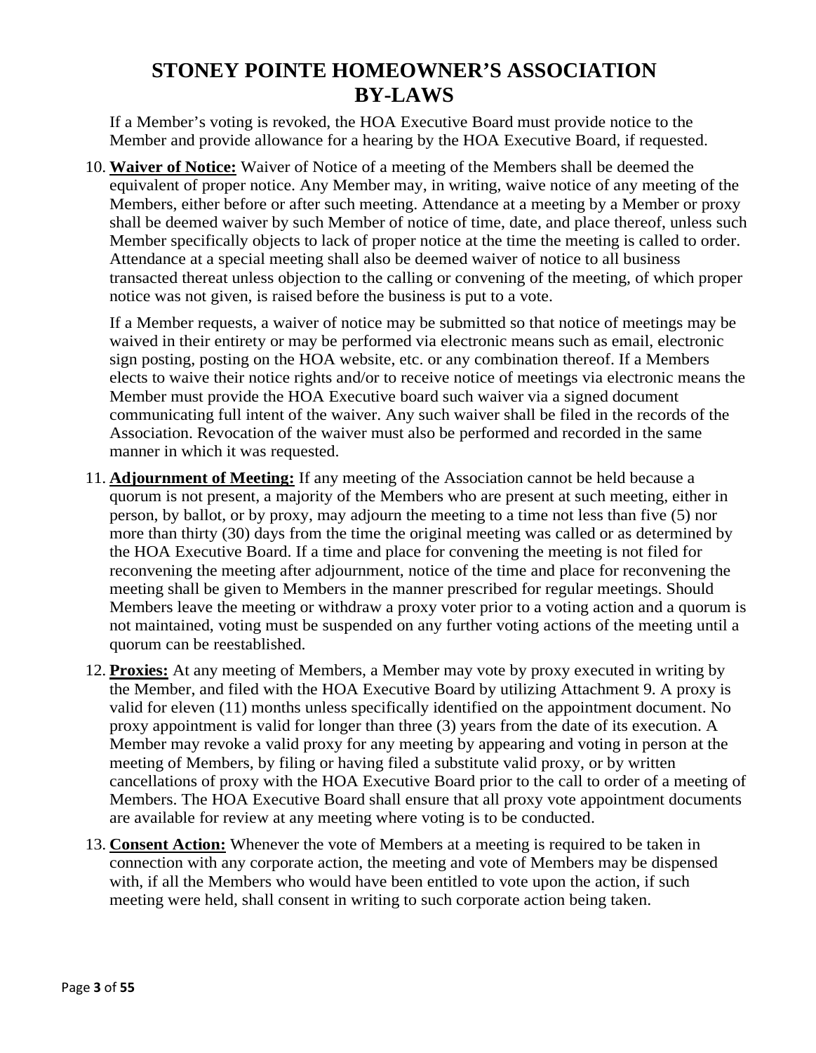If a Member's voting is revoked, the HOA Executive Board must provide notice to the Member and provide allowance for a hearing by the HOA Executive Board, if requested.

10. **Waiver of Notice:** Waiver of Notice of a meeting of the Members shall be deemed the equivalent of proper notice. Any Member may, in writing, waive notice of any meeting of the Members, either before or after such meeting. Attendance at a meeting by a Member or proxy shall be deemed waiver by such Member of notice of time, date, and place thereof, unless such Member specifically objects to lack of proper notice at the time the meeting is called to order. Attendance at a special meeting shall also be deemed waiver of notice to all business transacted thereat unless objection to the calling or convening of the meeting, of which proper notice was not given, is raised before the business is put to a vote.

   If a Member requests, a waiver of notice may be submitted so that notice of meetings may be waived in their entirety or may be performed via electronic means such as email, electronic sign posting, posting on the HOA website, etc. or any combination thereof. If a Members elects to waive their notice rights and/or to receive notice of meetings via electronic means the Member must provide the HOA Executive board such waiver via a signed document communicating full intent of the waiver. Any such waiver shall be filed in the records of the Association. Revocation of the waiver must also be performed and recorded in the same manner in which it was requested.

11. **Adjournment of Meeting:** If any meeting of the Association cannot be held because a quorum is not present, a majority of the Members who are present at such meeting, either in person, by ballot, or by proxy, may adjourn the meeting to a time not less than five (5) nor more than thirty (30) days from the time the original meeting was called or as determined by the HOA Executive Board. If a time and place for convening the meeting is not filed for reconvening the meeting after adjournment, notice of the time and place for reconvening the meeting shall be given to Members in the manner prescribed for regular meetings. Should Members leave the meeting or withdraw a proxy voter prior to a voting action and a quorum is not maintained, voting must be suspended on any further voting actions of the meeting until a quorum can be reestablished.

12. **Proxies:** At any meeting of Members, a Member may vote by proxy executed in writing by the Member, and filed with the HOA Executive Board by utilizing Attachment 9. A proxy is valid for eleven (11) months unless specifically identified on the appointment document. No proxy appointment is valid for longer than three (3) years from the date of its execution. A Member may revoke a valid proxy for any meeting by appearing and voting in person at the meeting of Members, by filing or having filed a substitute valid proxy, or by written cancellations of proxy with the HOA Executive Board prior to the call to order of a meeting of Members. The HOA Executive Board shall ensure that all proxy vote appointment documents are available for review at any meeting where voting is to be conducted.

13. **Consent Action:** Whenever the vote of Members at a meeting is required to be taken in connection with any corporate action, the meeting and vote of Members may be dispensed with, if all the Members who would have been entitled to vote upon the action, if such meeting were held, shall consent in writing to such corporate action being taken.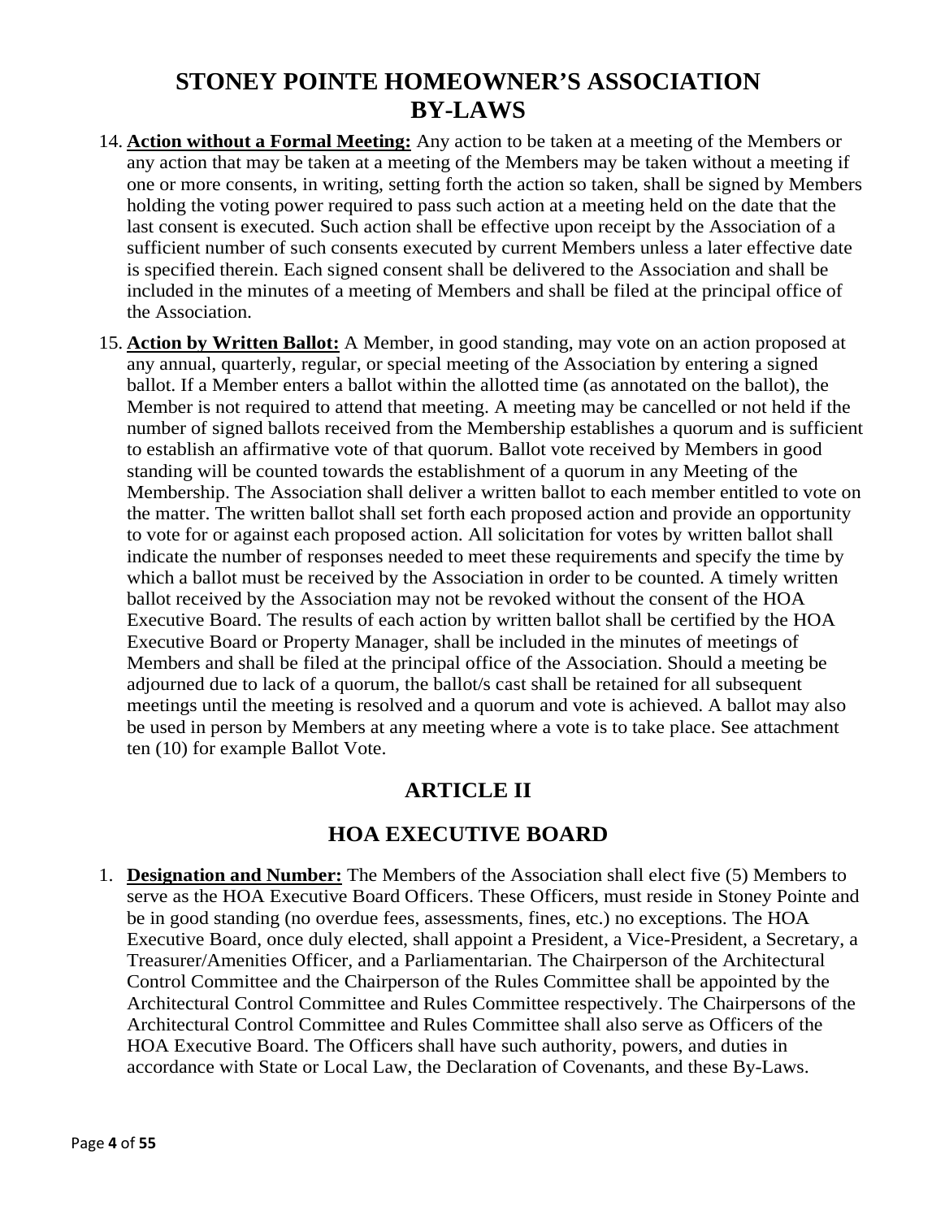# STONEY POINTE HOMEOWNER'S ASSOCIATION BY-LAWS

14. **Action without a Formal Meeting:** Any action to be taken at a meeting of the Members or any action that may be taken at a meeting of the Members may be taken without a meeting if one or more consents, in writing, setting forth the action so taken, shall be signed by Members holding the voting power required to pass such action at a meeting held on the date that the last consent is executed. Such action shall be effective upon receipt by the Association of a sufficient number of such consents executed by current Members unless a later effective date is specified therein. Each signed consent shall be delivered to the Association and shall be included in the minutes of a meeting of Members and shall be filed at the principal office of the Association.

15. **Action by Written Ballot:** A Member, in good standing, may vote on an action proposed at any annual, quarterly, regular, or special meeting of the Association by entering a signed ballot. If a Member enters a ballot within the allotted time (as annotated on the ballot), the Member is not required to attend that meeting. A meeting may be cancelled or not held if the number of signed ballots received from the Membership establishes a quorum and is sufficient to establish an affirmative vote of that quorum. Ballot vote received by Members in good standing will be counted towards the establishment of a quorum in any Meeting of the Membership. The Association shall deliver a written ballot to each member entitled to vote on the matter. The written ballot shall set forth each proposed action and provide an opportunity to vote for or against each proposed action. All solicitation for votes by written ballot shall indicate the number of responses needed to meet these requirements and specify the time by which a ballot must be received by the Association in order to be counted. A timely written ballot received by the Association may not be revoked without the consent of the HOA Executive Board. The results of each action by written ballot shall be certified by the HOA Executive Board or Property Manager, shall be included in the minutes of meetings of Members and shall be filed at the principal office of the Association. Should a meeting be adjourned due to lack of a quorum, the ballot/s cast shall be retained for all subsequent meetings until the meeting is resolved and a quorum and vote is achieved. A ballot may also be used in person by Members at any meeting where a vote is to take place. See attachment ten (10) for example Ballot Vote.

## ARTICLE II

## HOA EXECUTIVE BOARD

1. **Designation and Number:** The Members of the Association shall elect five (5) Members to serve as the HOA Executive Board Officers. These Officers, must reside in Stoney Pointe and be in good standing (no overdue fees, assessments, fines, etc.) no exceptions. The HOA Executive Board, once duly elected, shall appoint a President, a Vice-President, a Secretary, a Treasurer/Amenities Officer, and a Parliamentarian. The Chairperson of the Architectural Control Committee and the Chairperson of the Rules Committee shall be appointed by the Architectural Control Committee and Rules Committee respectively. The Chairpersons of the Architectural Control Committee and Rules Committee shall also serve as Officers of the HOA Executive Board. The Officers shall have such authority, powers, and duties in accordance with State or Local Law, the Declaration of Covenants, and these By-Laws.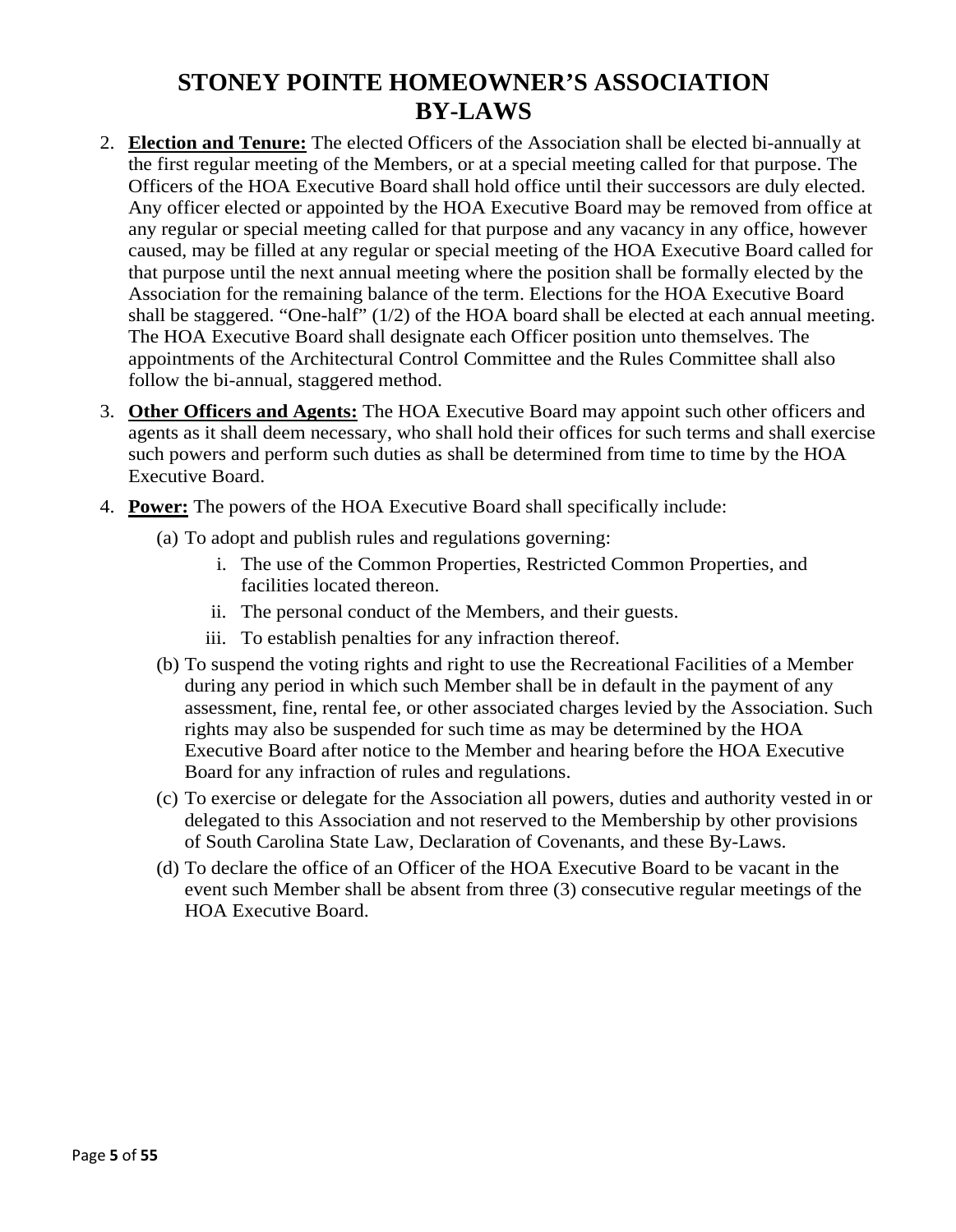# STONEY POINTE HOMEOWNER'S ASSOCIATION BY-LAWS

2. **Election and Tenure:** The elected Officers of the Association shall be elected bi-annually at the first regular meeting of the Members, or at a special meeting called for that purpose. The Officers of the HOA Executive Board shall hold office until their successors are duly elected. Any officer elected or appointed by the HOA Executive Board may be removed from office at any regular or special meeting called for that purpose and any vacancy in any office, however caused, may be filled at any regular or special meeting of the HOA Executive Board called for that purpose until the next annual meeting where the position shall be formally elected by the Association for the remaining balance of the term. Elections for the HOA Executive Board shall be staggered. "One-half" (1/2) of the HOA board shall be elected at each annual meeting. The HOA Executive Board shall designate each Officer position unto themselves. The appointments of the Architectural Control Committee and the Rules Committee shall also follow the bi-annual, staggered method.

3. **Other Officers and Agents:** The HOA Executive Board may appoint such other officers and agents as it shall deem necessary, who shall hold their offices for such terms and shall exercise such powers and perform such duties as shall be determined from time to time by the HOA Executive Board.

4. **Power:** The powers of the HOA Executive Board shall specifically include:

   (a) To adopt and publish rules and regulations governing:

      i. The use of the Common Properties, Restricted Common Properties, and facilities located thereon.

      ii. The personal conduct of the Members, and their guests.

      iii. To establish penalties for any infraction thereof.

   (b) To suspend the voting rights and right to use the Recreational Facilities of a Member during any period in which such Member shall be in default in the payment of any assessment, fine, rental fee, or other associated charges levied by the Association. Such rights may also be suspended for such time as may be determined by the HOA Executive Board after notice to the Member and hearing before the HOA Executive Board for any infraction of rules and regulations.

   (c) To exercise or delegate for the Association all powers, duties and authority vested in or delegated to this Association and not reserved to the Membership by other provisions of South Carolina State Law, Declaration of Covenants, and these By-Laws.

   (d) To declare the office of an Officer of the HOA Executive Board to be vacant in the event such Member shall be absent from three (3) consecutive regular meetings of the HOA Executive Board.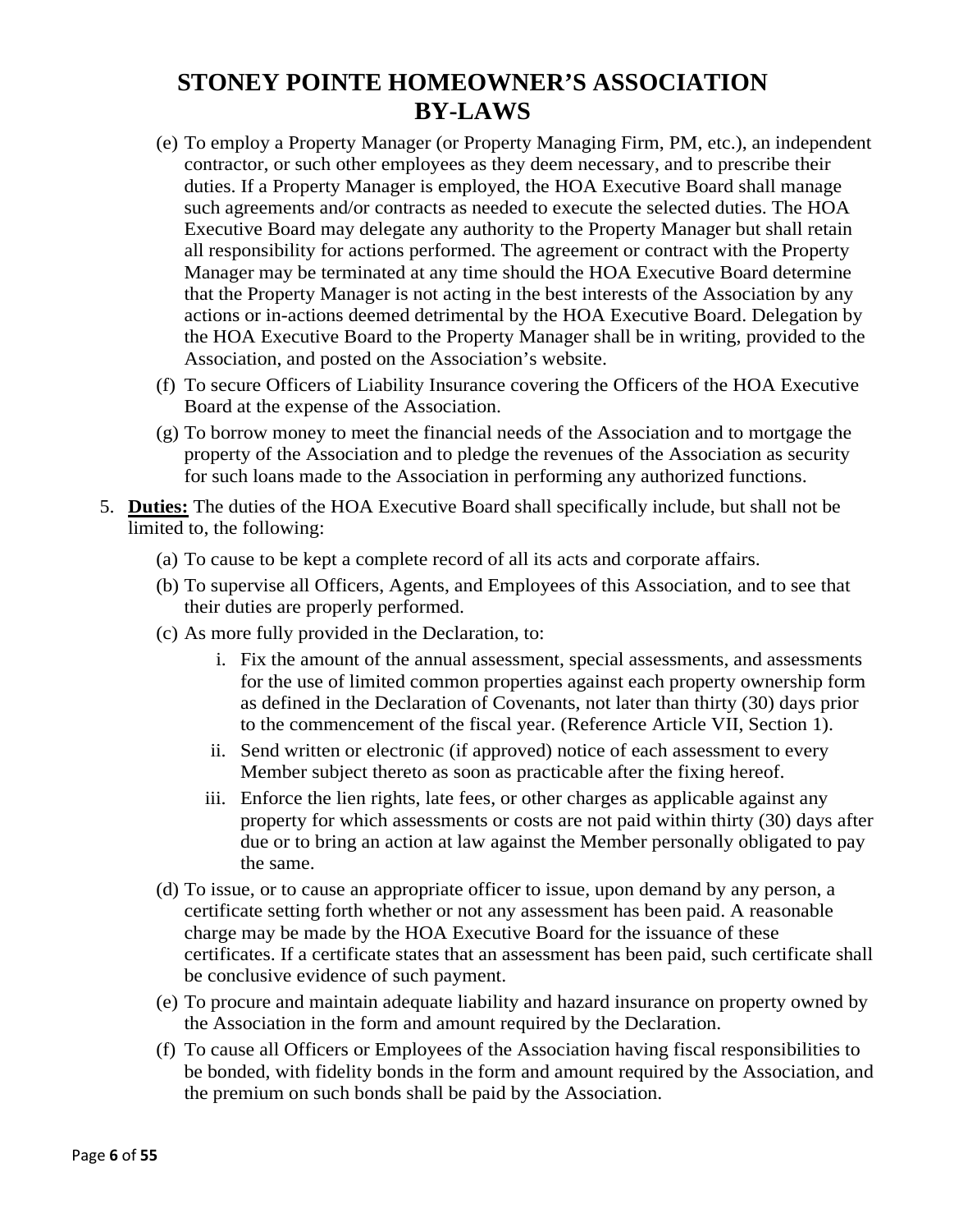(e) To employ a Property Manager (or Property Managing Firm, PM, etc.), an independent contractor, or such other employees as they deem necessary, and to prescribe their duties. If a Property Manager is employed, the HOA Executive Board shall manage such agreements and/or contracts as needed to execute the selected duties. The HOA Executive Board may delegate any authority to the Property Manager but shall retain all responsibility for actions performed. The agreement or contract with the Property Manager may be terminated at any time should the HOA Executive Board determine that the Property Manager is not acting in the best interests of the Association by any actions or in-actions deemed detrimental by the HOA Executive Board. Delegation by the HOA Executive Board to the Property Manager shall be in writing, provided to the Association, and posted on the Association's website.

(f) To secure Officers of Liability Insurance covering the Officers of the HOA Executive Board at the expense of the Association.

(g) To borrow money to meet the financial needs of the Association and to mortgage the property of the Association and to pledge the revenues of the Association as security for such loans made to the Association in performing any authorized functions.

5. **Duties:** The duties of the HOA Executive Board shall specifically include, but shall not be limited to, the following:

(a) To cause to be kept a complete record of all its acts and corporate affairs.

(b) To supervise all Officers, Agents, and Employees of this Association, and to see that their duties are properly performed.

(c) As more fully provided in the Declaration, to:

i. Fix the amount of the annual assessment, special assessments, and assessments for the use of limited common properties against each property ownership form as defined in the Declaration of Covenants, not later than thirty (30) days prior to the commencement of the fiscal year. (Reference Article VII, Section 1).

ii. Send written or electronic (if approved) notice of each assessment to every Member subject thereto as soon as practicable after the fixing hereof.

iii. Enforce the lien rights, late fees, or other charges as applicable against any property for which assessments or costs are not paid within thirty (30) days after due or to bring an action at law against the Member personally obligated to pay the same.

(d) To issue, or to cause an appropriate officer to issue, upon demand by any person, a certificate setting forth whether or not any assessment has been paid. A reasonable charge may be made by the HOA Executive Board for the issuance of these certificates. If a certificate states that an assessment has been paid, such certificate shall be conclusive evidence of such payment.

(e) To procure and maintain adequate liability and hazard insurance on property owned by the Association in the form and amount required by the Declaration.

(f) To cause all Officers or Employees of the Association having fiscal responsibilities to be bonded, with fidelity bonds in the form and amount required by the Association, and the premium on such bonds shall be paid by the Association.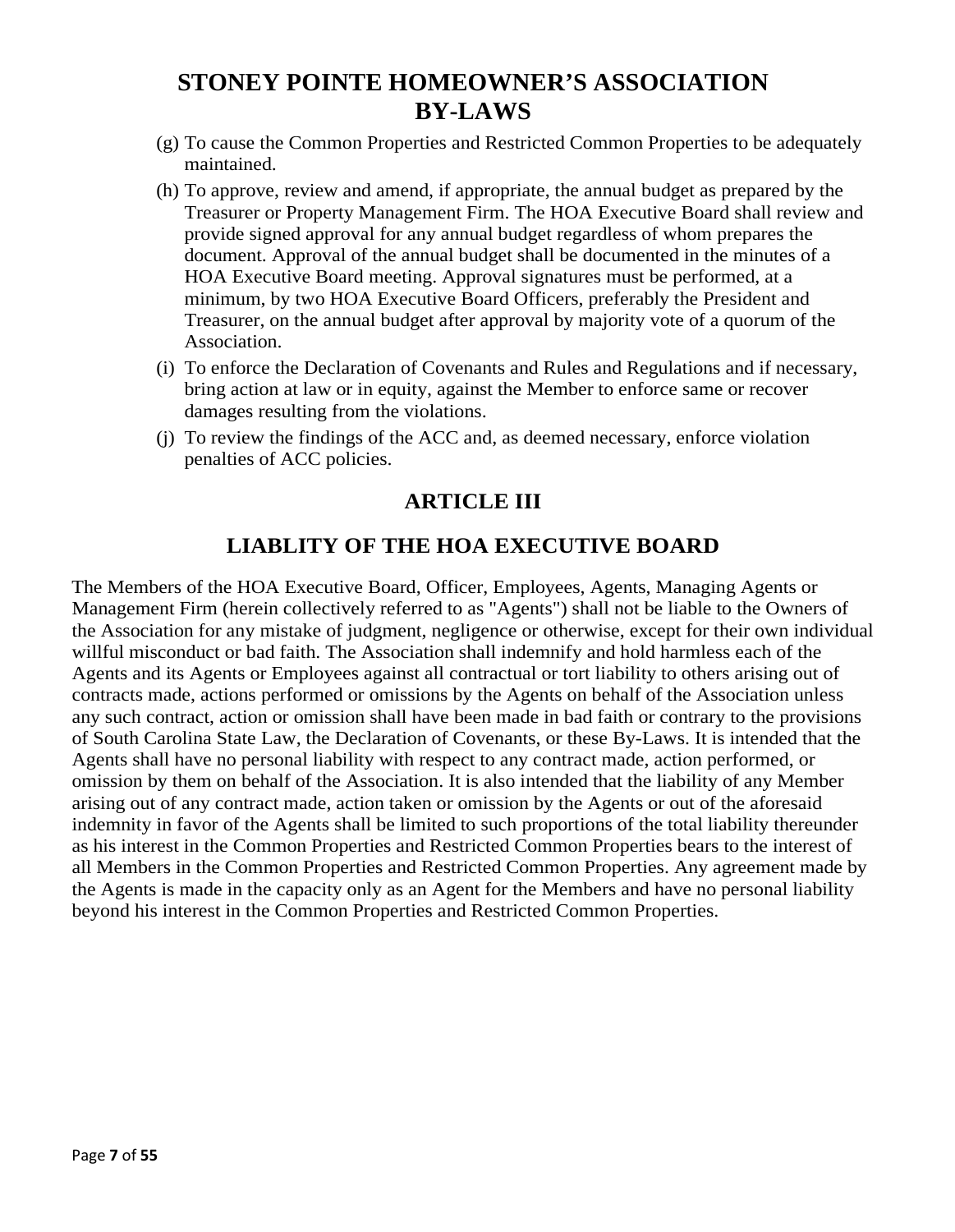(g) To cause the Common Properties and Restricted Common Properties to be adequately maintained.

(h) To approve, review and amend, if appropriate, the annual budget as prepared by the Treasurer or Property Management Firm. The HOA Executive Board shall review and provide signed approval for any annual budget regardless of whom prepares the document. Approval of the annual budget shall be documented in the minutes of a HOA Executive Board meeting. Approval signatures must be performed, at a minimum, by two HOA Executive Board Officers, preferably the President and Treasurer, on the annual budget after approval by majority vote of a quorum of the Association.

(i) To enforce the Declaration of Covenants and Rules and Regulations and if necessary, bring action at law or in equity, against the Member to enforce same or recover damages resulting from the violations.

(j) To review the findings of the ACC and, as deemed necessary, enforce violation penalties of ACC policies.

## ARTICLE III

## LIABLITY OF THE HOA EXECUTIVE BOARD

The Members of the HOA Executive Board, Officer, Employees, Agents, Managing Agents or Management Firm (herein collectively referred to as "Agents") shall not be liable to the Owners of the Association for any mistake of judgment, negligence or otherwise, except for their own individual willful misconduct or bad faith. The Association shall indemnify and hold harmless each of the Agents and its Agents or Employees against all contractual or tort liability to others arising out of contracts made, actions performed or omissions by the Agents on behalf of the Association unless any such contract, action or omission shall have been made in bad faith or contrary to the provisions of South Carolina State Law, the Declaration of Covenants, or these By-Laws. It is intended that the Agents shall have no personal liability with respect to any contract made, action performed, or omission by them on behalf of the Association. It is also intended that the liability of any Member arising out of any contract made, action taken or omission by the Agents or out of the aforesaid indemnity in favor of the Agents shall be limited to such proportions of the total liability thereunder as his interest in the Common Properties and Restricted Common Properties bears to the interest of all Members in the Common Properties and Restricted Common Properties. Any agreement made by the Agents is made in the capacity only as an Agent for the Members and have no personal liability beyond his interest in the Common Properties and Restricted Common Properties.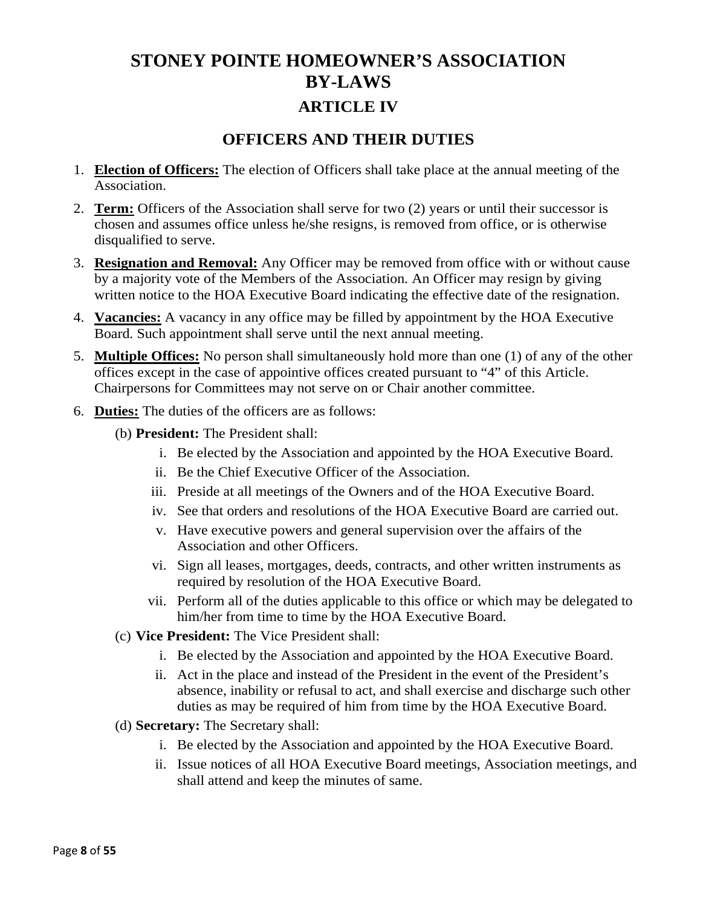# STONEY POINTE HOMEOWNER'S ASSOCIATION BY-LAWS

## ARTICLE IV

## OFFICERS AND THEIR DUTIES

1. **Election of Officers:** The election of Officers shall take place at the annual meeting of the Association.
2. **Term:** Officers of the Association shall serve for two (2) years or until their successor is chosen and assumes office unless he/she resigns, is removed from office, or is otherwise disqualified to serve.
3. **Resignation and Removal:** Any Officer may be removed from office with or without cause by a majority vote of the Members of the Association. An Officer may resign by giving written notice to the HOA Executive Board indicating the effective date of the resignation.
4. **Vacancies:** A vacancy in any office may be filled by appointment by the HOA Executive Board. Such appointment shall serve until the next annual meeting.
5. **Multiple Offices:** No person shall simultaneously hold more than one (1) of any of the other offices except in the case of appointive offices created pursuant to "4" of this Article. Chairpersons for Committees may not serve on or Chair another committee.
6. **Duties:** The duties of the officers are as follows:

   (b) **President:** The President shall:

   i. Be elected by the Association and appointed by the HOA Executive Board.
   ii. Be the Chief Executive Officer of the Association.
   iii. Preside at all meetings of the Owners and of the HOA Executive Board.
   iv. See that orders and resolutions of the HOA Executive Board are carried out.
   v. Have executive powers and general supervision over the affairs of the Association and other Officers.
   vi. Sign all leases, mortgages, deeds, contracts, and other written instruments as required by resolution of the HOA Executive Board.
   vii. Perform all of the duties applicable to this office or which may be delegated to him/her from time to time by the HOA Executive Board.

   (c) **Vice President:** The Vice President shall:

   i. Be elected by the Association and appointed by the HOA Executive Board.
   ii. Act in the place and instead of the President in the event of the President's absence, inability or refusal to act, and shall exercise and discharge such other duties as may be required of him from time by the HOA Executive Board.

   (d) **Secretary:** The Secretary shall:

   i. Be elected by the Association and appointed by the HOA Executive Board.
   ii. Issue notices of all HOA Executive Board meetings, Association meetings, and shall attend and keep the minutes of same.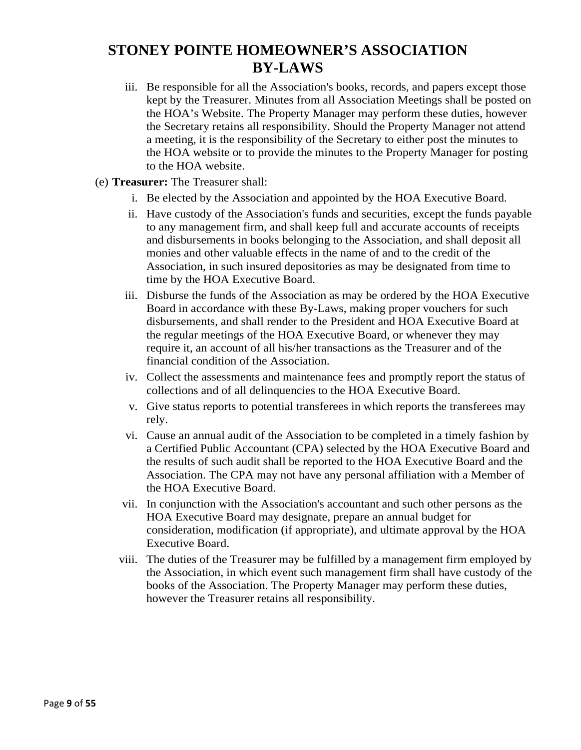iii. Be responsible for all the Association's books, records, and papers except those kept by the Treasurer. Minutes from all Association Meetings shall be posted on the HOA's Website. The Property Manager may perform these duties, however the Secretary retains all responsibility. Should the Property Manager not attend a meeting, it is the responsibility of the Secretary to either post the minutes to the HOA website or to provide the minutes to the Property Manager for posting to the HOA website.

(e) **Treasurer:** The Treasurer shall:

i. Be elected by the Association and appointed by the HOA Executive Board.

ii. Have custody of the Association's funds and securities, except the funds payable to any management firm, and shall keep full and accurate accounts of receipts and disbursements in books belonging to the Association, and shall deposit all monies and other valuable effects in the name of and to the credit of the Association, in such insured depositories as may be designated from time to time by the HOA Executive Board.

iii. Disburse the funds of the Association as may be ordered by the HOA Executive Board in accordance with these By-Laws, making proper vouchers for such disbursements, and shall render to the President and HOA Executive Board at the regular meetings of the HOA Executive Board, or whenever they may require it, an account of all his/her transactions as the Treasurer and of the financial condition of the Association.

iv. Collect the assessments and maintenance fees and promptly report the status of collections and of all delinquencies to the HOA Executive Board.

v. Give status reports to potential transferees in which reports the transferees may rely.

vi. Cause an annual audit of the Association to be completed in a timely fashion by a Certified Public Accountant (CPA) selected by the HOA Executive Board and the results of such audit shall be reported to the HOA Executive Board and the Association. The CPA may not have any personal affiliation with a Member of the HOA Executive Board.

vii. In conjunction with the Association's accountant and such other persons as the HOA Executive Board may designate, prepare an annual budget for consideration, modification (if appropriate), and ultimate approval by the HOA Executive Board.

viii. The duties of the Treasurer may be fulfilled by a management firm employed by the Association, in which event such management firm shall have custody of the books of the Association. The Property Manager may perform these duties, however the Treasurer retains all responsibility.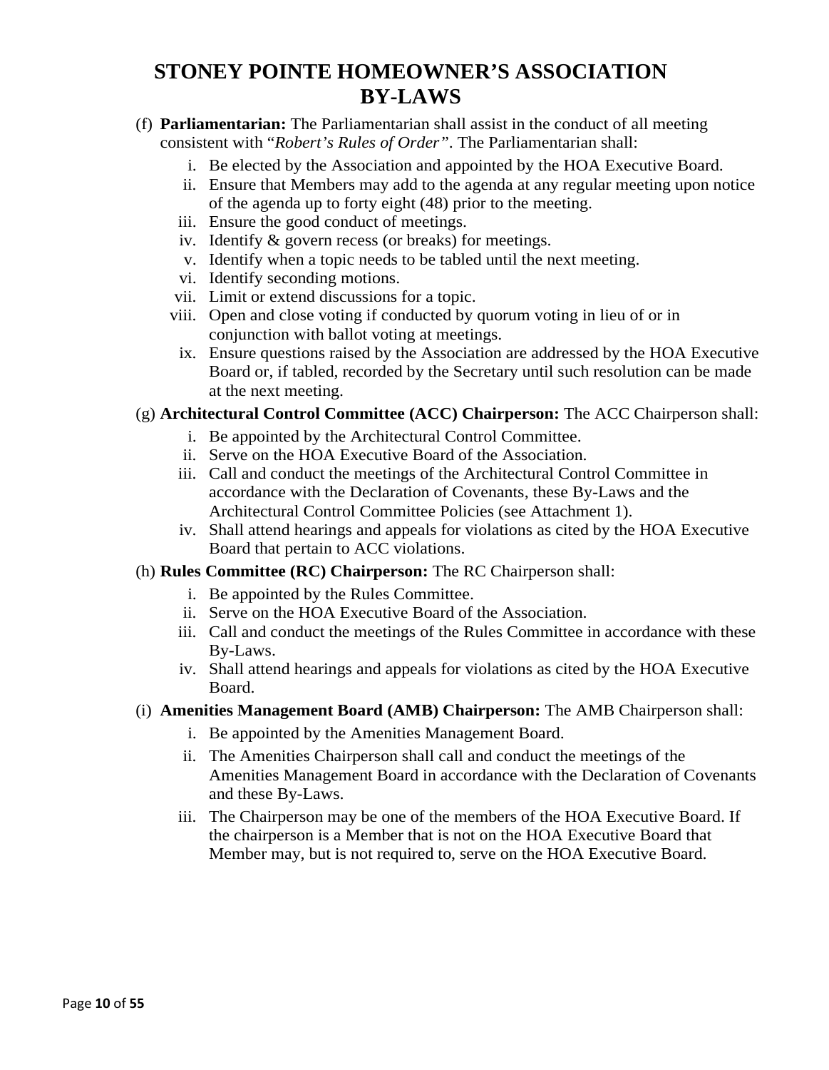(f) **Parliamentarian:** The Parliamentarian shall assist in the conduct of all meeting consistent with "*Robert's Rules of Order".* The Parliamentarian shall:

   i. Be elected by the Association and appointed by the HOA Executive Board.
   ii. Ensure that Members may add to the agenda at any regular meeting upon notice of the agenda up to forty eight (48) prior to the meeting.
   iii. Ensure the good conduct of meetings.
   iv. Identify & govern recess (or breaks) for meetings.
   v. Identify when a topic needs to be tabled until the next meeting.
   vi. Identify seconding motions.
   vii. Limit or extend discussions for a topic.
   viii. Open and close voting if conducted by quorum voting in lieu of or in conjunction with ballot voting at meetings.
   ix. Ensure questions raised by the Association are addressed by the HOA Executive Board or, if tabled, recorded by the Secretary until such resolution can be made at the next meeting.

(g) **Architectural Control Committee (ACC) Chairperson:** The ACC Chairperson shall:

   i. Be appointed by the Architectural Control Committee.
   ii. Serve on the HOA Executive Board of the Association.
   iii. Call and conduct the meetings of the Architectural Control Committee in accordance with the Declaration of Covenants, these By-Laws and the Architectural Control Committee Policies (see Attachment 1).
   iv. Shall attend hearings and appeals for violations as cited by the HOA Executive Board that pertain to ACC violations.

(h) **Rules Committee (RC) Chairperson:** The RC Chairperson shall:

   i. Be appointed by the Rules Committee.
   ii. Serve on the HOA Executive Board of the Association.
   iii. Call and conduct the meetings of the Rules Committee in accordance with these By-Laws.
   iv. Shall attend hearings and appeals for violations as cited by the HOA Executive Board.

(i) **Amenities Management Board (AMB) Chairperson:** The AMB Chairperson shall:

   i. Be appointed by the Amenities Management Board.
   ii. The Amenities Chairperson shall call and conduct the meetings of the Amenities Management Board in accordance with the Declaration of Covenants and these By-Laws.
   iii. The Chairperson may be one of the members of the HOA Executive Board. If the chairperson is a Member that is not on the HOA Executive Board that Member may, but is not required to, serve on the HOA Executive Board.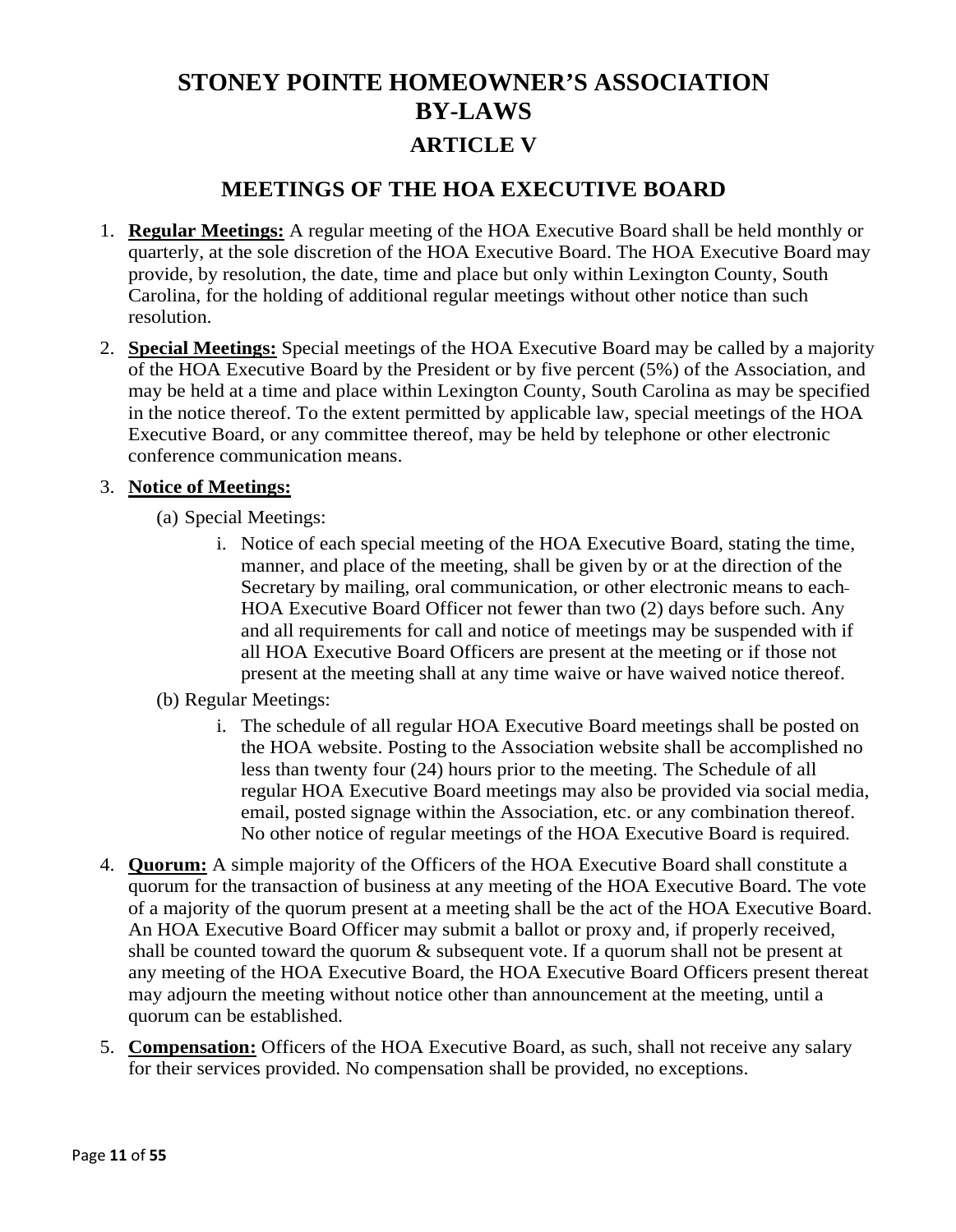# STONEY POINTE HOMEOWNER'S ASSOCIATION BY-LAWS

## ARTICLE V

## MEETINGS OF THE HOA EXECUTIVE BOARD

1. **Regular Meetings:** A regular meeting of the HOA Executive Board shall be held monthly or quarterly, at the sole discretion of the HOA Executive Board. The HOA Executive Board may provide, by resolution, the date, time and place but only within Lexington County, South Carolina, for the holding of additional regular meetings without other notice than such resolution.

2. **Special Meetings:** Special meetings of the HOA Executive Board may be called by a majority of the HOA Executive Board by the President or by five percent (5%) of the Association, and may be held at a time and place within Lexington County, South Carolina as may be specified in the notice thereof. To the extent permitted by applicable law, special meetings of the HOA Executive Board, or any committee thereof, may be held by telephone or other electronic conference communication means.

3. **Notice of Meetings:**

   (a) Special Meetings:

   i. Notice of each special meeting of the HOA Executive Board, stating the time, manner, and place of the meeting, shall be given by or at the direction of the Secretary by mailing, oral communication, or other electronic means to each HOA Executive Board Officer not fewer than two (2) days before such. Any and all requirements for call and notice of meetings may be suspended with if all HOA Executive Board Officers are present at the meeting or if those not present at the meeting shall at any time waive or have waived notice thereof.

   (b) Regular Meetings:

   i. The schedule of all regular HOA Executive Board meetings shall be posted on the HOA website. Posting to the Association website shall be accomplished no less than twenty four (24) hours prior to the meeting. The Schedule of all regular HOA Executive Board meetings may also be provided via social media, email, posted signage within the Association, etc. or any combination thereof. No other notice of regular meetings of the HOA Executive Board is required.

4. **Quorum:** A simple majority of the Officers of the HOA Executive Board shall constitute a quorum for the transaction of business at any meeting of the HOA Executive Board. The vote of a majority of the quorum present at a meeting shall be the act of the HOA Executive Board. An HOA Executive Board Officer may submit a ballot or proxy and, if properly received, shall be counted toward the quorum & subsequent vote. If a quorum shall not be present at any meeting of the HOA Executive Board, the HOA Executive Board Officers present thereat may adjourn the meeting without notice other than announcement at the meeting, until a quorum can be established.

5. **Compensation:** Officers of the HOA Executive Board, as such, shall not receive any salary for their services provided. No compensation shall be provided, no exceptions.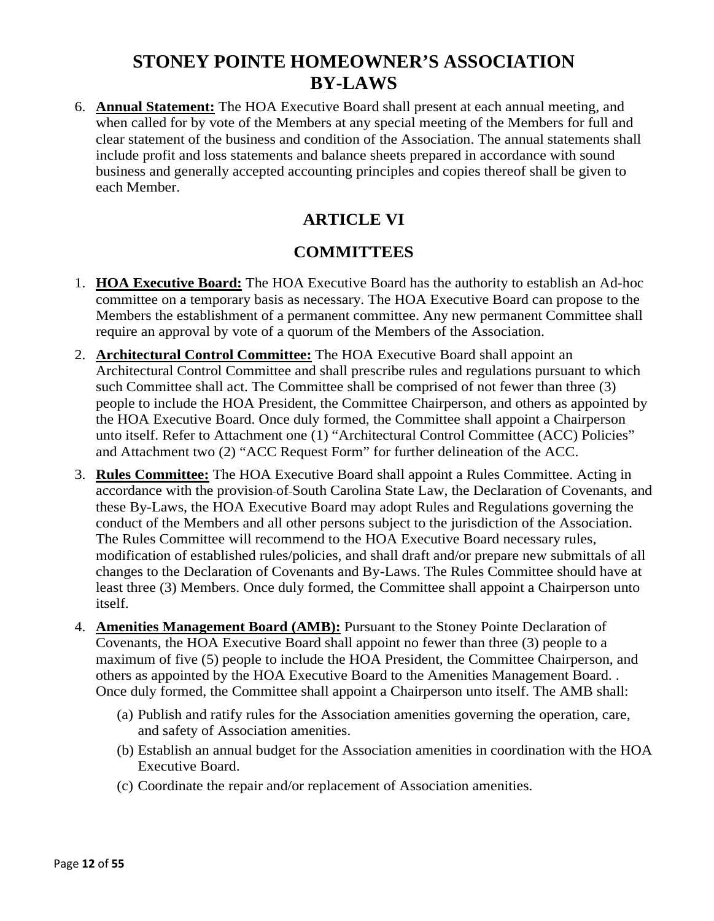# STONEY POINTE HOMEOWNER'S ASSOCIATION BY-LAWS

6. **Annual Statement:** The HOA Executive Board shall present at each annual meeting, and when called for by vote of the Members at any special meeting of the Members for full and clear statement of the business and condition of the Association. The annual statements shall include profit and loss statements and balance sheets prepared in accordance with sound business and generally accepted accounting principles and copies thereof shall be given to each Member.

## ARTICLE VI

## COMMITTEES

1. **HOA Executive Board:** The HOA Executive Board has the authority to establish an Ad-hoc committee on a temporary basis as necessary. The HOA Executive Board can propose to the Members the establishment of a permanent committee. Any new permanent Committee shall require an approval by vote of a quorum of the Members of the Association.

2. **Architectural Control Committee:** The HOA Executive Board shall appoint an Architectural Control Committee and shall prescribe rules and regulations pursuant to which such Committee shall act. The Committee shall be comprised of not fewer than three (3) people to include the HOA President, the Committee Chairperson, and others as appointed by the HOA Executive Board. Once duly formed, the Committee shall appoint a Chairperson unto itself. Refer to Attachment one (1) "Architectural Control Committee (ACC) Policies" and Attachment two (2) "ACC Request Form" for further delineation of the ACC.

3. **Rules Committee:** The HOA Executive Board shall appoint a Rules Committee. Acting in accordance with the provision-of-South Carolina State Law, the Declaration of Covenants, and these By-Laws, the HOA Executive Board may adopt Rules and Regulations governing the conduct of the Members and all other persons subject to the jurisdiction of the Association. The Rules Committee will recommend to the HOA Executive Board necessary rules, modification of established rules/policies, and shall draft and/or prepare new submittals of all changes to the Declaration of Covenants and By-Laws. The Rules Committee should have at least three (3) Members. Once duly formed, the Committee shall appoint a Chairperson unto itself.

4. **Amenities Management Board (AMB):** Pursuant to the Stoney Pointe Declaration of Covenants, the HOA Executive Board shall appoint no fewer than three (3) people to a maximum of five (5) people to include the HOA President, the Committee Chairperson, and others as appointed by the HOA Executive Board to the Amenities Management Board. . Once duly formed, the Committee shall appoint a Chairperson unto itself. The AMB shall:

   (a) Publish and ratify rules for the Association amenities governing the operation, care, and safety of Association amenities.

   (b) Establish an annual budget for the Association amenities in coordination with the HOA Executive Board.

   (c) Coordinate the repair and/or replacement of Association amenities.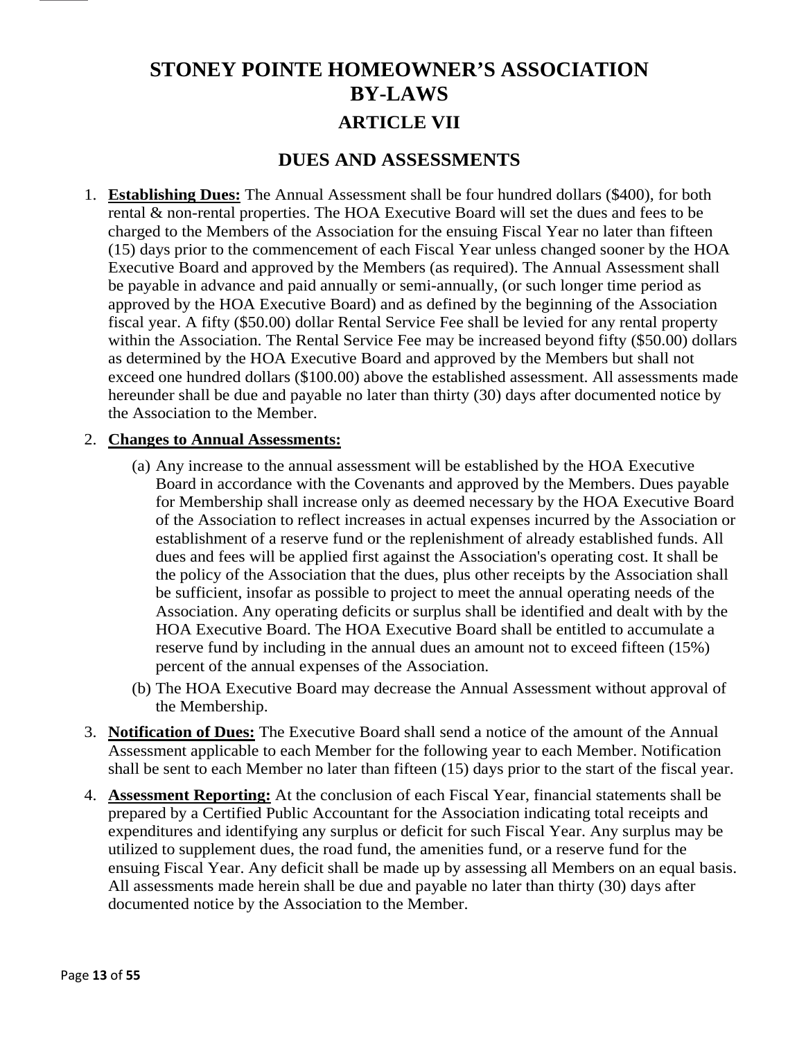# STONEY POINTE HOMEOWNER'S ASSOCIATION BY-LAWS

## ARTICLE VII

## DUES AND ASSESSMENTS

1. **Establishing Dues:** The Annual Assessment shall be four hundred dollars ($400), for both rental & non-rental properties. The HOA Executive Board will set the dues and fees to be charged to the Members of the Association for the ensuing Fiscal Year no later than fifteen (15) days prior to the commencement of each Fiscal Year unless changed sooner by the HOA Executive Board and approved by the Members (as required). The Annual Assessment shall be payable in advance and paid annually or semi-annually, (or such longer time period as approved by the HOA Executive Board) and as defined by the beginning of the Association fiscal year. A fifty ($50.00) dollar Rental Service Fee shall be levied for any rental property within the Association. The Rental Service Fee may be increased beyond fifty ($50.00) dollars as determined by the HOA Executive Board and approved by the Members but shall not exceed one hundred dollars ($100.00) above the established assessment. All assessments made hereunder shall be due and payable no later than thirty (30) days after documented notice by the Association to the Member.

2. **Changes to Annual Assessments:**
   (a) Any increase to the annual assessment will be established by the HOA Executive Board in accordance with the Covenants and approved by the Members. Dues payable for Membership shall increase only as deemed necessary by the HOA Executive Board of the Association to reflect increases in actual expenses incurred by the Association or establishment of a reserve fund or the replenishment of already established funds. All dues and fees will be applied first against the Association's operating cost. It shall be the policy of the Association that the dues, plus other receipts by the Association shall be sufficient, insofar as possible to project to meet the annual operating needs of the Association. Any operating deficits or surplus shall be identified and dealt with by the HOA Executive Board. The HOA Executive Board shall be entitled to accumulate a reserve fund by including in the annual dues an amount not to exceed fifteen (15%) percent of the annual expenses of the Association.
   (b) The HOA Executive Board may decrease the Annual Assessment without approval of the Membership.

3. **Notification of Dues:** The Executive Board shall send a notice of the amount of the Annual Assessment applicable to each Member for the following year to each Member. Notification shall be sent to each Member no later than fifteen (15) days prior to the start of the fiscal year.

4. **Assessment Reporting:** At the conclusion of each Fiscal Year, financial statements shall be prepared by a Certified Public Accountant for the Association indicating total receipts and expenditures and identifying any surplus or deficit for such Fiscal Year. Any surplus may be utilized to supplement dues, the road fund, the amenities fund, or a reserve fund for the ensuing Fiscal Year. Any deficit shall be made up by assessing all Members on an equal basis. All assessments made herein shall be due and payable no later than thirty (30) days after documented notice by the Association to the Member.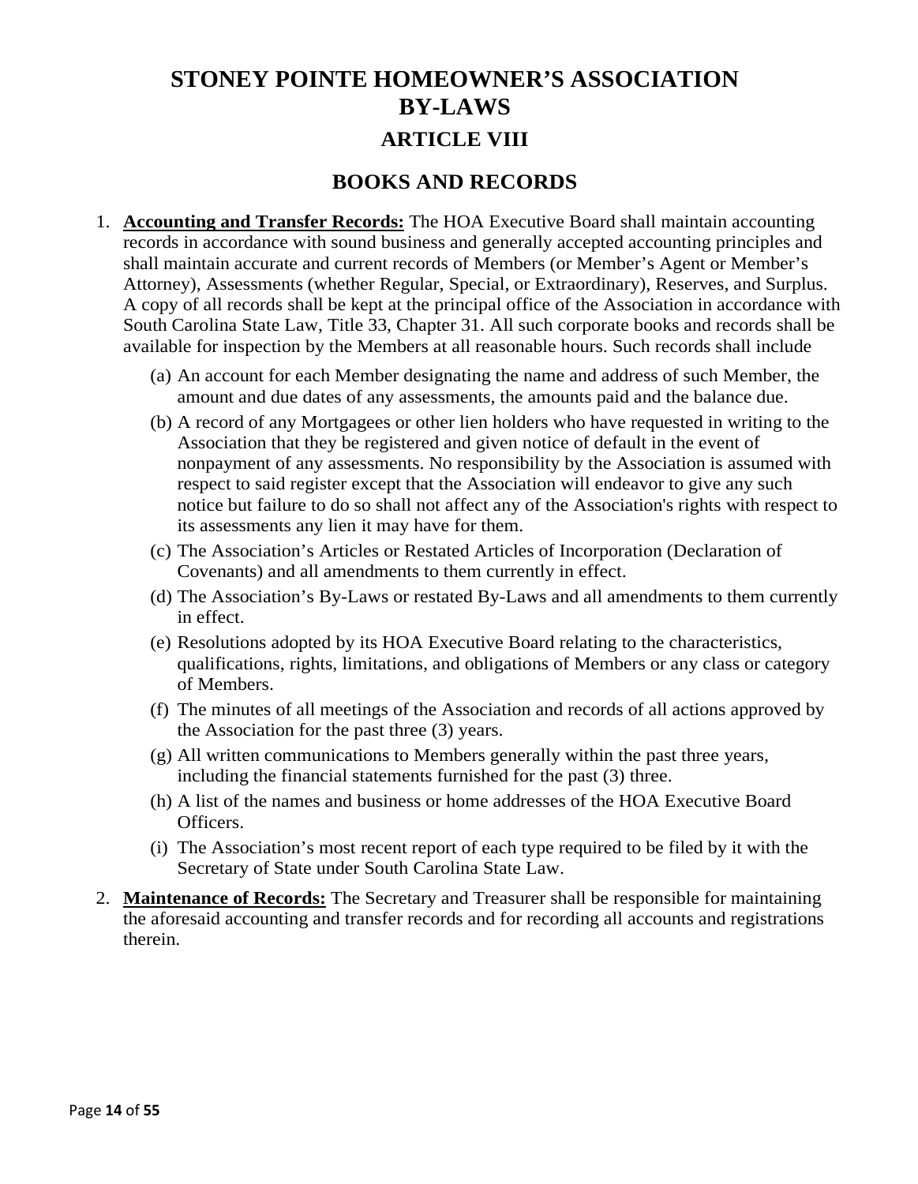# STONEY POINTE HOMEOWNER'S ASSOCIATION BY-LAWS

## ARTICLE VIII

## BOOKS AND RECORDS

1. **<u>Accounting and Transfer Records:</u>** The HOA Executive Board shall maintain accounting records in accordance with sound business and generally accepted accounting principles and shall maintain accurate and current records of Members (or Member's Agent or Member's Attorney), Assessments (whether Regular, Special, or Extraordinary), Reserves, and Surplus. A copy of all records shall be kept at the principal office of the Association in accordance with South Carolina State Law, Title 33, Chapter 31. All such corporate books and records shall be available for inspection by the Members at all reasonable hours. Such records shall include
   - (a) An account for each Member designating the name and address of such Member, the amount and due dates of any assessments, the amounts paid and the balance due.
   - (b) A record of any Mortgagees or other lien holders who have requested in writing to the Association that they be registered and given notice of default in the event of nonpayment of any assessments. No responsibility by the Association is assumed with respect to said register except that the Association will endeavor to give any such notice but failure to do so shall not affect any of the Association's rights with respect to its assessments any lien it may have for them.
   - (c) The Association's Articles or Restated Articles of Incorporation (Declaration of Covenants) and all amendments to them currently in effect.
   - (d) The Association's By-Laws or restated By-Laws and all amendments to them currently in effect.
   - (e) Resolutions adopted by its HOA Executive Board relating to the characteristics, qualifications, rights, limitations, and obligations of Members or any class or category of Members.
   - (f) The minutes of all meetings of the Association and records of all actions approved by the Association for the past three (3) years.
   - (g) All written communications to Members generally within the past three years, including the financial statements furnished for the past (3) three.
   - (h) A list of the names and business or home addresses of the HOA Executive Board Officers.
   - (i) The Association's most recent report of each type required to be filed by it with the Secretary of State under South Carolina State Law.
2. **<u>Maintenance of Records:</u>** The Secretary and Treasurer shall be responsible for maintaining the aforesaid accounting and transfer records and for recording all accounts and registrations therein.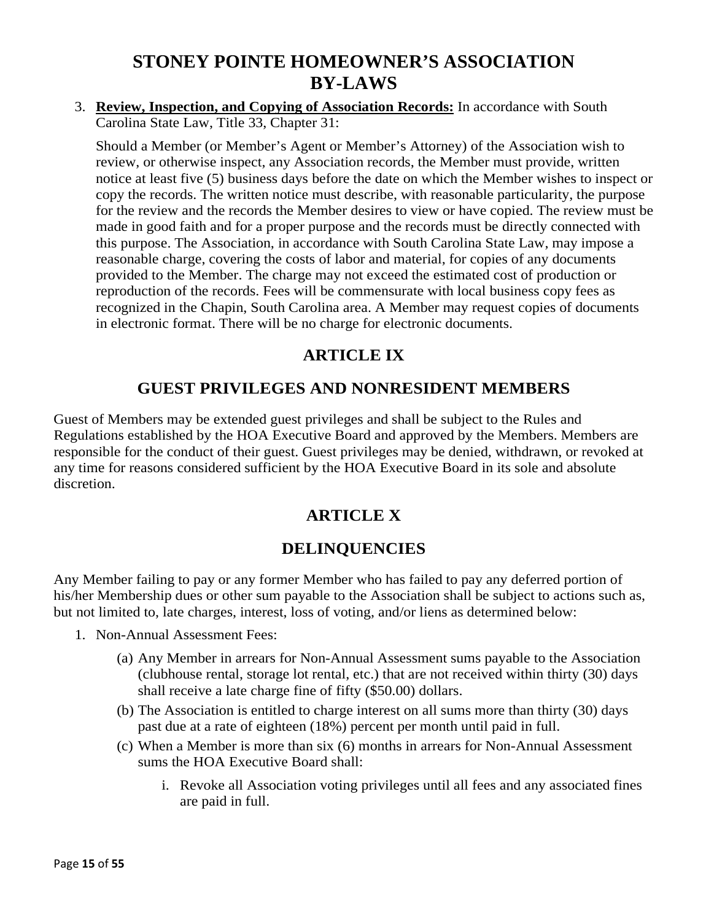# STONEY POINTE HOMEOWNER'S ASSOCIATION BY-LAWS

3. **Review, Inspection, and Copying of Association Records:** In accordance with South Carolina State Law, Title 33, Chapter 31:

   Should a Member (or Member's Agent or Member's Attorney) of the Association wish to review, or otherwise inspect, any Association records, the Member must provide, written notice at least five (5) business days before the date on which the Member wishes to inspect or copy the records. The written notice must describe, with reasonable particularity, the purpose for the review and the records the Member desires to view or have copied. The review must be made in good faith and for a proper purpose and the records must be directly connected with this purpose. The Association, in accordance with South Carolina State Law, may impose a reasonable charge, covering the costs of labor and material, for copies of any documents provided to the Member. The charge may not exceed the estimated cost of production or reproduction of the records. Fees will be commensurate with local business copy fees as recognized in the Chapin, South Carolina area. A Member may request copies of documents in electronic format. There will be no charge for electronic documents.

## ARTICLE IX

## GUEST PRIVILEGES AND NONRESIDENT MEMBERS

Guest of Members may be extended guest privileges and shall be subject to the Rules and Regulations established by the HOA Executive Board and approved by the Members. Members are responsible for the conduct of their guest. Guest privileges may be denied, withdrawn, or revoked at any time for reasons considered sufficient by the HOA Executive Board in its sole and absolute discretion.

## ARTICLE X

## DELINQUENCIES

Any Member failing to pay or any former Member who has failed to pay any deferred portion of his/her Membership dues or other sum payable to the Association shall be subject to actions such as, but not limited to, late charges, interest, loss of voting, and/or liens as determined below:

1. Non-Annual Assessment Fees:
   - (a) Any Member in arrears for Non-Annual Assessment sums payable to the Association (clubhouse rental, storage lot rental, etc.) that are not received within thirty (30) days shall receive a late charge fine of fifty ($50.00) dollars.
   - (b) The Association is entitled to charge interest on all sums more than thirty (30) days past due at a rate of eighteen (18%) percent per month until paid in full.
   - (c) When a Member is more than six (6) months in arrears for Non-Annual Assessment sums the HOA Executive Board shall:
     - i. Revoke all Association voting privileges until all fees and any associated fines are paid in full.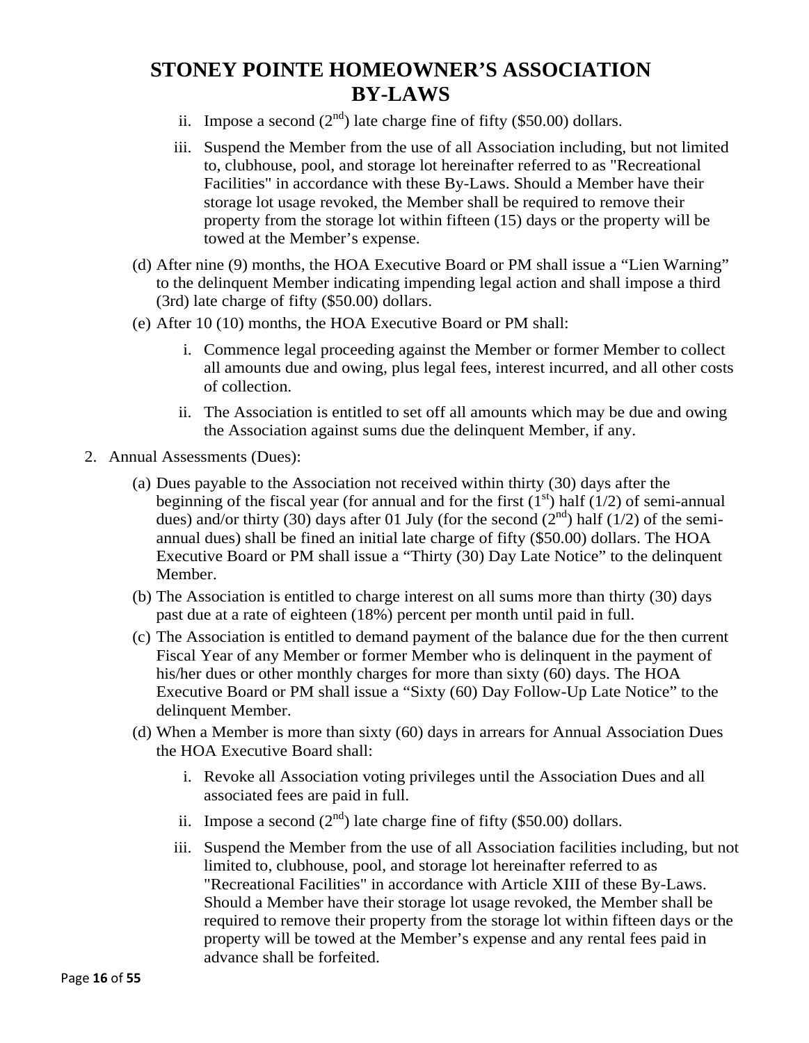ii. Impose a second (2nd) late charge fine of fifty ($50.00) dollars.

iii. Suspend the Member from the use of all Association including, but not limited to, clubhouse, pool, and storage lot hereinafter referred to as "Recreational Facilities" in accordance with these By-Laws. Should a Member have their storage lot usage revoked, the Member shall be required to remove their property from the storage lot within fifteen (15) days or the property will be towed at the Member's expense.

(d) After nine (9) months, the HOA Executive Board or PM shall issue a "Lien Warning" to the delinquent Member indicating impending legal action and shall impose a third (3rd) late charge of fifty ($50.00) dollars.

(e) After 10 (10) months, the HOA Executive Board or PM shall:

i. Commence legal proceeding against the Member or former Member to collect all amounts due and owing, plus legal fees, interest incurred, and all other costs of collection.

ii. The Association is entitled to set off all amounts which may be due and owing the Association against sums due the delinquent Member, if any.

2. Annual Assessments (Dues):

(a) Dues payable to the Association not received within thirty (30) days after the beginning of the fiscal year (for annual and for the first (1st) half (1/2) of semi-annual dues) and/or thirty (30) days after 01 July (for the second (2nd) half (1/2) of the semi-annual dues) shall be fined an initial late charge of fifty ($50.00) dollars. The HOA Executive Board or PM shall issue a "Thirty (30) Day Late Notice" to the delinquent Member.

(b) The Association is entitled to charge interest on all sums more than thirty (30) days past due at a rate of eighteen (18%) percent per month until paid in full.

(c) The Association is entitled to demand payment of the balance due for the then current Fiscal Year of any Member or former Member who is delinquent in the payment of his/her dues or other monthly charges for more than sixty (60) days. The HOA Executive Board or PM shall issue a "Sixty (60) Day Follow-Up Late Notice" to the delinquent Member.

(d) When a Member is more than sixty (60) days in arrears for Annual Association Dues the HOA Executive Board shall:

i. Revoke all Association voting privileges until the Association Dues and all associated fees are paid in full.

ii. Impose a second (2nd) late charge fine of fifty ($50.00) dollars.

iii. Suspend the Member from the use of all Association facilities including, but not limited to, clubhouse, pool, and storage lot hereinafter referred to as "Recreational Facilities" in accordance with Article XIII of these By-Laws. Should a Member have their storage lot usage revoked, the Member shall be required to remove their property from the storage lot within fifteen days or the property will be towed at the Member's expense and any rental fees paid in advance shall be forfeited.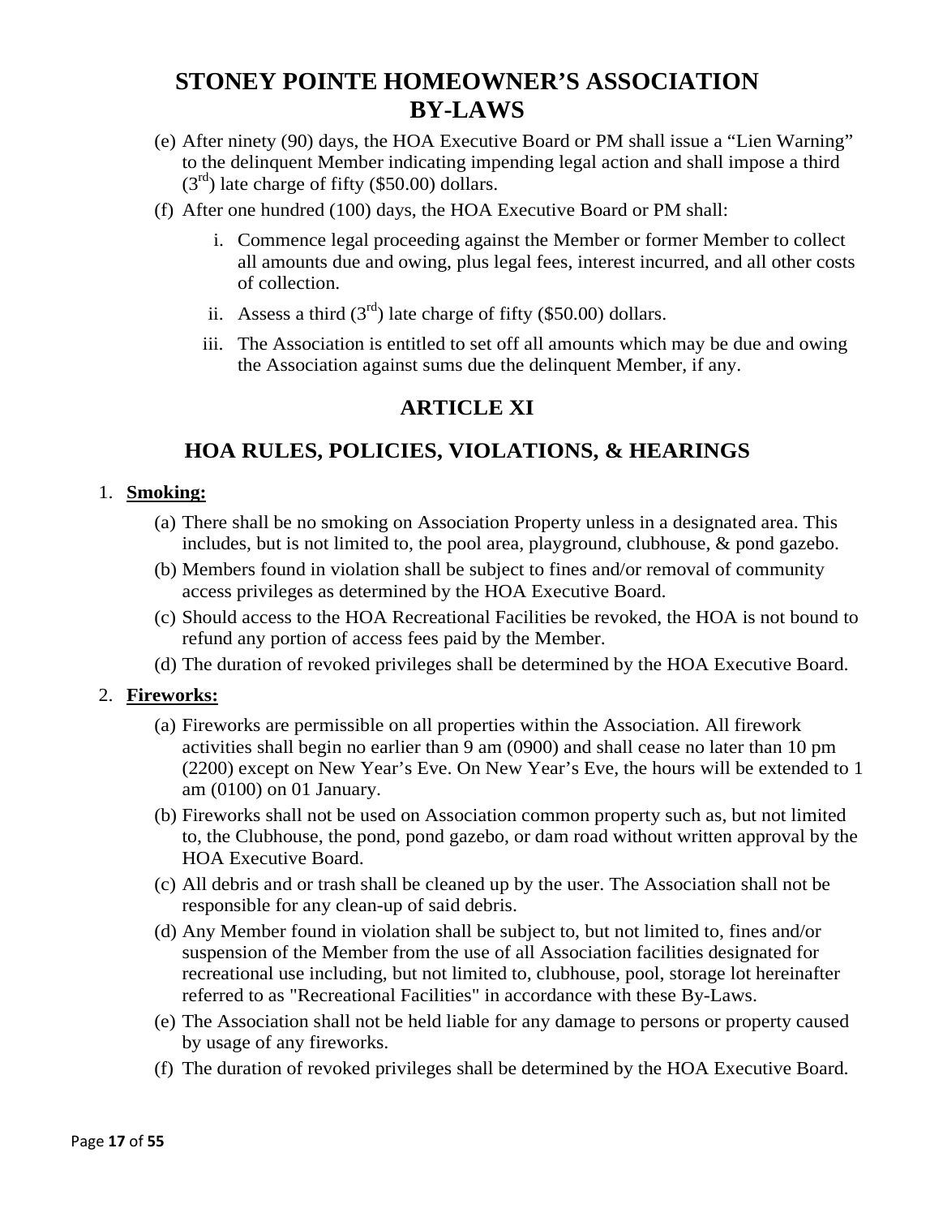(e) After ninety (90) days, the HOA Executive Board or PM shall issue a "Lien Warning" to the delinquent Member indicating impending legal action and shall impose a third (3rd) late charge of fifty ($50.00) dollars.

(f) After one hundred (100) days, the HOA Executive Board or PM shall:

   i. Commence legal proceeding against the Member or former Member to collect all amounts due and owing, plus legal fees, interest incurred, and all other costs of collection.

   ii. Assess a third (3rd) late charge of fifty ($50.00) dollars.

   iii. The Association is entitled to set off all amounts which may be due and owing the Association against sums due the delinquent Member, if any.

## ARTICLE XI

## HOA RULES, POLICIES, VIOLATIONS, & HEARINGS

1. **Smoking:**

   (a) There shall be no smoking on Association Property unless in a designated area. This includes, but is not limited to, the pool area, playground, clubhouse, & pond gazebo.

   (b) Members found in violation shall be subject to fines and/or removal of community access privileges as determined by the HOA Executive Board.

   (c) Should access to the HOA Recreational Facilities be revoked, the HOA is not bound to refund any portion of access fees paid by the Member.

   (d) The duration of revoked privileges shall be determined by the HOA Executive Board.

2. **Fireworks:**

   (a) Fireworks are permissible on all properties within the Association. All firework activities shall begin no earlier than 9 am (0900) and shall cease no later than 10 pm (2200) except on New Year's Eve. On New Year's Eve, the hours will be extended to 1 am (0100) on 01 January.

   (b) Fireworks shall not be used on Association common property such as, but not limited to, the Clubhouse, the pond, pond gazebo, or dam road without written approval by the HOA Executive Board.

   (c) All debris and or trash shall be cleaned up by the user. The Association shall not be responsible for any clean-up of said debris.

   (d) Any Member found in violation shall be subject to, but not limited to, fines and/or suspension of the Member from the use of all Association facilities designated for recreational use including, but not limited to, clubhouse, pool, storage lot hereinafter referred to as "Recreational Facilities" in accordance with these By-Laws.

   (e) The Association shall not be held liable for any damage to persons or property caused by usage of any fireworks.

   (f) The duration of revoked privileges shall be determined by the HOA Executive Board.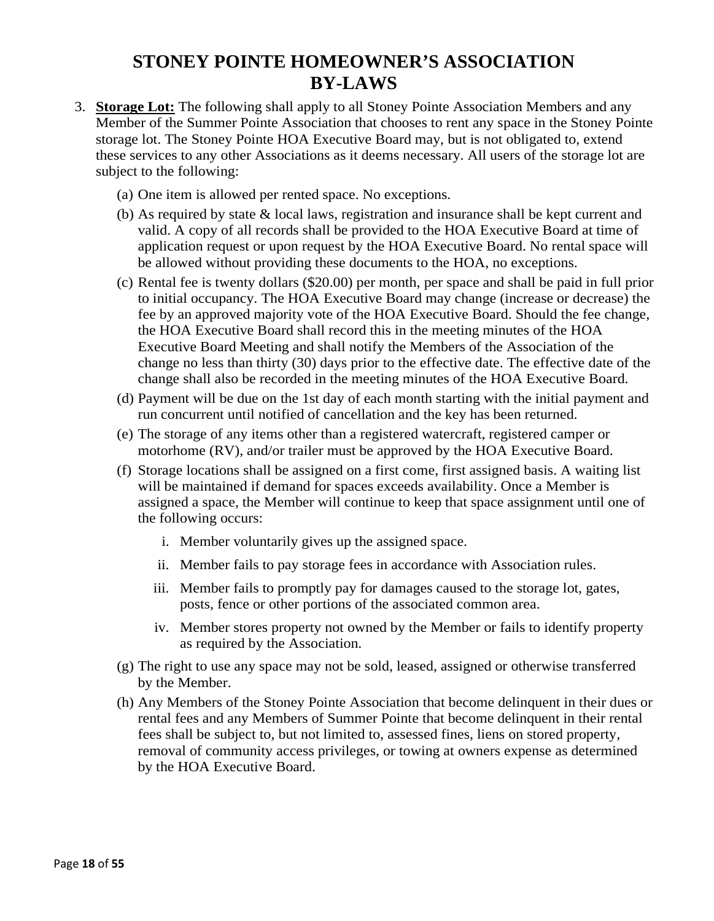# STONEY POINTE HOMEOWNER'S ASSOCIATION BY-LAWS

3. **Storage Lot:** The following shall apply to all Stoney Pointe Association Members and any Member of the Summer Pointe Association that chooses to rent any space in the Stoney Pointe storage lot. The Stoney Pointe HOA Executive Board may, but is not obligated to, extend these services to any other Associations as it deems necessary. All users of the storage lot are subject to the following:

   (a) One item is allowed per rented space. No exceptions.

   (b) As required by state & local laws, registration and insurance shall be kept current and valid. A copy of all records shall be provided to the HOA Executive Board at time of application request or upon request by the HOA Executive Board. No rental space will be allowed without providing these documents to the HOA, no exceptions.

   (c) Rental fee is twenty dollars ($20.00) per month, per space and shall be paid in full prior to initial occupancy. The HOA Executive Board may change (increase or decrease) the fee by an approved majority vote of the HOA Executive Board. Should the fee change, the HOA Executive Board shall record this in the meeting minutes of the HOA Executive Board Meeting and shall notify the Members of the Association of the change no less than thirty (30) days prior to the effective date. The effective date of the change shall also be recorded in the meeting minutes of the HOA Executive Board.

   (d) Payment will be due on the 1st day of each month starting with the initial payment and run concurrent until notified of cancellation and the key has been returned.

   (e) The storage of any items other than a registered watercraft, registered camper or motorhome (RV), and/or trailer must be approved by the HOA Executive Board.

   (f) Storage locations shall be assigned on a first come, first assigned basis. A waiting list will be maintained if demand for spaces exceeds availability. Once a Member is assigned a space, the Member will continue to keep that space assignment until one of the following occurs:

      i. Member voluntarily gives up the assigned space.

      ii. Member fails to pay storage fees in accordance with Association rules.

      iii. Member fails to promptly pay for damages caused to the storage lot, gates, posts, fence or other portions of the associated common area.

      iv. Member stores property not owned by the Member or fails to identify property as required by the Association.

   (g) The right to use any space may not be sold, leased, assigned or otherwise transferred by the Member.

   (h) Any Members of the Stoney Pointe Association that become delinquent in their dues or rental fees and any Members of Summer Pointe that become delinquent in their rental fees shall be subject to, but not limited to, assessed fines, liens on stored property, removal of community access privileges, or towing at owners expense as determined by the HOA Executive Board.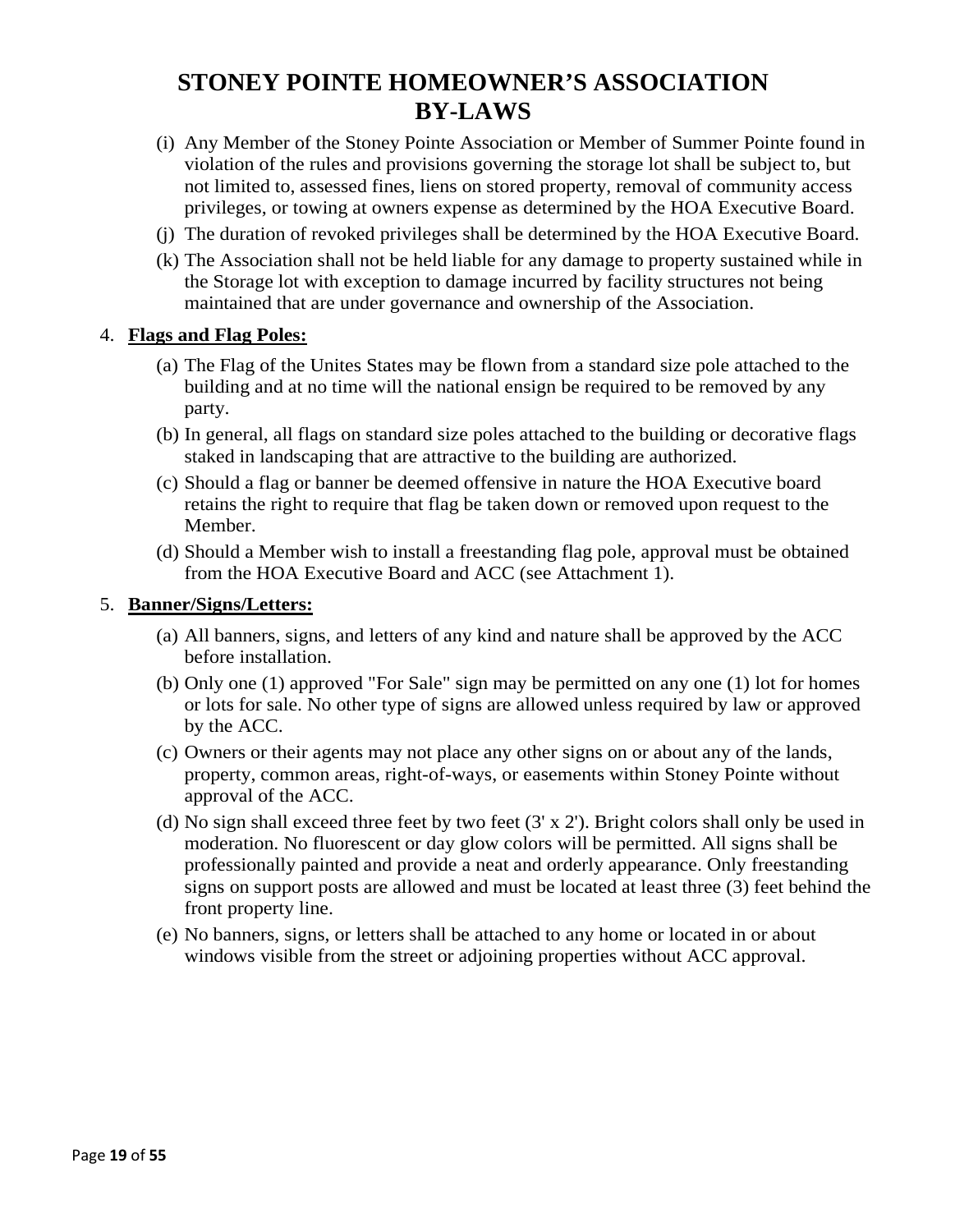# STONEY POINTE HOMEOWNER'S ASSOCIATION BY-LAWS

(i) Any Member of the Stoney Pointe Association or Member of Summer Pointe found in violation of the rules and provisions governing the storage lot shall be subject to, but not limited to, assessed fines, liens on stored property, removal of community access privileges, or towing at owners expense as determined by the HOA Executive Board.

(j) The duration of revoked privileges shall be determined by the HOA Executive Board.

(k) The Association shall not be held liable for any damage to property sustained while in the Storage lot with exception to damage incurred by facility structures not being maintained that are under governance and ownership of the Association.

4. **<u>Flags and Flag Poles:</u>**

   (a) The Flag of the Unites States may be flown from a standard size pole attached to the building and at no time will the national ensign be required to be removed by any party.

   (b) In general, all flags on standard size poles attached to the building or decorative flags staked in landscaping that are attractive to the building are authorized.

   (c) Should a flag or banner be deemed offensive in nature the HOA Executive board retains the right to require that flag be taken down or removed upon request to the Member.

   (d) Should a Member wish to install a freestanding flag pole, approval must be obtained from the HOA Executive Board and ACC (see Attachment 1).

5. **<u>Banner/Signs/Letters:</u>**

   (a) All banners, signs, and letters of any kind and nature shall be approved by the ACC before installation.

   (b) Only one (1) approved "For Sale" sign may be permitted on any one (1) lot for homes or lots for sale. No other type of signs are allowed unless required by law or approved by the ACC.

   (c) Owners or their agents may not place any other signs on or about any of the lands, property, common areas, right-of-ways, or easements within Stoney Pointe without approval of the ACC.

   (d) No sign shall exceed three feet by two feet (3' x 2'). Bright colors shall only be used in moderation. No fluorescent or day glow colors will be permitted. All signs shall be professionally painted and provide a neat and orderly appearance. Only freestanding signs on support posts are allowed and must be located at least three (3) feet behind the front property line.

   (e) No banners, signs, or letters shall be attached to any home or located in or about windows visible from the street or adjoining properties without ACC approval.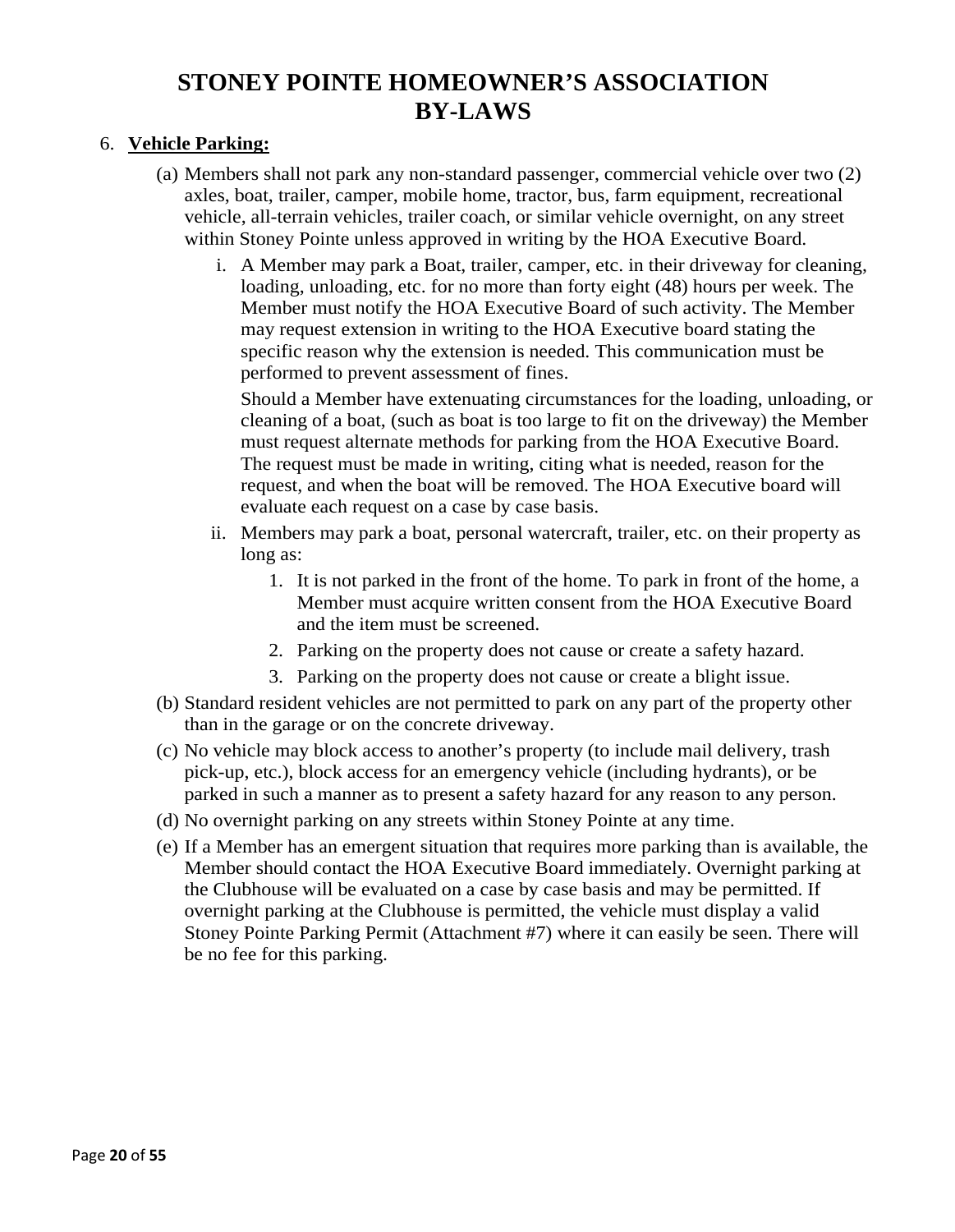# STONEY POINTE HOMEOWNER'S ASSOCIATION BY-LAWS

6. **Vehicle Parking:**

   (a) Members shall not park any non-standard passenger, commercial vehicle over two (2) axles, boat, trailer, camper, mobile home, tractor, bus, farm equipment, recreational vehicle, all-terrain vehicles, trailer coach, or similar vehicle overnight, on any street within Stoney Pointe unless approved in writing by the HOA Executive Board.

      i. A Member may park a Boat, trailer, camper, etc. in their driveway for cleaning, loading, unloading, etc. for no more than forty eight (48) hours per week. The Member must notify the HOA Executive Board of such activity. The Member may request extension in writing to the HOA Executive board stating the specific reason why the extension is needed. This communication must be performed to prevent assessment of fines.

         Should a Member have extenuating circumstances for the loading, unloading, or cleaning of a boat, (such as boat is too large to fit on the driveway) the Member must request alternate methods for parking from the HOA Executive Board. The request must be made in writing, citing what is needed, reason for the request, and when the boat will be removed. The HOA Executive board will evaluate each request on a case by case basis.

      ii. Members may park a boat, personal watercraft, trailer, etc. on their property as long as:

         1. It is not parked in the front of the home. To park in front of the home, a Member must acquire written consent from the HOA Executive Board and the item must be screened.
         2. Parking on the property does not cause or create a safety hazard.
         3. Parking on the property does not cause or create a blight issue.

   (b) Standard resident vehicles are not permitted to park on any part of the property other than in the garage or on the concrete driveway.

   (c) No vehicle may block access to another's property (to include mail delivery, trash pick-up, etc.), block access for an emergency vehicle (including hydrants), or be parked in such a manner as to present a safety hazard for any reason to any person.

   (d) No overnight parking on any streets within Stoney Pointe at any time.

   (e) If a Member has an emergent situation that requires more parking than is available, the Member should contact the HOA Executive Board immediately. Overnight parking at the Clubhouse will be evaluated on a case by case basis and may be permitted. If overnight parking at the Clubhouse is permitted, the vehicle must display a valid Stoney Pointe Parking Permit (Attachment #7) where it can easily be seen. There will be no fee for this parking.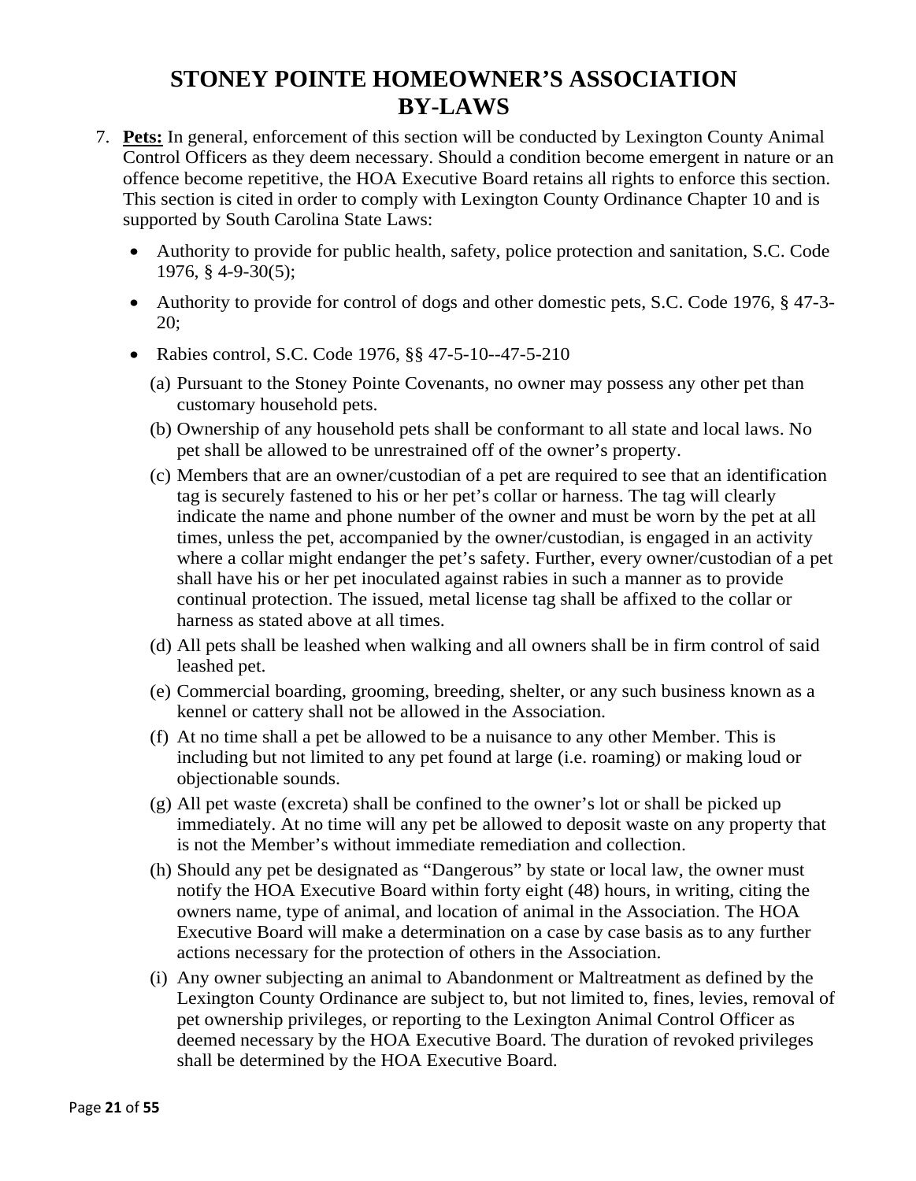# STONEY POINTE HOMEOWNER'S ASSOCIATION BY-LAWS

7. **Pets:** In general, enforcement of this section will be conducted by Lexington County Animal Control Officers as they deem necessary. Should a condition become emergent in nature or an offence become repetitive, the HOA Executive Board retains all rights to enforce this section. This section is cited in order to comply with Lexington County Ordinance Chapter 10 and is supported by South Carolina State Laws:

   - Authority to provide for public health, safety, police protection and sanitation, S.C. Code 1976, § 4-9-30(5);
   - Authority to provide for control of dogs and other domestic pets, S.C. Code 1976, § 47-3-20;
   - Rabies control, S.C. Code 1976, §§ 47-5-10--47-5-210

   (a) Pursuant to the Stoney Pointe Covenants, no owner may possess any other pet than customary household pets.

   (b) Ownership of any household pets shall be conformant to all state and local laws. No pet shall be allowed to be unrestrained off of the owner's property.

   (c) Members that are an owner/custodian of a pet are required to see that an identification tag is securely fastened to his or her pet's collar or harness. The tag will clearly indicate the name and phone number of the owner and must be worn by the pet at all times, unless the pet, accompanied by the owner/custodian, is engaged in an activity where a collar might endanger the pet's safety. Further, every owner/custodian of a pet shall have his or her pet inoculated against rabies in such a manner as to provide continual protection. The issued, metal license tag shall be affixed to the collar or harness as stated above at all times.

   (d) All pets shall be leashed when walking and all owners shall be in firm control of said leashed pet.

   (e) Commercial boarding, grooming, breeding, shelter, or any such business known as a kennel or cattery shall not be allowed in the Association.

   (f) At no time shall a pet be allowed to be a nuisance to any other Member. This is including but not limited to any pet found at large (i.e. roaming) or making loud or objectionable sounds.

   (g) All pet waste (excreta) shall be confined to the owner's lot or shall be picked up immediately. At no time will any pet be allowed to deposit waste on any property that is not the Member's without immediate remediation and collection.

   (h) Should any pet be designated as "Dangerous" by state or local law, the owner must notify the HOA Executive Board within forty eight (48) hours, in writing, citing the owners name, type of animal, and location of animal in the Association. The HOA Executive Board will make a determination on a case by case basis as to any further actions necessary for the protection of others in the Association.

   (i) Any owner subjecting an animal to Abandonment or Maltreatment as defined by the Lexington County Ordinance are subject to, but not limited to, fines, levies, removal of pet ownership privileges, or reporting to the Lexington Animal Control Officer as deemed necessary by the HOA Executive Board. The duration of revoked privileges shall be determined by the HOA Executive Board.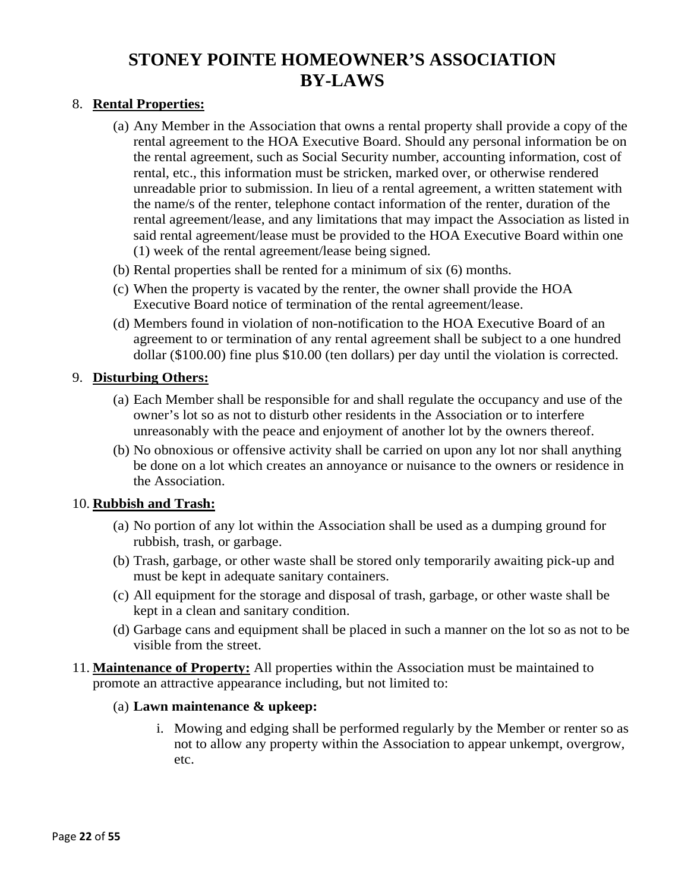# STONEY POINTE HOMEOWNER'S ASSOCIATION BY-LAWS

8. **Rental Properties:**

   (a) Any Member in the Association that owns a rental property shall provide a copy of the rental agreement to the HOA Executive Board. Should any personal information be on the rental agreement, such as Social Security number, accounting information, cost of rental, etc., this information must be stricken, marked over, or otherwise rendered unreadable prior to submission. In lieu of a rental agreement, a written statement with the name/s of the renter, telephone contact information of the renter, duration of the rental agreement/lease, and any limitations that may impact the Association as listed in said rental agreement/lease must be provided to the HOA Executive Board within one (1) week of the rental agreement/lease being signed.

   (b) Rental properties shall be rented for a minimum of six (6) months.

   (c) When the property is vacated by the renter, the owner shall provide the HOA Executive Board notice of termination of the rental agreement/lease.

   (d) Members found in violation of non-notification to the HOA Executive Board of an agreement to or termination of any rental agreement shall be subject to a one hundred dollar ($100.00) fine plus $10.00 (ten dollars) per day until the violation is corrected.

9. **Disturbing Others:**

   (a) Each Member shall be responsible for and shall regulate the occupancy and use of the owner's lot so as not to disturb other residents in the Association or to interfere unreasonably with the peace and enjoyment of another lot by the owners thereof.

   (b) No obnoxious or offensive activity shall be carried on upon any lot nor shall anything be done on a lot which creates an annoyance or nuisance to the owners or residence in the Association.

10. **Rubbish and Trash:**

    (a) No portion of any lot within the Association shall be used as a dumping ground for rubbish, trash, or garbage.

    (b) Trash, garbage, or other waste shall be stored only temporarily awaiting pick-up and must be kept in adequate sanitary containers.

    (c) All equipment for the storage and disposal of trash, garbage, or other waste shall be kept in a clean and sanitary condition.

    (d) Garbage cans and equipment shall be placed in such a manner on the lot so as not to be visible from the street.

11. **Maintenance of Property:** All properties within the Association must be maintained to promote an attractive appearance including, but not limited to:

    (a) **Lawn maintenance & upkeep:**

       i. Mowing and edging shall be performed regularly by the Member or renter so as not to allow any property within the Association to appear unkempt, overgrow, etc.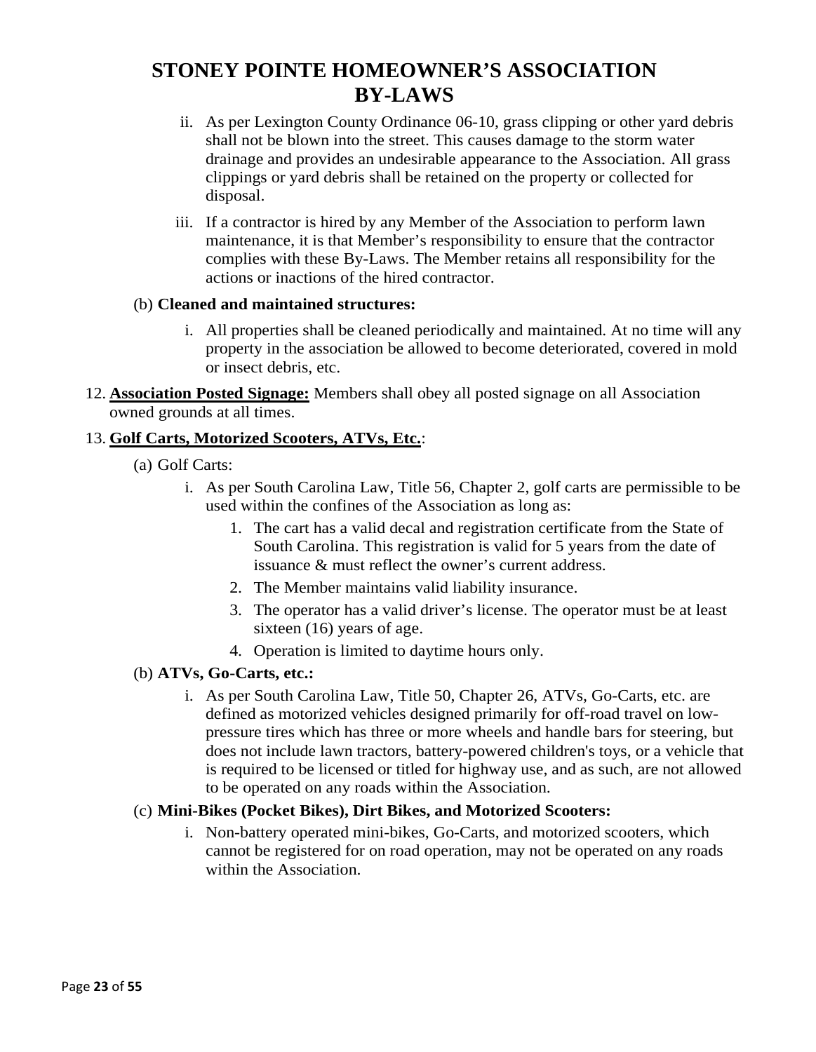ii. As per Lexington County Ordinance 06-10, grass clipping or other yard debris shall not be blown into the street. This causes damage to the storm water drainage and provides an undesirable appearance to the Association. All grass clippings or yard debris shall be retained on the property or collected for disposal.

iii. If a contractor is hired by any Member of the Association to perform lawn maintenance, it is that Member's responsibility to ensure that the contractor complies with these By-Laws. The Member retains all responsibility for the actions or inactions of the hired contractor.

(b) **Cleaned and maintained structures:**

i. All properties shall be cleaned periodically and maintained. At no time will any property in the association be allowed to become deteriorated, covered in mold or insect debris, etc.

12. **Association Posted Signage:** Members shall obey all posted signage on all Association owned grounds at all times.

13. **Golf Carts, Motorized Scooters, ATVs, Etc.**:

(a) Golf Carts:

i. As per South Carolina Law, Title 56, Chapter 2, golf carts are permissible to be used within the confines of the Association as long as:

1. The cart has a valid decal and registration certificate from the State of South Carolina. This registration is valid for 5 years from the date of issuance & must reflect the owner's current address.
2. The Member maintains valid liability insurance.
3. The operator has a valid driver's license. The operator must be at least sixteen (16) years of age.
4. Operation is limited to daytime hours only.

(b) **ATVs, Go-Carts, etc.:**

i. As per South Carolina Law, Title 50, Chapter 26, ATVs, Go-Carts, etc. are defined as motorized vehicles designed primarily for off-road travel on low-pressure tires which has three or more wheels and handle bars for steering, but does not include lawn tractors, battery-powered children's toys, or a vehicle that is required to be licensed or titled for highway use, and as such, are not allowed to be operated on any roads within the Association.

(c) **Mini-Bikes (Pocket Bikes), Dirt Bikes, and Motorized Scooters:**

i. Non-battery operated mini-bikes, Go-Carts, and motorized scooters, which cannot be registered for on road operation, may not be operated on any roads within the Association.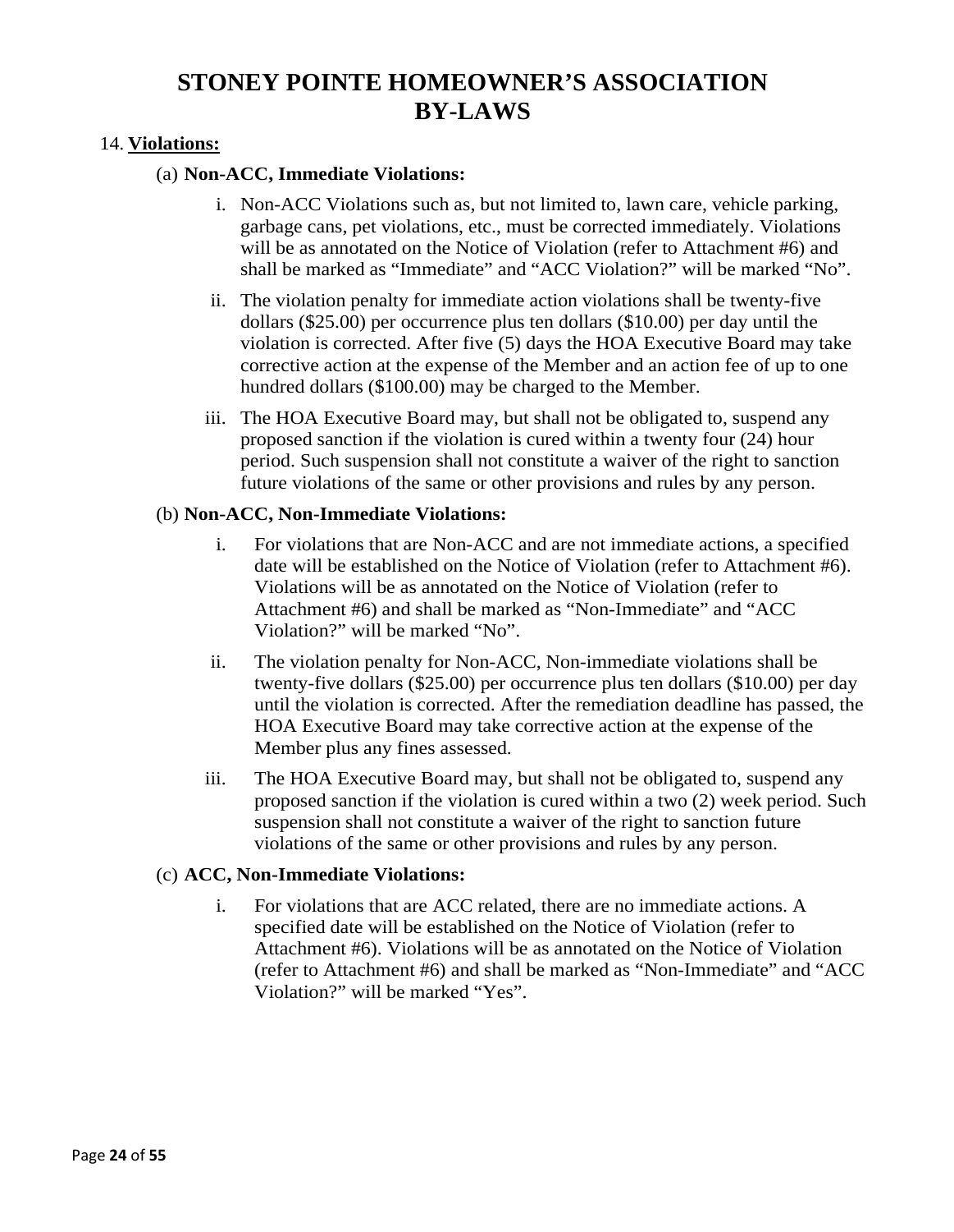# STONEY POINTE HOMEOWNER'S ASSOCIATION BY-LAWS

14. **Violations:**

(a) **Non-ACC, Immediate Violations:**

i. Non-ACC Violations such as, but not limited to, lawn care, vehicle parking, garbage cans, pet violations, etc., must be corrected immediately. Violations will be as annotated on the Notice of Violation (refer to Attachment #6) and shall be marked as "Immediate" and "ACC Violation?" will be marked "No".

ii. The violation penalty for immediate action violations shall be twenty-five dollars ($25.00) per occurrence plus ten dollars ($10.00) per day until the violation is corrected. After five (5) days the HOA Executive Board may take corrective action at the expense of the Member and an action fee of up to one hundred dollars ($100.00) may be charged to the Member.

iii. The HOA Executive Board may, but shall not be obligated to, suspend any proposed sanction if the violation is cured within a twenty four (24) hour period. Such suspension shall not constitute a waiver of the right to sanction future violations of the same or other provisions and rules by any person.

(b) **Non-ACC, Non-Immediate Violations:**

i. For violations that are Non-ACC and are not immediate actions, a specified date will be established on the Notice of Violation (refer to Attachment #6). Violations will be as annotated on the Notice of Violation (refer to Attachment #6) and shall be marked as "Non-Immediate" and "ACC Violation?" will be marked "No".

ii. The violation penalty for Non-ACC, Non-immediate violations shall be twenty-five dollars ($25.00) per occurrence plus ten dollars ($10.00) per day until the violation is corrected. After the remediation deadline has passed, the HOA Executive Board may take corrective action at the expense of the Member plus any fines assessed.

iii. The HOA Executive Board may, but shall not be obligated to, suspend any proposed sanction if the violation is cured within a two (2) week period. Such suspension shall not constitute a waiver of the right to sanction future violations of the same or other provisions and rules by any person.

(c) **ACC, Non-Immediate Violations:**

i. For violations that are ACC related, there are no immediate actions. A specified date will be established on the Notice of Violation (refer to Attachment #6). Violations will be as annotated on the Notice of Violation (refer to Attachment #6) and shall be marked as "Non-Immediate" and "ACC Violation?" will be marked "Yes".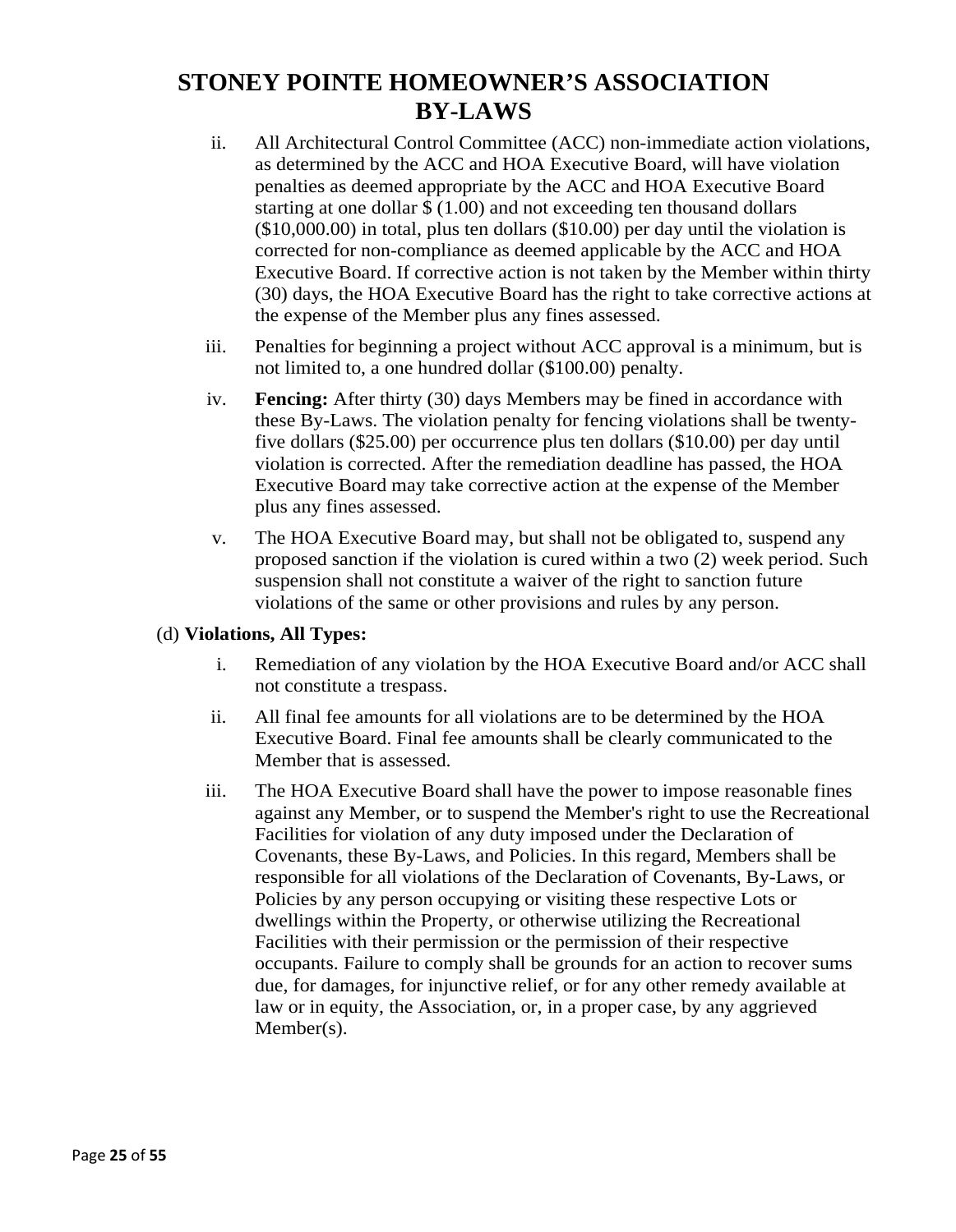# STONEY POINTE HOMEOWNER'S ASSOCIATION BY-LAWS

ii. All Architectural Control Committee (ACC) non-immediate action violations, as determined by the ACC and HOA Executive Board, will have violation penalties as deemed appropriate by the ACC and HOA Executive Board starting at one dollar $ (1.00) and not exceeding ten thousand dollars ($10,000.00) in total, plus ten dollars ($10.00) per day until the violation is corrected for non-compliance as deemed applicable by the ACC and HOA Executive Board. If corrective action is not taken by the Member within thirty (30) days, the HOA Executive Board has the right to take corrective actions at the expense of the Member plus any fines assessed.

iii. Penalties for beginning a project without ACC approval is a minimum, but is not limited to, a one hundred dollar ($100.00) penalty.

iv. **Fencing:** After thirty (30) days Members may be fined in accordance with these By-Laws. The violation penalty for fencing violations shall be twenty-five dollars ($25.00) per occurrence plus ten dollars ($10.00) per day until violation is corrected. After the remediation deadline has passed, the HOA Executive Board may take corrective action at the expense of the Member plus any fines assessed.

v. The HOA Executive Board may, but shall not be obligated to, suspend any proposed sanction if the violation is cured within a two (2) week period. Such suspension shall not constitute a waiver of the right to sanction future violations of the same or other provisions and rules by any person.

(d) **Violations, All Types:**

i. Remediation of any violation by the HOA Executive Board and/or ACC shall not constitute a trespass.

ii. All final fee amounts for all violations are to be determined by the HOA Executive Board. Final fee amounts shall be clearly communicated to the Member that is assessed.

iii. The HOA Executive Board shall have the power to impose reasonable fines against any Member, or to suspend the Member's right to use the Recreational Facilities for violation of any duty imposed under the Declaration of Covenants, these By-Laws, and Policies. In this regard, Members shall be responsible for all violations of the Declaration of Covenants, By-Laws, or Policies by any person occupying or visiting these respective Lots or dwellings within the Property, or otherwise utilizing the Recreational Facilities with their permission or the permission of their respective occupants. Failure to comply shall be grounds for an action to recover sums due, for damages, for injunctive relief, or for any other remedy available at law or in equity, the Association, or, in a proper case, by any aggrieved Member(s).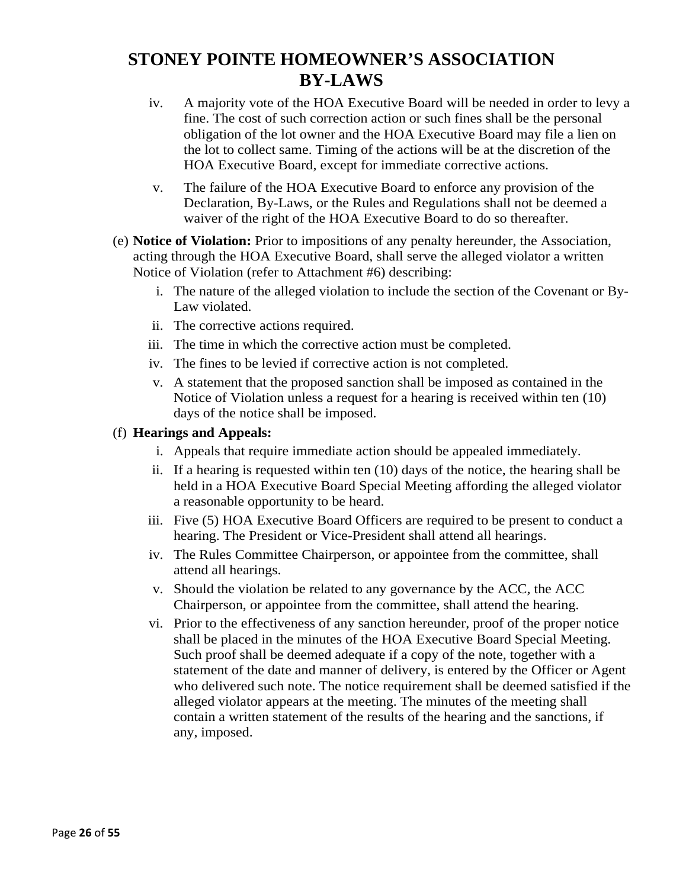iv. A majority vote of the HOA Executive Board will be needed in order to levy a fine. The cost of such correction action or such fines shall be the personal obligation of the lot owner and the HOA Executive Board may file a lien on the lot to collect same. Timing of the actions will be at the discretion of the HOA Executive Board, except for immediate corrective actions.

v. The failure of the HOA Executive Board to enforce any provision of the Declaration, By-Laws, or the Rules and Regulations shall not be deemed a waiver of the right of the HOA Executive Board to do so thereafter.

(e) **Notice of Violation:** Prior to impositions of any penalty hereunder, the Association, acting through the HOA Executive Board, shall serve the alleged violator a written Notice of Violation (refer to Attachment #6) describing:

i. The nature of the alleged violation to include the section of the Covenant or By-Law violated.

ii. The corrective actions required.

iii. The time in which the corrective action must be completed.

iv. The fines to be levied if corrective action is not completed.

v. A statement that the proposed sanction shall be imposed as contained in the Notice of Violation unless a request for a hearing is received within ten (10) days of the notice shall be imposed.

(f) **Hearings and Appeals:**

i. Appeals that require immediate action should be appealed immediately.

ii. If a hearing is requested within ten (10) days of the notice, the hearing shall be held in a HOA Executive Board Special Meeting affording the alleged violator a reasonable opportunity to be heard.

iii. Five (5) HOA Executive Board Officers are required to be present to conduct a hearing. The President or Vice-President shall attend all hearings.

iv. The Rules Committee Chairperson, or appointee from the committee, shall attend all hearings.

v. Should the violation be related to any governance by the ACC, the ACC Chairperson, or appointee from the committee, shall attend the hearing.

vi. Prior to the effectiveness of any sanction hereunder, proof of the proper notice shall be placed in the minutes of the HOA Executive Board Special Meeting. Such proof shall be deemed adequate if a copy of the note, together with a statement of the date and manner of delivery, is entered by the Officer or Agent who delivered such note. The notice requirement shall be deemed satisfied if the alleged violator appears at the meeting. The minutes of the meeting shall contain a written statement of the results of the hearing and the sanctions, if any, imposed.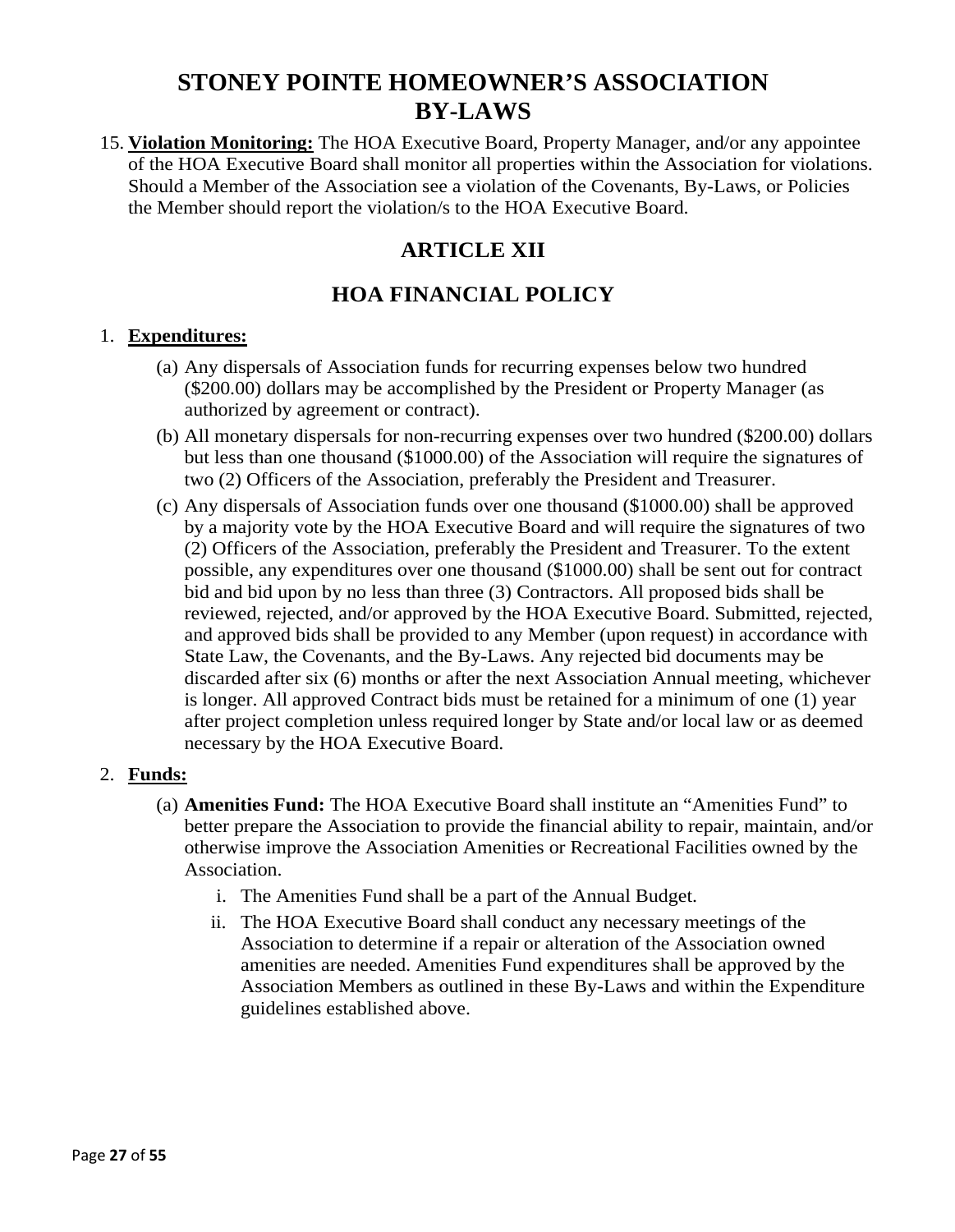# STONEY POINTE HOMEOWNER'S ASSOCIATION BY-LAWS

15. **Violation Monitoring:** The HOA Executive Board, Property Manager, and/or any appointee of the HOA Executive Board shall monitor all properties within the Association for violations. Should a Member of the Association see a violation of the Covenants, By-Laws, or Policies the Member should report the violation/s to the HOA Executive Board.

## ARTICLE XII

## HOA FINANCIAL POLICY

1. **Expenditures:**
   - (a) Any dispersals of Association funds for recurring expenses below two hundred ($200.00) dollars may be accomplished by the President or Property Manager (as authorized by agreement or contract).
   - (b) All monetary dispersals for non-recurring expenses over two hundred ($200.00) dollars but less than one thousand ($1000.00) of the Association will require the signatures of two (2) Officers of the Association, preferably the President and Treasurer.
   - (c) Any dispersals of Association funds over one thousand ($1000.00) shall be approved by a majority vote by the HOA Executive Board and will require the signatures of two (2) Officers of the Association, preferably the President and Treasurer. To the extent possible, any expenditures over one thousand ($1000.00) shall be sent out for contract bid and bid upon by no less than three (3) Contractors. All proposed bids shall be reviewed, rejected, and/or approved by the HOA Executive Board. Submitted, rejected, and approved bids shall be provided to any Member (upon request) in accordance with State Law, the Covenants, and the By-Laws. Any rejected bid documents may be discarded after six (6) months or after the next Association Annual meeting, whichever is longer. All approved Contract bids must be retained for a minimum of one (1) year after project completion unless required longer by State and/or local law or as deemed necessary by the HOA Executive Board.

2. **Funds:**
   - (a) **Amenities Fund:** The HOA Executive Board shall institute an "Amenities Fund" to better prepare the Association to provide the financial ability to repair, maintain, and/or otherwise improve the Association Amenities or Recreational Facilities owned by the Association.
     - i. The Amenities Fund shall be a part of the Annual Budget.
     - ii. The HOA Executive Board shall conduct any necessary meetings of the Association to determine if a repair or alteration of the Association owned amenities are needed. Amenities Fund expenditures shall be approved by the Association Members as outlined in these By-Laws and within the Expenditure guidelines established above.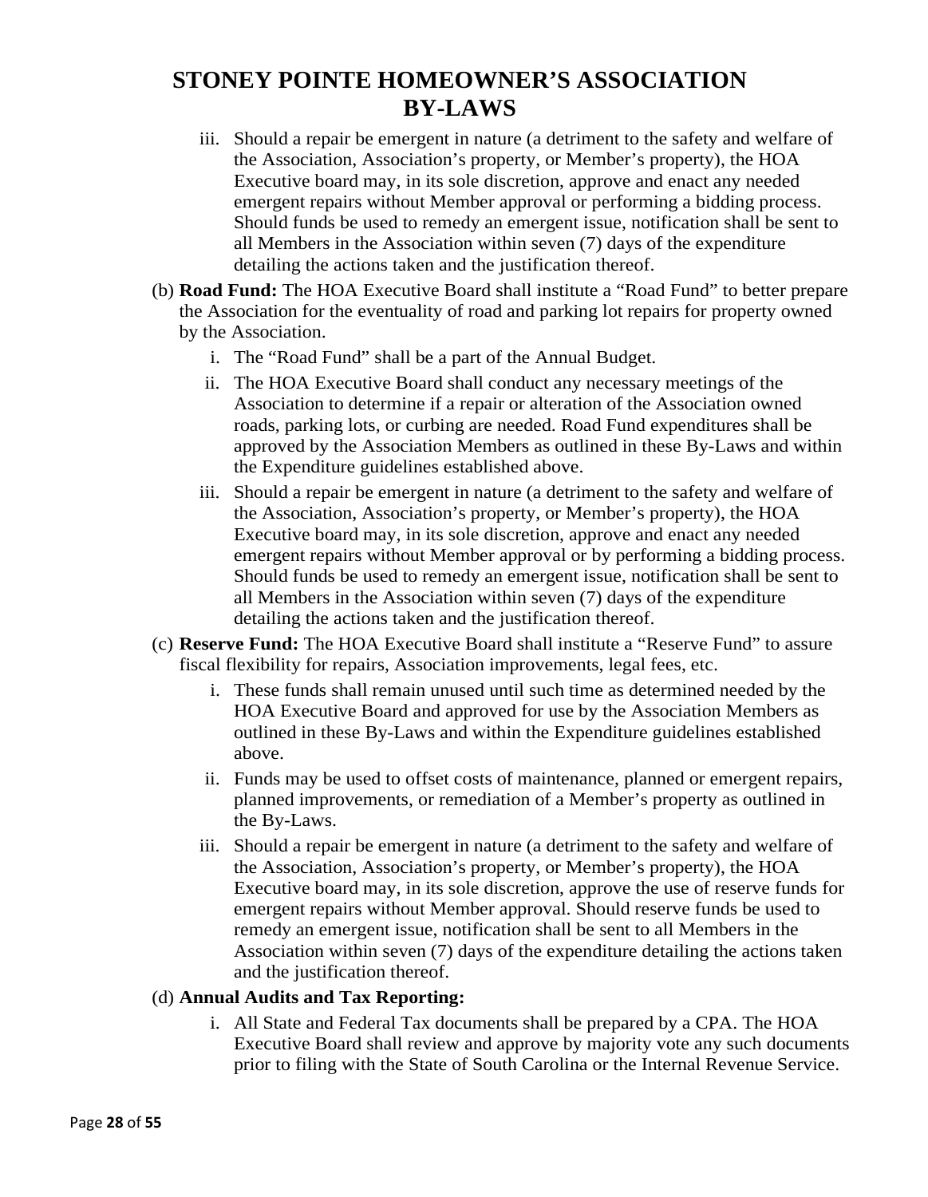iii. Should a repair be emergent in nature (a detriment to the safety and welfare of the Association, Association's property, or Member's property), the HOA Executive board may, in its sole discretion, approve and enact any needed emergent repairs without Member approval or performing a bidding process. Should funds be used to remedy an emergent issue, notification shall be sent to all Members in the Association within seven (7) days of the expenditure detailing the actions taken and the justification thereof.

(b) **Road Fund:** The HOA Executive Board shall institute a "Road Fund" to better prepare the Association for the eventuality of road and parking lot repairs for property owned by the Association.

i. The "Road Fund" shall be a part of the Annual Budget.

ii. The HOA Executive Board shall conduct any necessary meetings of the Association to determine if a repair or alteration of the Association owned roads, parking lots, or curbing are needed. Road Fund expenditures shall be approved by the Association Members as outlined in these By-Laws and within the Expenditure guidelines established above.

iii. Should a repair be emergent in nature (a detriment to the safety and welfare of the Association, Association's property, or Member's property), the HOA Executive board may, in its sole discretion, approve and enact any needed emergent repairs without Member approval or by performing a bidding process. Should funds be used to remedy an emergent issue, notification shall be sent to all Members in the Association within seven (7) days of the expenditure detailing the actions taken and the justification thereof.

(c) **Reserve Fund:** The HOA Executive Board shall institute a "Reserve Fund" to assure fiscal flexibility for repairs, Association improvements, legal fees, etc.

i. These funds shall remain unused until such time as determined needed by the HOA Executive Board and approved for use by the Association Members as outlined in these By-Laws and within the Expenditure guidelines established above.

ii. Funds may be used to offset costs of maintenance, planned or emergent repairs, planned improvements, or remediation of a Member's property as outlined in the By-Laws.

iii. Should a repair be emergent in nature (a detriment to the safety and welfare of the Association, Association's property, or Member's property), the HOA Executive board may, in its sole discretion, approve the use of reserve funds for emergent repairs without Member approval. Should reserve funds be used to remedy an emergent issue, notification shall be sent to all Members in the Association within seven (7) days of the expenditure detailing the actions taken and the justification thereof.

(d) **Annual Audits and Tax Reporting:**

i. All State and Federal Tax documents shall be prepared by a CPA. The HOA Executive Board shall review and approve by majority vote any such documents prior to filing with the State of South Carolina or the Internal Revenue Service.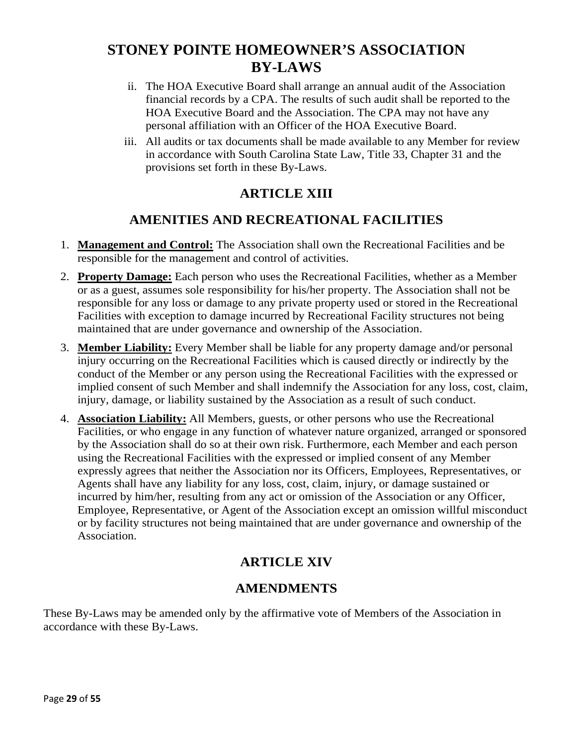ii. The HOA Executive Board shall arrange an annual audit of the Association financial records by a CPA. The results of such audit shall be reported to the HOA Executive Board and the Association. The CPA may not have any personal affiliation with an Officer of the HOA Executive Board.

iii. All audits or tax documents shall be made available to any Member for review in accordance with South Carolina State Law, Title 33, Chapter 31 and the provisions set forth in these By-Laws.

# ARTICLE XIII

# AMENITIES AND RECREATIONAL FACILITIES

1. **Management and Control:** The Association shall own the Recreational Facilities and be responsible for the management and control of activities.
2. **Property Damage:** Each person who uses the Recreational Facilities, whether as a Member or as a guest, assumes sole responsibility for his/her property. The Association shall not be responsible for any loss or damage to any private property used or stored in the Recreational Facilities with exception to damage incurred by Recreational Facility structures not being maintained that are under governance and ownership of the Association.
3. **Member Liability:** Every Member shall be liable for any property damage and/or personal injury occurring on the Recreational Facilities which is caused directly or indirectly by the conduct of the Member or any person using the Recreational Facilities with the expressed or implied consent of such Member and shall indemnify the Association for any loss, cost, claim, injury, damage, or liability sustained by the Association as a result of such conduct.
4. **Association Liability:** All Members, guests, or other persons who use the Recreational Facilities, or who engage in any function of whatever nature organized, arranged or sponsored by the Association shall do so at their own risk. Furthermore, each Member and each person using the Recreational Facilities with the expressed or implied consent of any Member expressly agrees that neither the Association nor its Officers, Employees, Representatives, or Agents shall have any liability for any loss, cost, claim, injury, or damage sustained or incurred by him/her, resulting from any act or omission of the Association or any Officer, Employee, Representative, or Agent of the Association except an omission willful misconduct or by facility structures not being maintained that are under governance and ownership of the Association.

# ARTICLE XIV

# AMENDMENTS

These By-Laws may be amended only by the affirmative vote of Members of the Association in accordance with these By-Laws.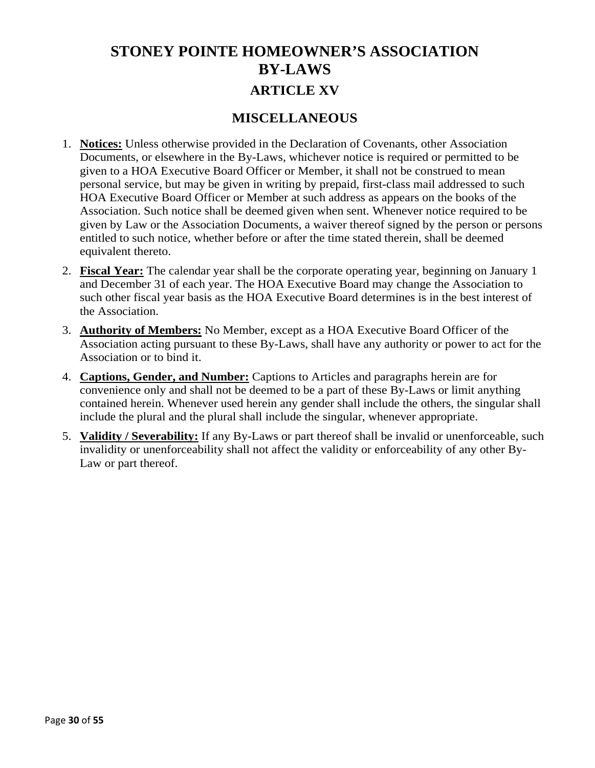# STONEY POINTE HOMEOWNER'S ASSOCIATION BY-LAWS

## ARTICLE XV

## MISCELLANEOUS

1. **Notices:** Unless otherwise provided in the Declaration of Covenants, other Association Documents, or elsewhere in the By-Laws, whichever notice is required or permitted to be given to a HOA Executive Board Officer or Member, it shall not be construed to mean personal service, but may be given in writing by prepaid, first-class mail addressed to such HOA Executive Board Officer or Member at such address as appears on the books of the Association. Such notice shall be deemed given when sent. Whenever notice required to be given by Law or the Association Documents, a waiver thereof signed by the person or persons entitled to such notice, whether before or after the time stated therein, shall be deemed equivalent thereto.
2. **Fiscal Year:** The calendar year shall be the corporate operating year, beginning on January 1 and December 31 of each year. The HOA Executive Board may change the Association to such other fiscal year basis as the HOA Executive Board determines is in the best interest of the Association.
3. **Authority of Members:** No Member, except as a HOA Executive Board Officer of the Association acting pursuant to these By-Laws, shall have any authority or power to act for the Association or to bind it.
4. **Captions, Gender, and Number:** Captions to Articles and paragraphs herein are for convenience only and shall not be deemed to be a part of these By-Laws or limit anything contained herein. Whenever used herein any gender shall include the others, the singular shall include the plural and the plural shall include the singular, whenever appropriate.
5. **Validity / Severability:** If any By-Laws or part thereof shall be invalid or unenforceable, such invalidity or unenforceability shall not affect the validity or enforceability of any other By-Law or part thereof.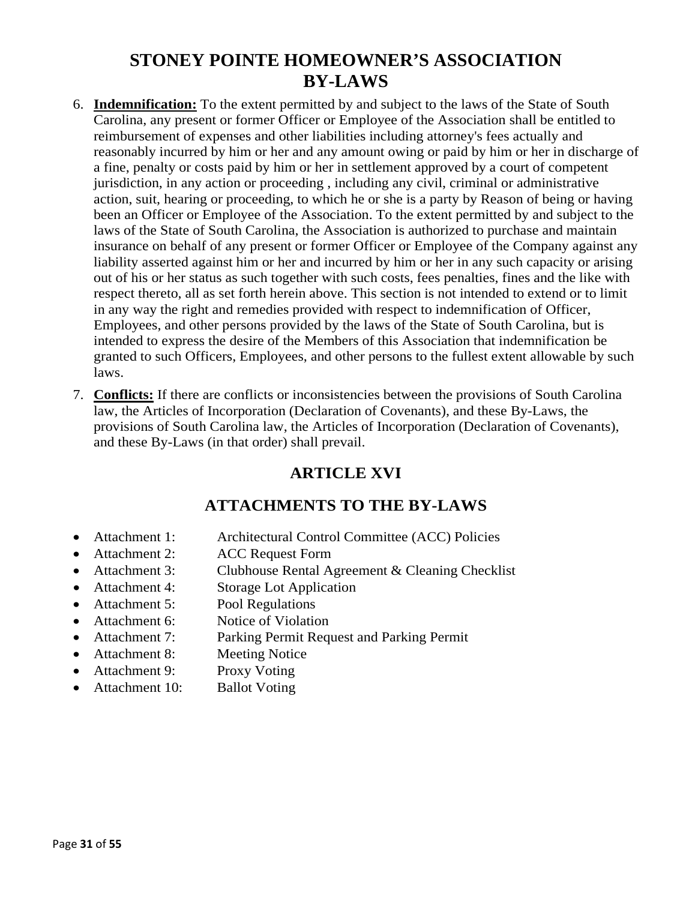6. **Indemnification:** To the extent permitted by and subject to the laws of the State of South Carolina, any present or former Officer or Employee of the Association shall be entitled to reimbursement of expenses and other liabilities including attorney's fees actually and reasonably incurred by him or her and any amount owing or paid by him or her in discharge of a fine, penalty or costs paid by him or her in settlement approved by a court of competent jurisdiction, in any action or proceeding , including any civil, criminal or administrative action, suit, hearing or proceeding, to which he or she is a party by Reason of being or having been an Officer or Employee of the Association. To the extent permitted by and subject to the laws of the State of South Carolina, the Association is authorized to purchase and maintain insurance on behalf of any present or former Officer or Employee of the Company against any liability asserted against him or her and incurred by him or her in any such capacity or arising out of his or her status as such together with such costs, fees penalties, fines and the like with respect thereto, all as set forth herein above. This section is not intended to extend or to limit in any way the right and remedies provided with respect to indemnification of Officer, Employees, and other persons provided by the laws of the State of South Carolina, but is intended to express the desire of the Members of this Association that indemnification be granted to such Officers, Employees, and other persons to the fullest extent allowable by such laws.

7. **Conflicts:** If there are conflicts or inconsistencies between the provisions of South Carolina law, the Articles of Incorporation (Declaration of Covenants), and these By-Laws, the provisions of South Carolina law, the Articles of Incorporation (Declaration of Covenants), and these By-Laws (in that order) shall prevail.

## ARTICLE XVI

## ATTACHMENTS TO THE BY-LAWS

- Attachment 1: Architectural Control Committee (ACC) Policies
- Attachment 2: ACC Request Form
- Attachment 3: Clubhouse Rental Agreement & Cleaning Checklist
- Attachment 4: Storage Lot Application
- Attachment 5: Pool Regulations
- Attachment 6: Notice of Violation
- Attachment 7: Parking Permit Request and Parking Permit
- Attachment 8: Meeting Notice
- Attachment 9: Proxy Voting
- Attachment 10: Ballot Voting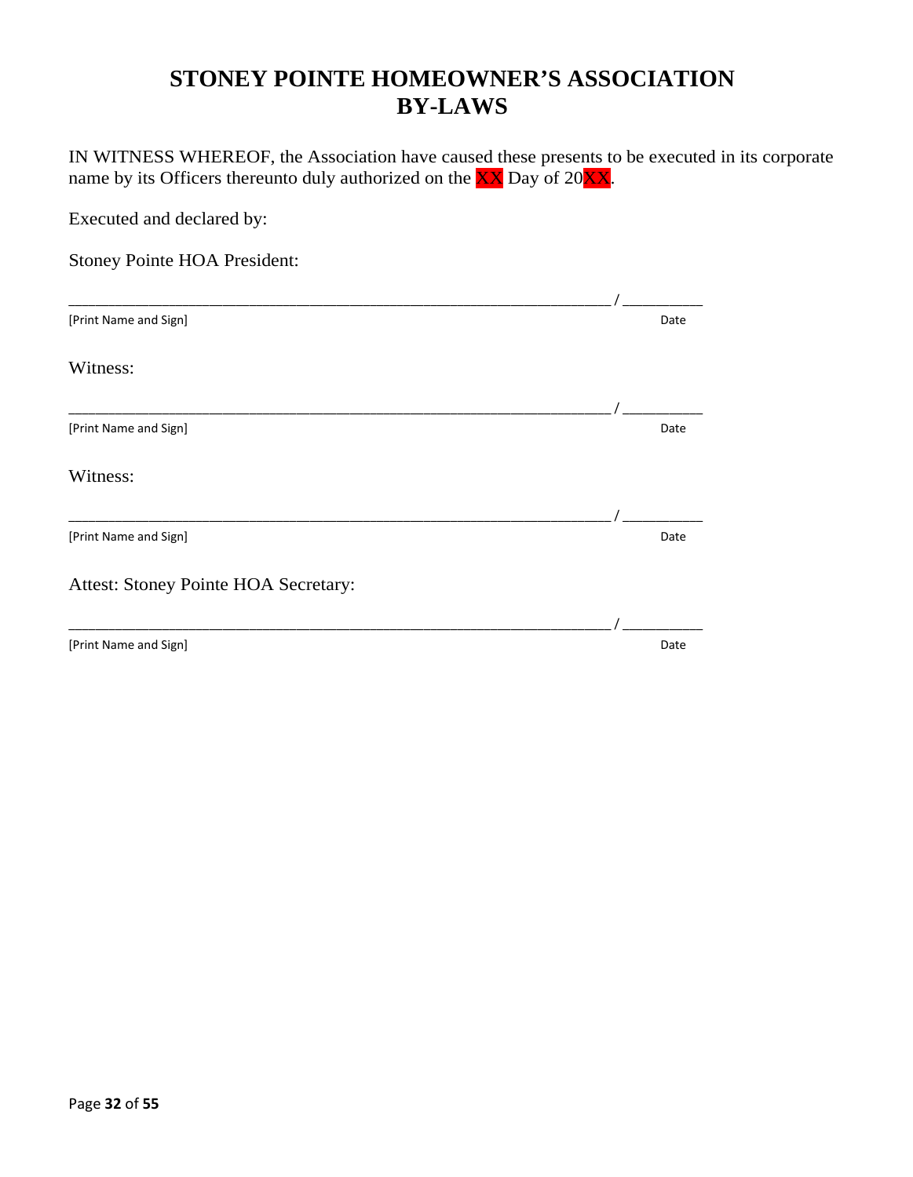# STONEY POINTE HOMEOWNER'S ASSOCIATION
# BY-LAWS

IN WITNESS WHEREOF, the Association have caused these presents to be executed in its corporate name by its Officers thereunto duly authorized on the XX Day of 20XX.

Executed and declared by:

Stoney Pointe HOA President:

_______________________________________________________________ / __________
[Print Name and Sign] Date

Witness:

_______________________________________________________________ / __________
[Print Name and Sign] Date

Witness:

_______________________________________________________________ / __________
[Print Name and Sign] Date

Attest: Stoney Pointe HOA Secretary:

_______________________________________________________________ / __________
[Print Name and Sign] Date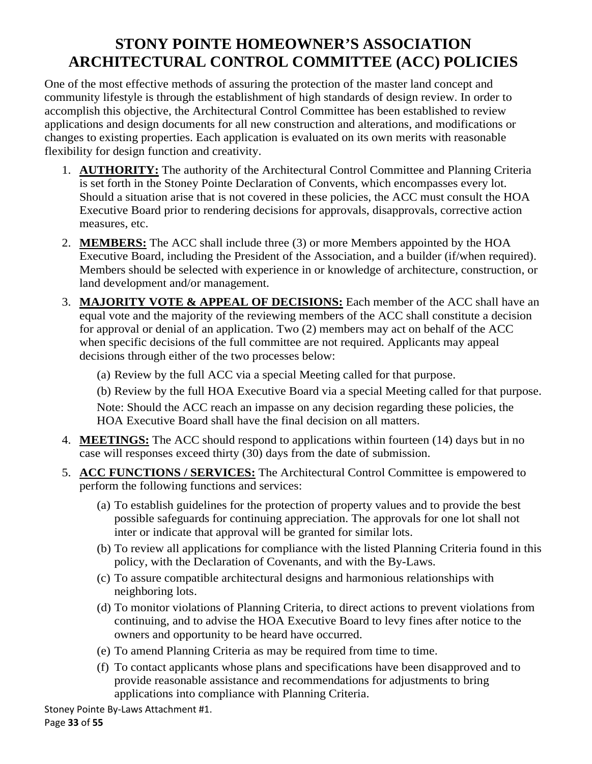# STONY POINTE HOMEOWNER'S ASSOCIATION ARCHITECTURAL CONTROL COMMITTEE (ACC) POLICIES

One of the most effective methods of assuring the protection of the master land concept and community lifestyle is through the establishment of high standards of design review. In order to accomplish this objective, the Architectural Control Committee has been established to review applications and design documents for all new construction and alterations, and modifications or changes to existing properties. Each application is evaluated on its own merits with reasonable flexibility for design function and creativity.

1. **AUTHORITY:** The authority of the Architectural Control Committee and Planning Criteria is set forth in the Stoney Pointe Declaration of Convents, which encompasses every lot. Should a situation arise that is not covered in these policies, the ACC must consult the HOA Executive Board prior to rendering decisions for approvals, disapprovals, corrective action measures, etc.

2. **MEMBERS:** The ACC shall include three (3) or more Members appointed by the HOA Executive Board, including the President of the Association, and a builder (if/when required). Members should be selected with experience in or knowledge of architecture, construction, or land development and/or management.

3. **MAJORITY VOTE & APPEAL OF DECISIONS:** Each member of the ACC shall have an equal vote and the majority of the reviewing members of the ACC shall constitute a decision for approval or denial of an application. Two (2) members may act on behalf of the ACC when specific decisions of the full committee are not required. Applicants may appeal decisions through either of the two processes below:

   (a) Review by the full ACC via a special Meeting called for that purpose.

   (b) Review by the full HOA Executive Board via a special Meeting called for that purpose.

   Note: Should the ACC reach an impasse on any decision regarding these policies, the HOA Executive Board shall have the final decision on all matters.

4. **MEETINGS:** The ACC should respond to applications within fourteen (14) days but in no case will responses exceed thirty (30) days from the date of submission.

5. **ACC FUNCTIONS / SERVICES:** The Architectural Control Committee is empowered to perform the following functions and services:

   (a) To establish guidelines for the protection of property values and to provide the best possible safeguards for continuing appreciation. The approvals for one lot shall not inter or indicate that approval will be granted for similar lots.

   (b) To review all applications for compliance with the listed Planning Criteria found in this policy, with the Declaration of Covenants, and with the By-Laws.

   (c) To assure compatible architectural designs and harmonious relationships with neighboring lots.

   (d) To monitor violations of Planning Criteria, to direct actions to prevent violations from continuing, and to advise the HOA Executive Board to levy fines after notice to the owners and opportunity to be heard have occurred.

   (e) To amend Planning Criteria as may be required from time to time.

   (f) To contact applicants whose plans and specifications have been disapproved and to provide reasonable assistance and recommendations for adjustments to bring applications into compliance with Planning Criteria.

Stoney Pointe By-Laws Attachment #1.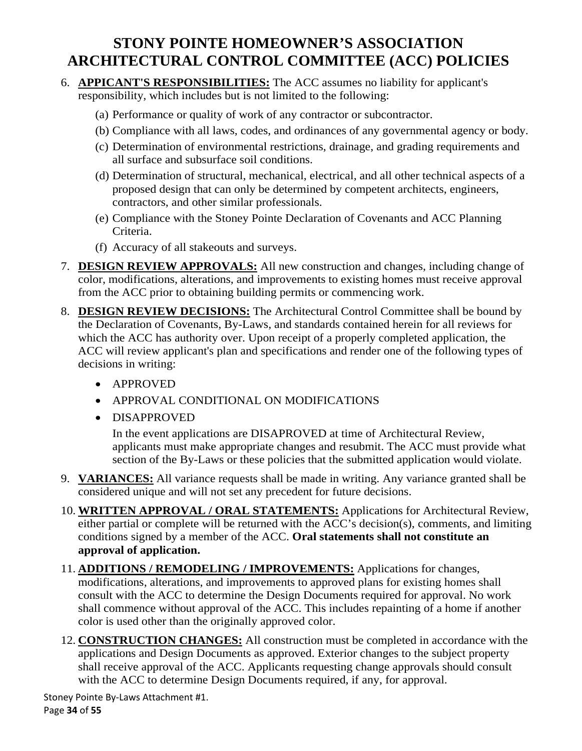# STONY POINTE HOMEOWNER'S ASSOCIATION ARCHITECTURAL CONTROL COMMITTEE (ACC) POLICIES

6. **APPICANT'S RESPONSIBILITIES:** The ACC assumes no liability for applicant's responsibility, which includes but is not limited to the following:
   (a) Performance or quality of work of any contractor or subcontractor.
   (b) Compliance with all laws, codes, and ordinances of any governmental agency or body.
   (c) Determination of environmental restrictions, drainage, and grading requirements and all surface and subsurface soil conditions.
   (d) Determination of structural, mechanical, electrical, and all other technical aspects of a proposed design that can only be determined by competent architects, engineers, contractors, and other similar professionals.
   (e) Compliance with the Stoney Pointe Declaration of Covenants and ACC Planning Criteria.
   (f) Accuracy of all stakeouts and surveys.
7. **DESIGN REVIEW APPROVALS:** All new construction and changes, including change of color, modifications, alterations, and improvements to existing homes must receive approval from the ACC prior to obtaining building permits or commencing work.
8. **DESIGN REVIEW DECISIONS:** The Architectural Control Committee shall be bound by the Declaration of Covenants, By-Laws, and standards contained herein for all reviews for which the ACC has authority over. Upon receipt of a properly completed application, the ACC will review applicant's plan and specifications and render one of the following types of decisions in writing:
   - APPROVED
   - APPROVAL CONDITIONAL ON MODIFICATIONS
   - DISAPPROVED

   In the event applications are DISAPROVED at time of Architectural Review, applicants must make appropriate changes and resubmit. The ACC must provide what section of the By-Laws or these policies that the submitted application would violate.
9. **VARIANCES:** All variance requests shall be made in writing. Any variance granted shall be considered unique and will not set any precedent for future decisions.
10. **WRITTEN APPROVAL / ORAL STATEMENTS:** Applications for Architectural Review, either partial or complete will be returned with the ACC's decision(s), comments, and limiting conditions signed by a member of the ACC. **Oral statements shall not constitute an approval of application.**
11. **ADDITIONS / REMODELING / IMPROVEMENTS:** Applications for changes, modifications, alterations, and improvements to approved plans for existing homes shall consult with the ACC to determine the Design Documents required for approval. No work shall commence without approval of the ACC. This includes repainting of a home if another color is used other than the originally approved color.
12. **CONSTRUCTION CHANGES:** All construction must be completed in accordance with the applications and Design Documents as approved. Exterior changes to the subject property shall receive approval of the ACC. Applicants requesting change approvals should consult with the ACC to determine Design Documents required, if any, for approval.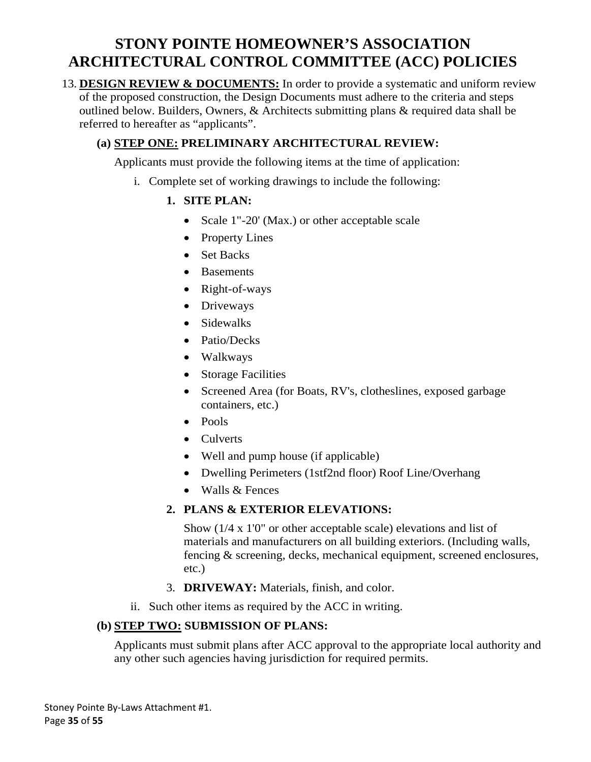# STONY POINTE HOMEOWNER'S ASSOCIATION ARCHITECTURAL CONTROL COMMITTEE (ACC) POLICIES

13. **DESIGN REVIEW & DOCUMENTS:** In order to provide a systematic and uniform review of the proposed construction, the Design Documents must adhere to the criteria and steps outlined below. Builders, Owners, & Architects submitting plans & required data shall be referred to hereafter as "applicants".

### (a) STEP ONE: PRELIMINARY ARCHITECTURAL REVIEW:

Applicants must provide the following items at the time of application:

i. Complete set of working drawings to include the following:

**1. SITE PLAN:**

- Scale 1"-20' (Max.) or other acceptable scale
- Property Lines
- Set Backs
- Basements
- Right-of-ways
- Driveways
- Sidewalks
- Patio/Decks
- Walkways
- Storage Facilities
- Screened Area (for Boats, RV's, clotheslines, exposed garbage containers, etc.)
- Pools
- Culverts
- Well and pump house (if applicable)
- Dwelling Perimeters (1stf2nd floor) Roof Line/Overhang
- Walls & Fences

**2. PLANS & EXTERIOR ELEVATIONS:**

Show (1/4 x 1'0" or other acceptable scale) elevations and list of materials and manufacturers on all building exteriors. (Including walls, fencing & screening, decks, mechanical equipment, screened enclosures, etc.)

3. **DRIVEWAY:** Materials, finish, and color.

ii. Such other items as required by the ACC in writing.

### (b) STEP TWO: SUBMISSION OF PLANS:

Applicants must submit plans after ACC approval to the appropriate local authority and any other such agencies having jurisdiction for required permits.

Stoney Pointe By-Laws Attachment #1.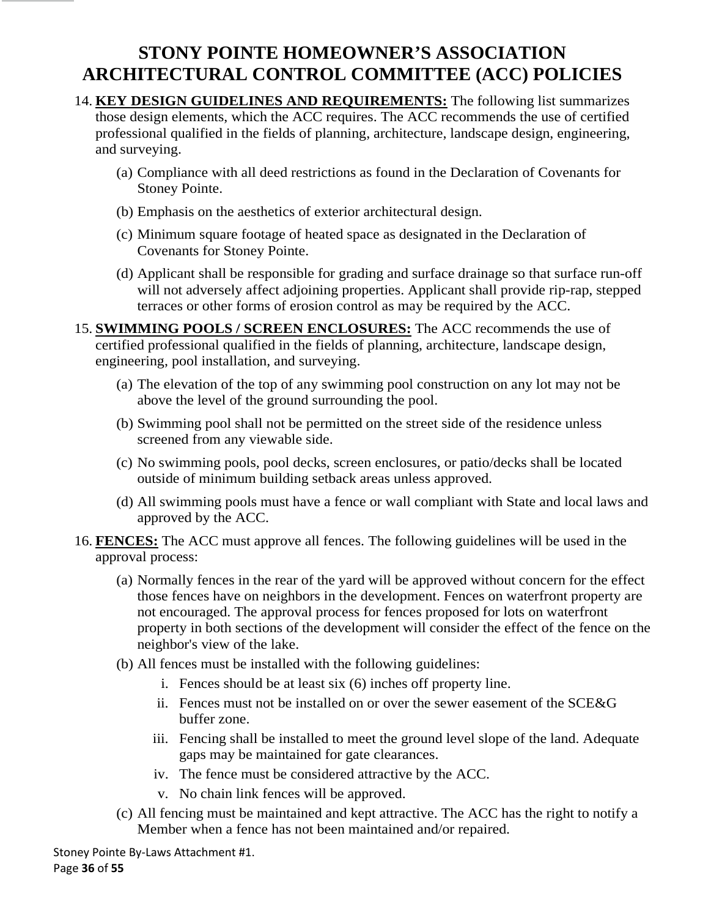# STONY POINTE HOMEOWNER'S ASSOCIATION ARCHITECTURAL CONTROL COMMITTEE (ACC) POLICIES

14. **KEY DESIGN GUIDELINES AND REQUIREMENTS:** The following list summarizes those design elements, which the ACC requires. The ACC recommends the use of certified professional qualified in the fields of planning, architecture, landscape design, engineering, and surveying.

    (a) Compliance with all deed restrictions as found in the Declaration of Covenants for Stoney Pointe.

    (b) Emphasis on the aesthetics of exterior architectural design.

    (c) Minimum square footage of heated space as designated in the Declaration of Covenants for Stoney Pointe.

    (d) Applicant shall be responsible for grading and surface drainage so that surface run-off will not adversely affect adjoining properties. Applicant shall provide rip-rap, stepped terraces or other forms of erosion control as may be required by the ACC.

15. **SWIMMING POOLS / SCREEN ENCLOSURES:** The ACC recommends the use of certified professional qualified in the fields of planning, architecture, landscape design, engineering, pool installation, and surveying.

    (a) The elevation of the top of any swimming pool construction on any lot may not be above the level of the ground surrounding the pool.

    (b) Swimming pool shall not be permitted on the street side of the residence unless screened from any viewable side.

    (c) No swimming pools, pool decks, screen enclosures, or patio/decks shall be located outside of minimum building setback areas unless approved.

    (d) All swimming pools must have a fence or wall compliant with State and local laws and approved by the ACC.

16. **FENCES:** The ACC must approve all fences. The following guidelines will be used in the approval process:

    (a) Normally fences in the rear of the yard will be approved without concern for the effect those fences have on neighbors in the development. Fences on waterfront property are not encouraged. The approval process for fences proposed for lots on waterfront property in both sections of the development will consider the effect of the fence on the neighbor's view of the lake.

    (b) All fences must be installed with the following guidelines:

        i. Fences should be at least six (6) inches off property line.

        ii. Fences must not be installed on or over the sewer easement of the SCE&G buffer zone.

        iii. Fencing shall be installed to meet the ground level slope of the land. Adequate gaps may be maintained for gate clearances.

        iv. The fence must be considered attractive by the ACC.

        v. No chain link fences will be approved.

    (c) All fencing must be maintained and kept attractive. The ACC has the right to notify a Member when a fence has not been maintained and/or repaired.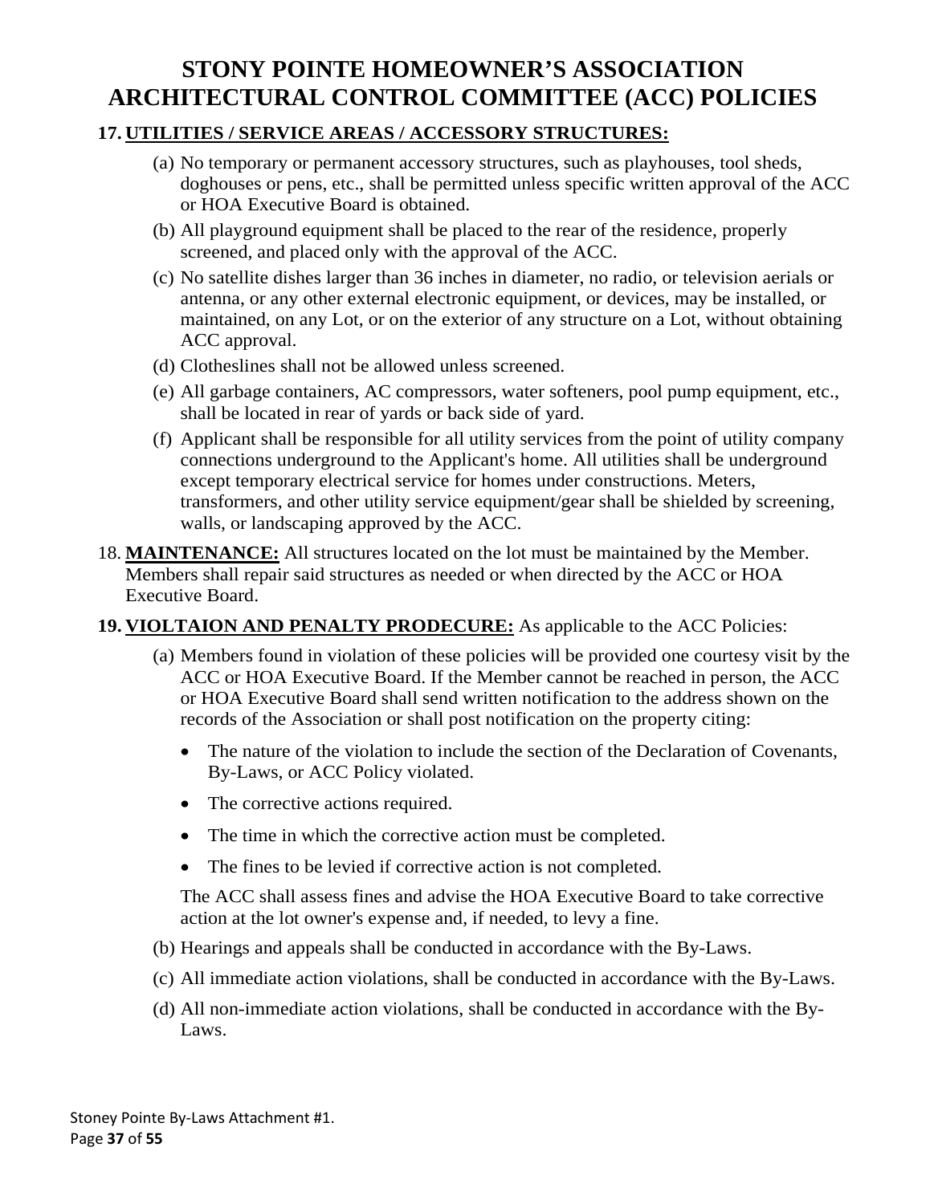# STONY POINTE HOMEOWNER'S ASSOCIATION ARCHITECTURAL CONTROL COMMITTEE (ACC) POLICIES

**17. UTILITIES / SERVICE AREAS / ACCESSORY STRUCTURES:**

(a) No temporary or permanent accessory structures, such as playhouses, tool sheds, doghouses or pens, etc., shall be permitted unless specific written approval of the ACC or HOA Executive Board is obtained.

(b) All playground equipment shall be placed to the rear of the residence, properly screened, and placed only with the approval of the ACC.

(c) No satellite dishes larger than 36 inches in diameter, no radio, or television aerials or antenna, or any other external electronic equipment, or devices, may be installed, or maintained, on any Lot, or on the exterior of any structure on a Lot, without obtaining ACC approval.

(d) Clotheslines shall not be allowed unless screened.

(e) All garbage containers, AC compressors, water softeners, pool pump equipment, etc., shall be located in rear of yards or back side of yard.

(f) Applicant shall be responsible for all utility services from the point of utility company connections underground to the Applicant's home. All utilities shall be underground except temporary electrical service for homes under constructions. Meters, transformers, and other utility service equipment/gear shall be shielded by screening, walls, or landscaping approved by the ACC.

18. **MAINTENANCE:** All structures located on the lot must be maintained by the Member. Members shall repair said structures as needed or when directed by the ACC or HOA Executive Board.

**19. VIOLTAION AND PENALTY PRODECURE:** As applicable to the ACC Policies:

(a) Members found in violation of these policies will be provided one courtesy visit by the ACC or HOA Executive Board. If the Member cannot be reached in person, the ACC or HOA Executive Board shall send written notification to the address shown on the records of the Association or shall post notification on the property citing:

- The nature of the violation to include the section of the Declaration of Covenants, By-Laws, or ACC Policy violated.
- The corrective actions required.
- The time in which the corrective action must be completed.
- The fines to be levied if corrective action is not completed.

The ACC shall assess fines and advise the HOA Executive Board to take corrective action at the lot owner's expense and, if needed, to levy a fine.

(b) Hearings and appeals shall be conducted in accordance with the By-Laws.

(c) All immediate action violations, shall be conducted in accordance with the By-Laws.

(d) All non-immediate action violations, shall be conducted in accordance with the By-Laws.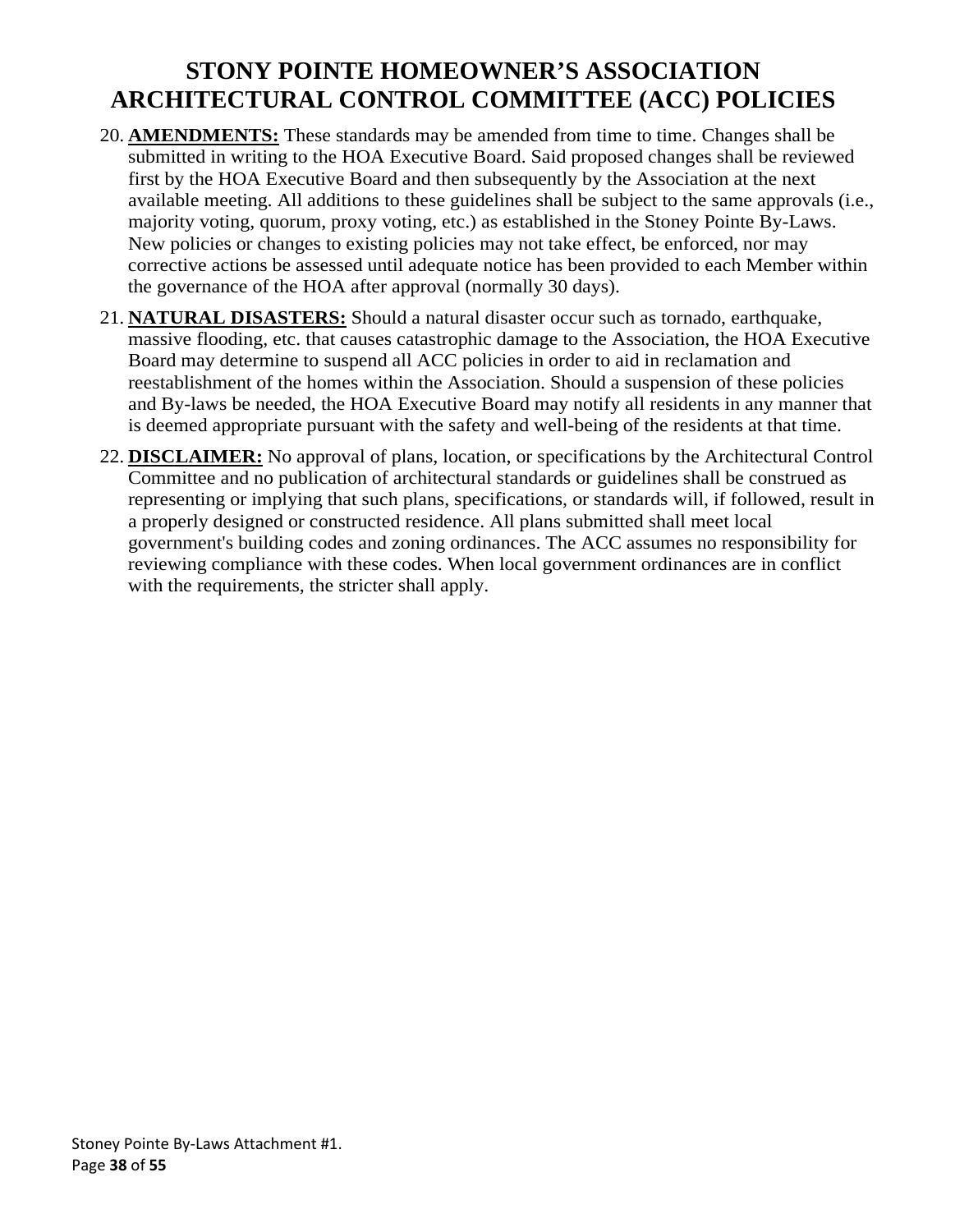# STONY POINTE HOMEOWNER'S ASSOCIATION ARCHITECTURAL CONTROL COMMITTEE (ACC) POLICIES

20. **AMENDMENTS:** These standards may be amended from time to time. Changes shall be submitted in writing to the HOA Executive Board. Said proposed changes shall be reviewed first by the HOA Executive Board and then subsequently by the Association at the next available meeting. All additions to these guidelines shall be subject to the same approvals (i.e., majority voting, quorum, proxy voting, etc.) as established in the Stoney Pointe By-Laws. New policies or changes to existing policies may not take effect, be enforced, nor may corrective actions be assessed until adequate notice has been provided to each Member within the governance of the HOA after approval (normally 30 days).

21. **NATURAL DISASTERS:** Should a natural disaster occur such as tornado, earthquake, massive flooding, etc. that causes catastrophic damage to the Association, the HOA Executive Board may determine to suspend all ACC policies in order to aid in reclamation and reestablishment of the homes within the Association. Should a suspension of these policies and By-laws be needed, the HOA Executive Board may notify all residents in any manner that is deemed appropriate pursuant with the safety and well-being of the residents at that time.

22. **DISCLAIMER:** No approval of plans, location, or specifications by the Architectural Control Committee and no publication of architectural standards or guidelines shall be construed as representing or implying that such plans, specifications, or standards will, if followed, result in a properly designed or constructed residence. All plans submitted shall meet local government's building codes and zoning ordinances. The ACC assumes no responsibility for reviewing compliance with these codes. When local government ordinances are in conflict with the requirements, the stricter shall apply.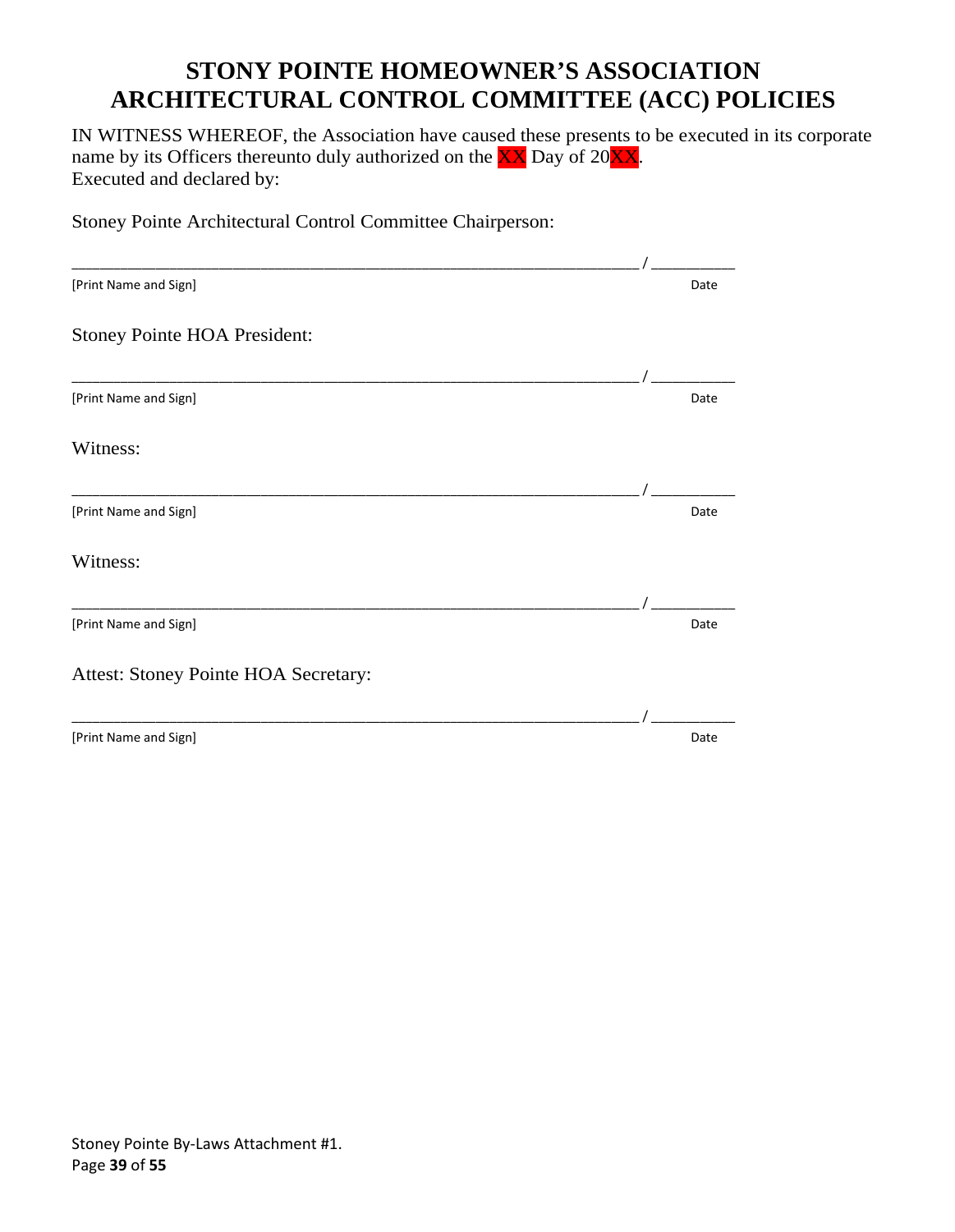# STONY POINTE HOMEOWNER'S ASSOCIATION ARCHITECTURAL CONTROL COMMITTEE (ACC) POLICIES

IN WITNESS WHEREOF, the Association have caused these presents to be executed in its corporate name by its Officers thereunto duly authorized on the XX Day of 20XX.
Executed and declared by:

Stoney Pointe Architectural Control Committee Chairperson:

_______________________________________________________________ / __________
[Print Name and Sign] Date

Stoney Pointe HOA President:

_______________________________________________________________ / __________
[Print Name and Sign] Date

Witness:

_______________________________________________________________ / __________
[Print Name and Sign] Date

Witness:

_______________________________________________________________ / __________
[Print Name and Sign] Date

Attest: Stoney Pointe HOA Secretary:

_______________________________________________________________ / __________
[Print Name and Sign] Date

Stoney Pointe By-Laws Attachment #1.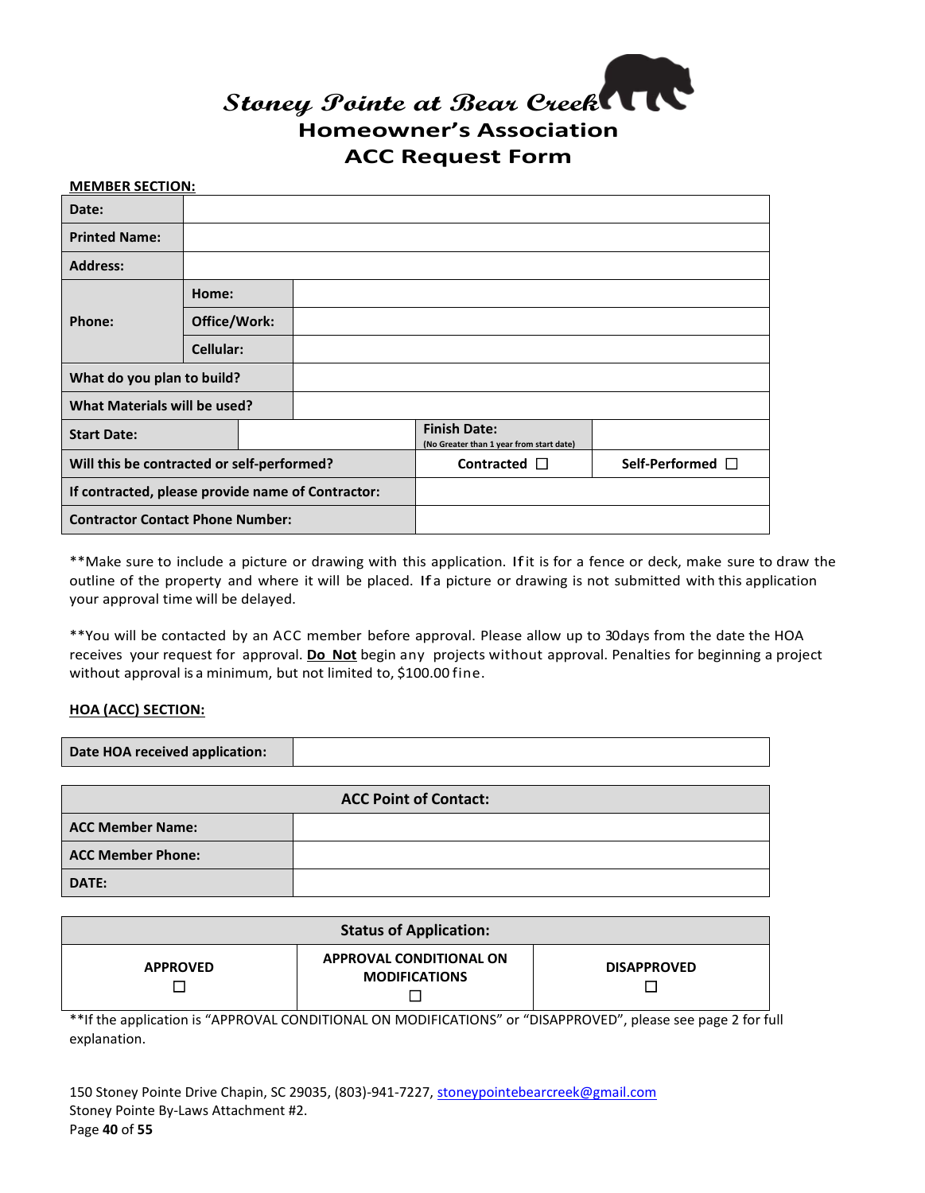# *Stoney Pointe at Bear Creek*

## Homeowner's Association

## ACC Request Form

**MEMBER SECTION:**

| | | | | |
|---|---|---|---|---|
| **Date:** | | | | |
| **Printed Name:** | | | | |
| **Address:** | | | | |
| **Phone:** | **Home:** | | | |
| | **Office/Work:** | | | |
| | **Cellular:** | | | |
| **What do you plan to build?** | | | | |
| **What Materials will be used?** | | | | |
| **Start Date:** | | **Finish Date:** (No Greater than 1 year from start date) | | |
| **Will this be contracted or self-performed?** | | **Contracted** ☐ | **Self-Performed** ☐ | |
| **If contracted, please provide name of Contractor:** | | | | |
| **Contractor Contact Phone Number:** | | | | |

**Make sure to include a picture or drawing with this application. If it is for a fence or deck, make sure to draw the outline of the property and where it will be placed. If a picture or drawing is not submitted with this application your approval time will be delayed.

**You will be contacted by an ACC member before approval. Please allow up to 30days from the date the HOA receives your request for approval. **Do Not** begin any projects without approval. Penalties for beginning a project without approval is a minimum, but not limited to, $100.00 fine.

**HOA (ACC) SECTION:**

| | |
|---|---|
| **Date HOA received application:** | |

| **ACC Point of Contact:** | |
|---|---|
| **ACC Member Name:** | |
| **ACC Member Phone:** | |
| **DATE:** | |

| **Status of Application:** | | |
|---|---|---|
| **APPROVED** ☐ | **APPROVAL CONDITIONAL ON MODIFICATIONS** ☐ | **DISAPPROVED** ☐ |

**If the application is "APPROVAL CONDITIONAL ON MODIFICATIONS" or "DISAPPROVED", please see page 2 for full explanation.

150 Stoney Pointe Drive Chapin, SC 29035, (803)-941-7227, stoneypointebearcreek@gmail.com
Stoney Pointe By-Laws Attachment #2.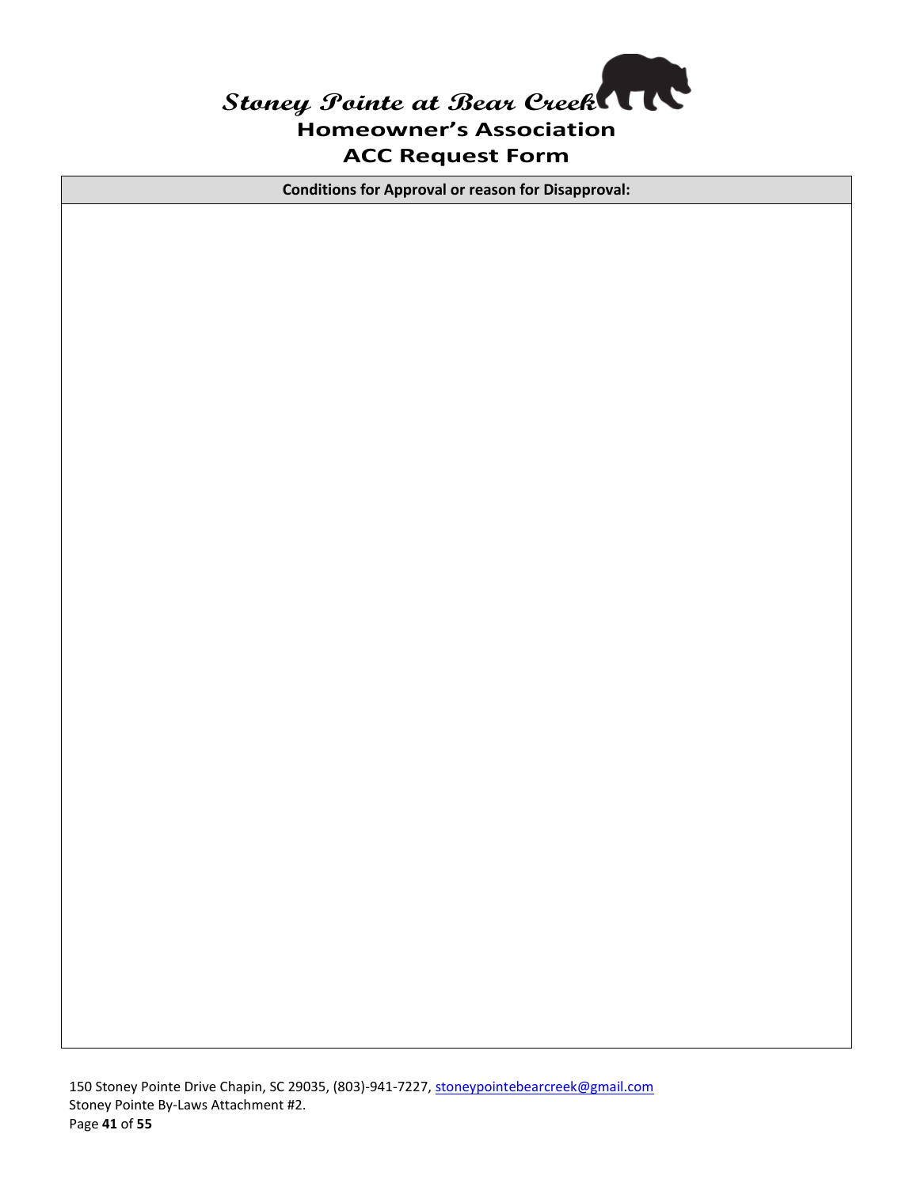# *Stoney Pointe at Bear Creek*

## Homeowner's Association

## ACC Request Form

| Conditions for Approval or reason for Disapproval: |
| --- |
| |

150 Stoney Pointe Drive Chapin, SC 29035, (803)-941-7227, stoneypointebearcreek@gmail.com
Stoney Pointe By-Laws Attachment #2.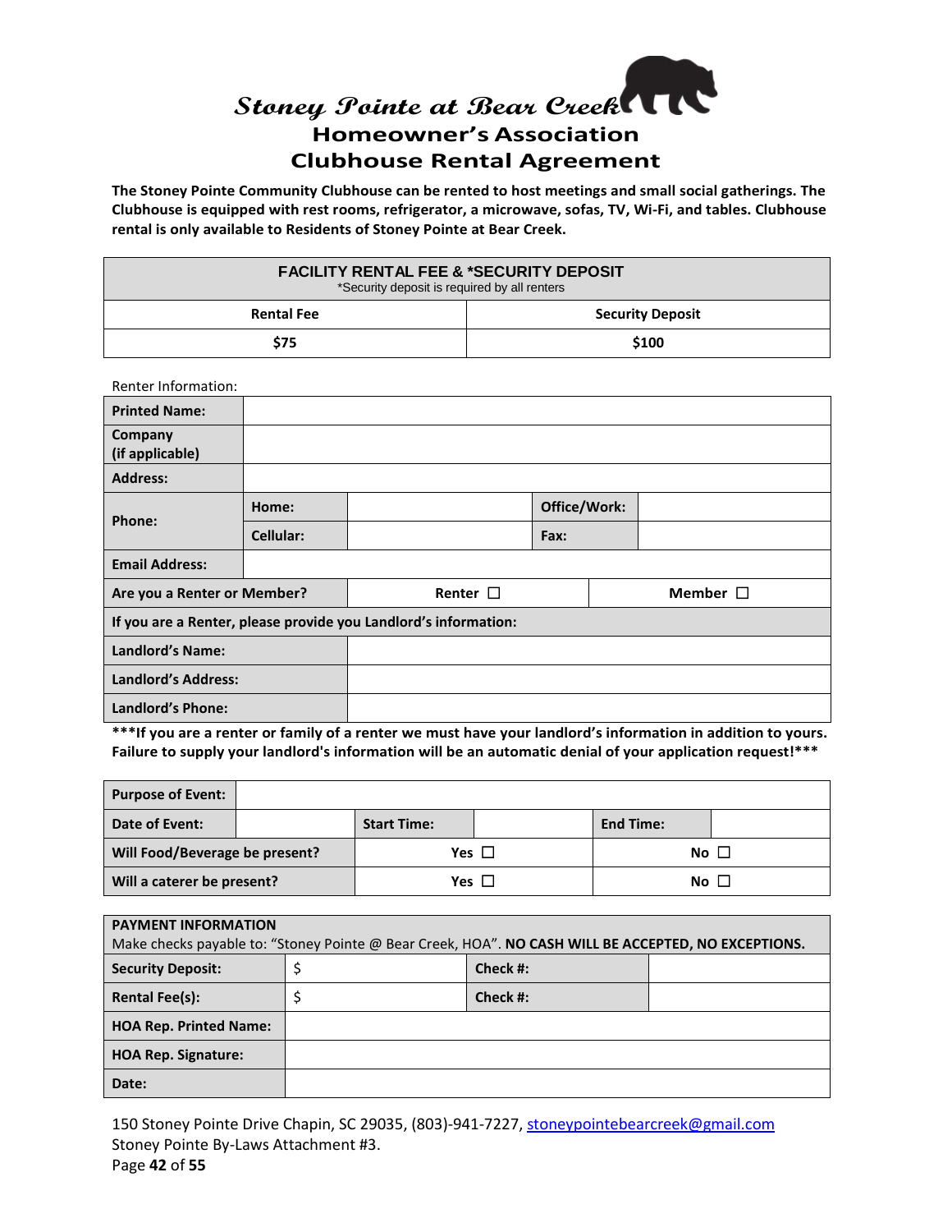# Stoney Pointe at Bear Creek

## Homeowner's Association

## Clubhouse Rental Agreement

**The Stoney Pointe Community Clubhouse can be rented to host meetings and small social gatherings. The Clubhouse is equipped with rest rooms, refrigerator, a microwave, sofas, TV, Wi-Fi, and tables. Clubhouse rental is only available to Residents of Stoney Pointe at Bear Creek.**

| **FACILITY RENTAL FEE & *SECURITY DEPOSIT**<br>*Security deposit is required by all renters | |
|---|---|
| **Rental Fee** | **Security Deposit** |
| **$75** | **$100** |

Renter Information:

| **Printed Name:** | | | | |
|---|---|---|---|---|
| **Company (if applicable)** | | | | |
| **Address:** | | | | |
| **Phone:** | **Home:** | | **Office/Work:** | |
| | **Cellular:** | | **Fax:** | |
| **Email Address:** | | | | |

| **Are you a Renter or Member?** | **Renter ☐** | **Member ☐** |
|---|---|---|
| **If you are a Renter, please provide you Landlord's information:** | | |
| **Landlord's Name:** | | |
| **Landlord's Address:** | | |
| **Landlord's Phone:** | | |

**\*\*\*If you are a renter or family of a renter we must have your landlord's information in addition to yours. Failure to supply your landlord's information will be an automatic denial of your application request!\*\*\***

| **Purpose of Event:** | | | | | |
|---|---|---|---|---|---|
| **Date of Event:** | | **Start Time:** | | **End Time:** | |

| **Will Food/Beverage be present?** | **Yes ☐** | **No ☐** |
|---|---|---|
| **Will a caterer be present?** | **Yes ☐** | **No ☐** |

| **PAYMENT INFORMATION**<br>Make checks payable to: "Stoney Pointe @ Bear Creek, HOA". **NO CASH WILL BE ACCEPTED, NO EXCEPTIONS.** | | | |
|---|---|---|---|
| **Security Deposit:** | $ | **Check #:** | |
| **Rental Fee(s):** | $ | **Check #:** | |
| **HOA Rep. Printed Name:** | | | |
| **HOA Rep. Signature:** | | | |
| **Date:** | | | |

150 Stoney Pointe Drive Chapin, SC 29035, (803)-941-7227, stoneypointebearcreek@gmail.com

Stoney Pointe By-Laws Attachment #3.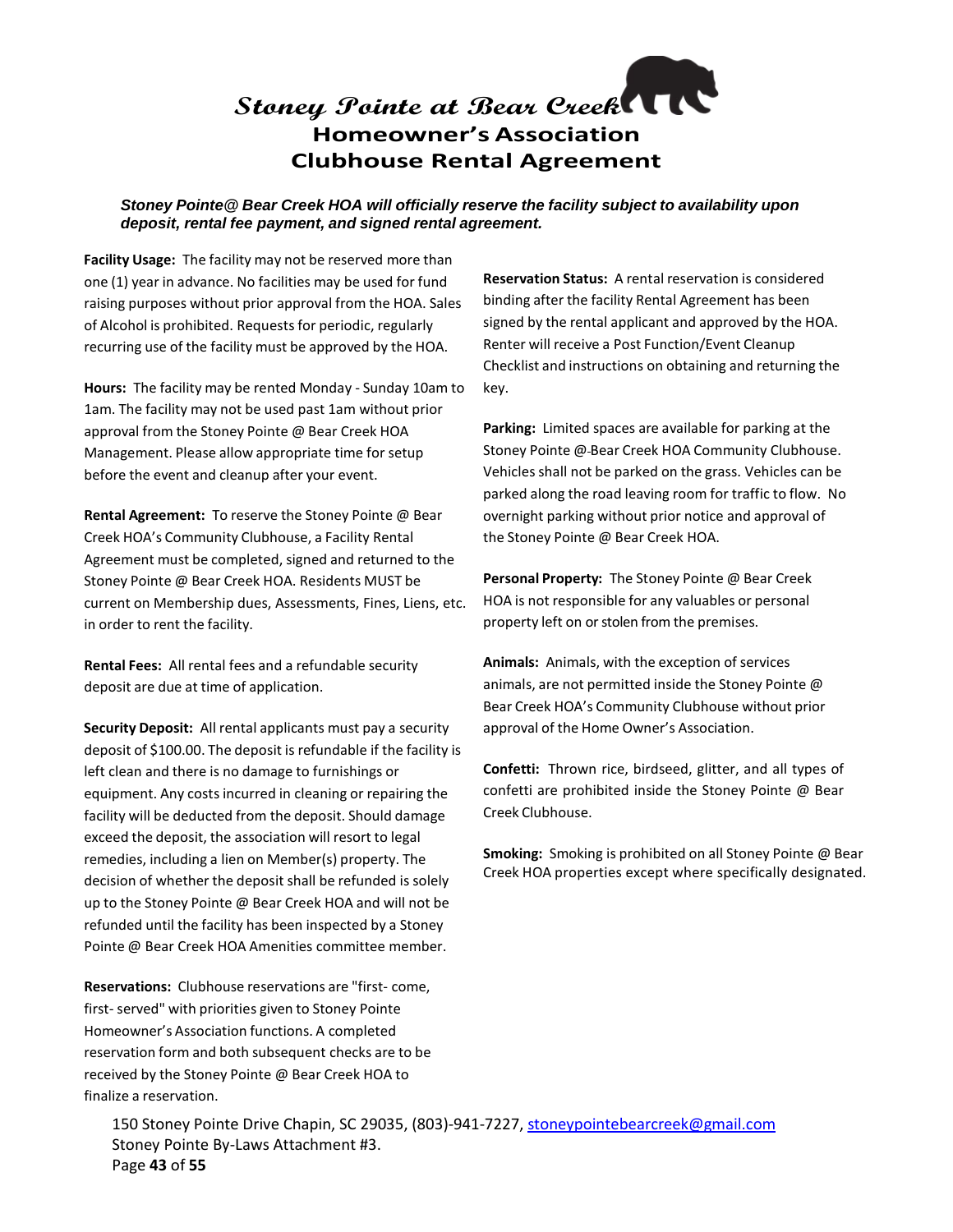# Stoney Pointe at Bear Creek

## Homeowner's Association

## Clubhouse Rental Agreement

***Stoney Pointe@ Bear Creek HOA will officially reserve the facility subject to availability upon deposit, rental fee payment, and signed rental agreement.***

**Facility Usage:** The facility may not be reserved more than one (1) year in advance. No facilities may be used for fund raising purposes without prior approval from the HOA. Sales of Alcohol is prohibited. Requests for periodic, regularly recurring use of the facility must be approved by the HOA.

**Hours:** The facility may be rented Monday - Sunday 10am to 1am. The facility may not be used past 1am without prior approval from the Stoney Pointe @ Bear Creek HOA Management. Please allow appropriate time for setup before the event and cleanup after your event.

**Rental Agreement:** To reserve the Stoney Pointe @ Bear Creek HOA's Community Clubhouse, a Facility Rental Agreement must be completed, signed and returned to the Stoney Pointe @ Bear Creek HOA. Residents MUST be current on Membership dues, Assessments, Fines, Liens, etc. in order to rent the facility.

**Rental Fees:** All rental fees and a refundable security deposit are due at time of application.

**Security Deposit:** All rental applicants must pay a security deposit of $100.00. The deposit is refundable if the facility is left clean and there is no damage to furnishings or equipment. Any costs incurred in cleaning or repairing the facility will be deducted from the deposit. Should damage exceed the deposit, the association will resort to legal remedies, including a lien on Member(s) property. The decision of whether the deposit shall be refunded is solely up to the Stoney Pointe @ Bear Creek HOA and will not be refunded until the facility has been inspected by a Stoney Pointe @ Bear Creek HOA Amenities committee member.

**Reservations:** Clubhouse reservations are "first- come, first- served" with priorities given to Stoney Pointe Homeowner's Association functions. A completed reservation form and both subsequent checks are to be received by the Stoney Pointe @ Bear Creek HOA to finalize a reservation.

**Reservation Status:** A rental reservation is considered binding after the facility Rental Agreement has been signed by the rental applicant and approved by the HOA. Renter will receive a Post Function/Event Cleanup Checklist and instructions on obtaining and returning the key.

**Parking:** Limited spaces are available for parking at the Stoney Pointe @-Bear Creek HOA Community Clubhouse. Vehicles shall not be parked on the grass. Vehicles can be parked along the road leaving room for traffic to flow. No overnight parking without prior notice and approval of the Stoney Pointe @ Bear Creek HOA.

**Personal Property:** The Stoney Pointe @ Bear Creek HOA is not responsible for any valuables or personal property left on or stolen from the premises.

**Animals:** Animals, with the exception of services animals, are not permitted inside the Stoney Pointe @ Bear Creek HOA's Community Clubhouse without prior approval of the Home Owner's Association.

**Confetti:** Thrown rice, birdseed, glitter, and all types of confetti are prohibited inside the Stoney Pointe @ Bear Creek Clubhouse.

**Smoking:** Smoking is prohibited on all Stoney Pointe @ Bear Creek HOA properties except where specifically designated.

150 Stoney Pointe Drive Chapin, SC 29035, (803)-941-7227, stoneypointebearcreek@gmail.com
Stoney Pointe By-Laws Attachment #3.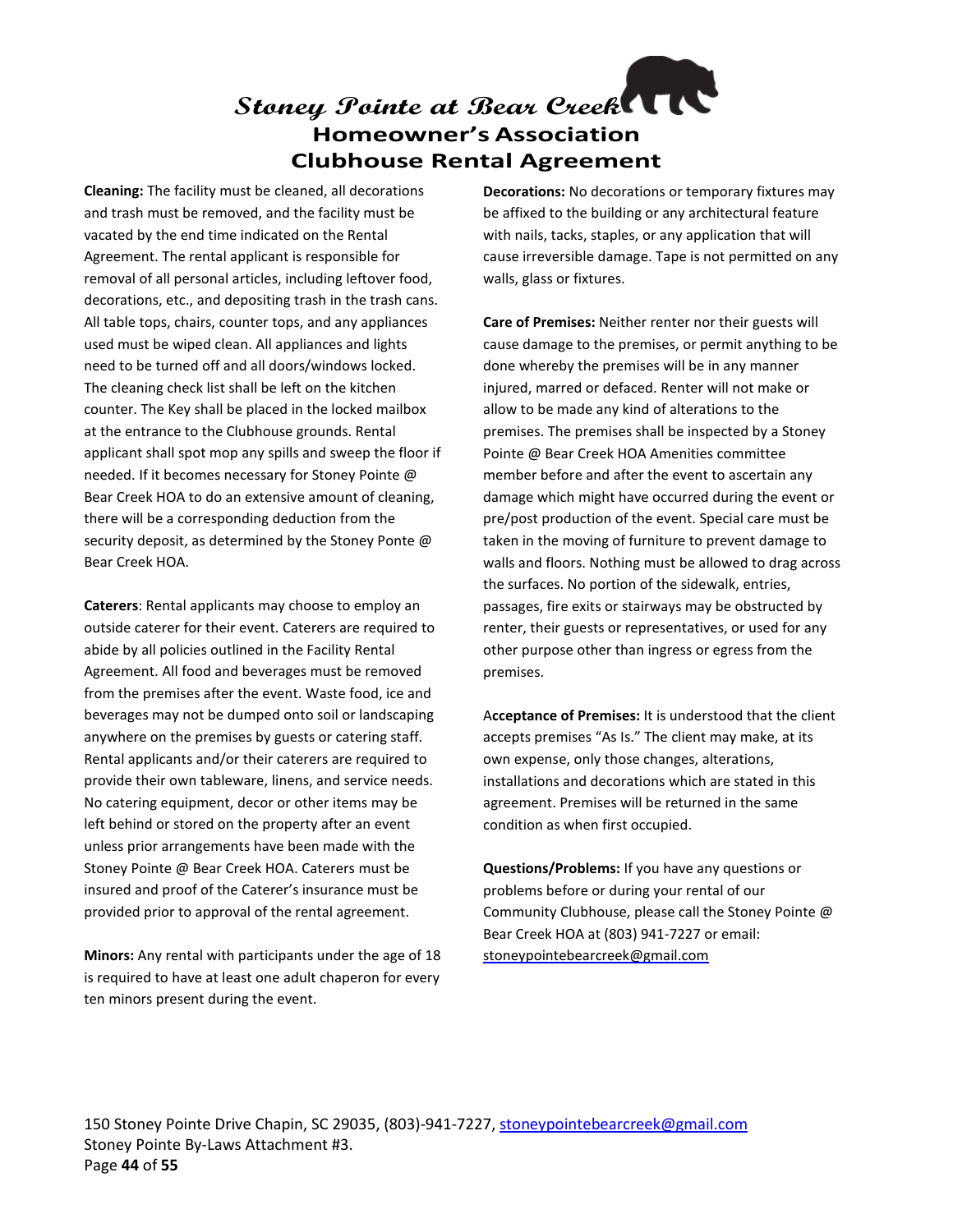# Stoney Pointe at Bear Creek
## Homeowner's Association
## Clubhouse Rental Agreement

**Cleaning:** The facility must be cleaned, all decorations and trash must be removed, and the facility must be vacated by the end time indicated on the Rental Agreement. The rental applicant is responsible for removal of all personal articles, including leftover food, decorations, etc., and depositing trash in the trash cans. All table tops, chairs, counter tops, and any appliances used must be wiped clean. All appliances and lights need to be turned off and all doors/windows locked. The cleaning check list shall be left on the kitchen counter. The Key shall be placed in the locked mailbox at the entrance to the Clubhouse grounds. Rental applicant shall spot mop any spills and sweep the floor if needed. If it becomes necessary for Stoney Pointe @ Bear Creek HOA to do an extensive amount of cleaning, there will be a corresponding deduction from the security deposit, as determined by the Stoney Ponte @ Bear Creek HOA.

**Caterers**: Rental applicants may choose to employ an outside caterer for their event. Caterers are required to abide by all policies outlined in the Facility Rental Agreement. All food and beverages must be removed from the premises after the event. Waste food, ice and beverages may not be dumped onto soil or landscaping anywhere on the premises by guests or catering staff. Rental applicants and/or their caterers are required to provide their own tableware, linens, and service needs. No catering equipment, decor or other items may be left behind or stored on the property after an event unless prior arrangements have been made with the Stoney Pointe @ Bear Creek HOA. Caterers must be insured and proof of the Caterer's insurance must be provided prior to approval of the rental agreement.

**Minors:** Any rental with participants under the age of 18 is required to have at least one adult chaperon for every ten minors present during the event.

**Decorations:** No decorations or temporary fixtures may be affixed to the building or any architectural feature with nails, tacks, staples, or any application that will cause irreversible damage. Tape is not permitted on any walls, glass or fixtures.

**Care of Premises:** Neither renter nor their guests will cause damage to the premises, or permit anything to be done whereby the premises will be in any manner injured, marred or defaced. Renter will not make or allow to be made any kind of alterations to the premises. The premises shall be inspected by a Stoney Pointe @ Bear Creek HOA Amenities committee member before and after the event to ascertain any damage which might have occurred during the event or pre/post production of the event. Special care must be taken in the moving of furniture to prevent damage to walls and floors. Nothing must be allowed to drag across the surfaces. No portion of the sidewalk, entries, passages, fire exits or stairways may be obstructed by renter, their guests or representatives, or used for any other purpose other than ingress or egress from the premises.

**Acceptance of Premises:** It is understood that the client accepts premises "As Is." The client may make, at its own expense, only those changes, alterations, installations and decorations which are stated in this agreement. Premises will be returned in the same condition as when first occupied.

**Questions/Problems:** If you have any questions or problems before or during your rental of our Community Clubhouse, please call the Stoney Pointe @ Bear Creek HOA at (803) 941-7227 or email: stoneypointebearcreek@gmail.com

150 Stoney Pointe Drive Chapin, SC 29035, (803)-941-7227, stoneypointebearcreek@gmail.com
Stoney Pointe By-Laws Attachment #3.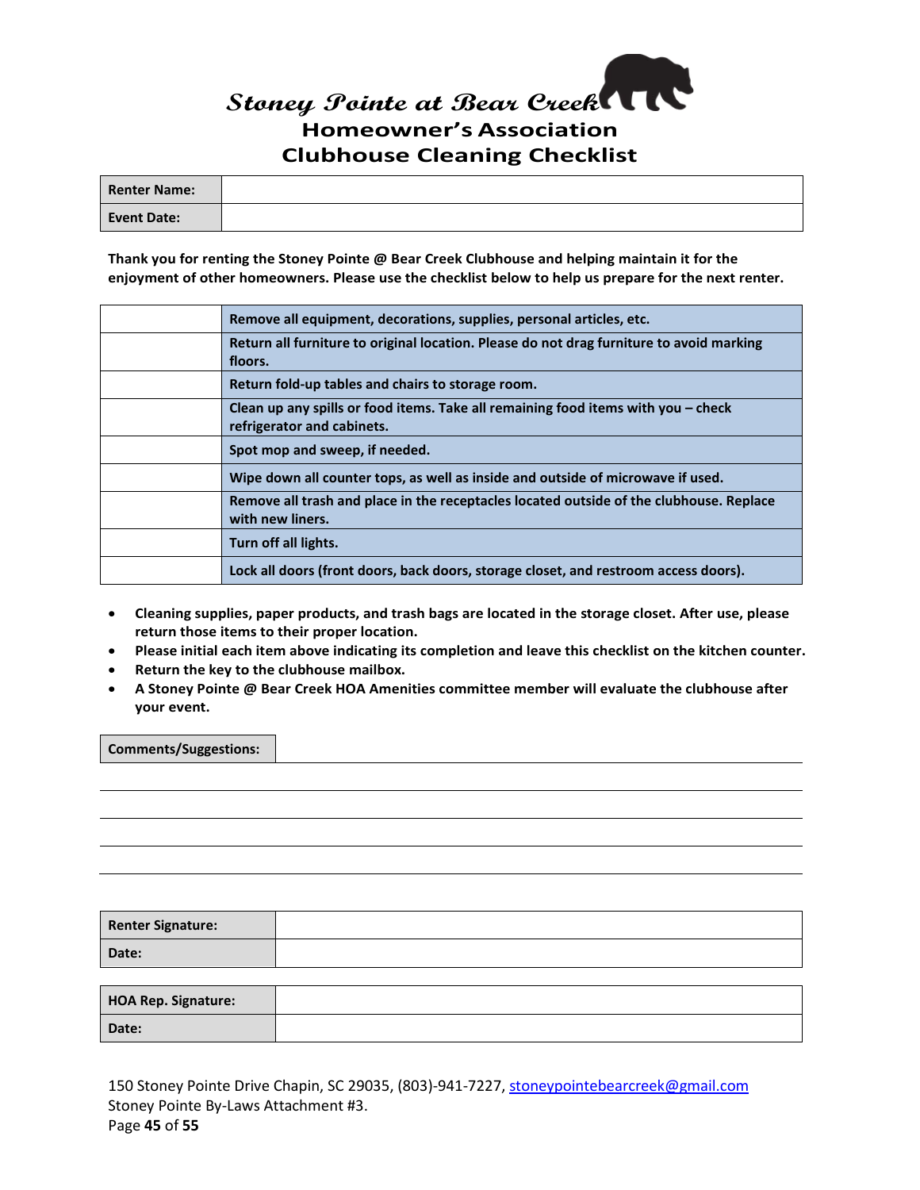# Stoney Pointe at Bear Creek
## Homeowner's Association
## Clubhouse Cleaning Checklist

| Renter Name: | |
|---|---|
| Event Date: | |

**Thank you for renting the Stoney Pointe @ Bear Creek Clubhouse and helping maintain it for the enjoyment of other homeowners. Please use the checklist below to help us prepare for the next renter.**

| | |
|---|---|
| | Remove all equipment, decorations, supplies, personal articles, etc. |
| | Return all furniture to original location. Please do not drag furniture to avoid marking floors. |
| | Return fold-up tables and chairs to storage room. |
| | Clean up any spills or food items. Take all remaining food items with you – check refrigerator and cabinets. |
| | Spot mop and sweep, if needed. |
| | Wipe down all counter tops, as well as inside and outside of microwave if used. |
| | Remove all trash and place in the receptacles located outside of the clubhouse. Replace with new liners. |
| | Turn off all lights. |
| | Lock all doors (front doors, back doors, storage closet, and restroom access doors). |

- **Cleaning supplies, paper products, and trash bags are located in the storage closet. After use, please return those items to their proper location.**
- **Please initial each item above indicating its completion and leave this checklist on the kitchen counter.**
- **Return the key to the clubhouse mailbox.**
- **A Stoney Pointe @ Bear Creek HOA Amenities committee member will evaluate the clubhouse after your event.**

**Comments/Suggestions:** ____________________________________________

_______________________________________________________________

_______________________________________________________________

_______________________________________________________________

_______________________________________________________________

| Renter Signature: | |
|---|---|
| Date: | |

| HOA Rep. Signature: | |
|---|---|
| Date: | |

150 Stoney Pointe Drive Chapin, SC 29035, (803)-941-7227, stoneypointebearcreek@gmail.com
Stoney Pointe By-Laws Attachment #3.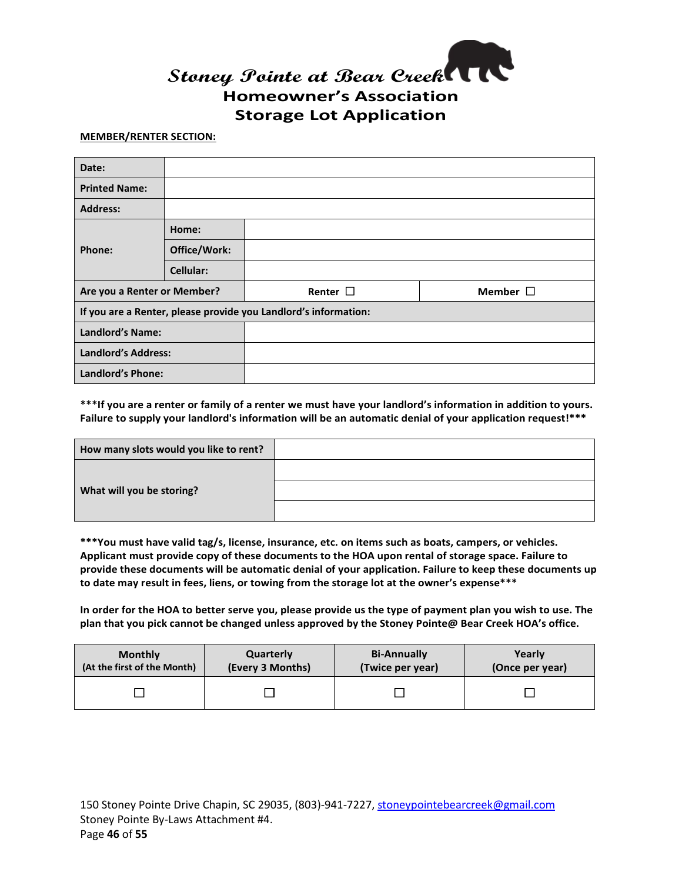# Stoney Pointe at Bear Creek

## Homeowner's Association

## Storage Lot Application

**MEMBER/RENTER SECTION:**

| | | | |
|---|---|---|---|
| **Date:** | | | |
| **Printed Name:** | | | |
| **Address:** | | | |
| **Phone:** | **Home:** | | |
| | **Office/Work:** | | |
| | **Cellular:** | | |
| **Are you a Renter or Member?** | | **Renter ☐** | **Member ☐** |
| **If you are a Renter, please provide you Landlord's information:** | | | |
| **Landlord's Name:** | | | |
| **Landlord's Address:** | | | |
| **Landlord's Phone:** | | | |

**\*\*\*If you are a renter or family of a renter we must have your landlord's information in addition to yours. Failure to supply your landlord's information will be an automatic denial of your application request!\*\*\***

| | |
|---|---|
| **How many slots would you like to rent?** | |
| **What will you be storing?** | |
| | |
| | |

**\*\*\*You must have valid tag/s, license, insurance, etc. on items such as boats, campers, or vehicles. Applicant must provide copy of these documents to the HOA upon rental of storage space. Failure to provide these documents will be automatic denial of your application. Failure to keep these documents up to date may result in fees, liens, or towing from the storage lot at the owner's expense\*\*\***

**In order for the HOA to better serve you, please provide us the type of payment plan you wish to use. The plan that you pick cannot be changed unless approved by the Stoney Pointe@ Bear Creek HOA's office.**

| **Monthly** (At the first of the Month) | **Quarterly** (Every 3 Months) | **Bi-Annually** (Twice per year) | **Yearly** (Once per year) |
|---|---|---|---|
| ☐ | ☐ | ☐ | ☐ |

150 Stoney Pointe Drive Chapin, SC 29035, (803)-941-7227, stoneypointebearcreek@gmail.com
Stoney Pointe By-Laws Attachment #4.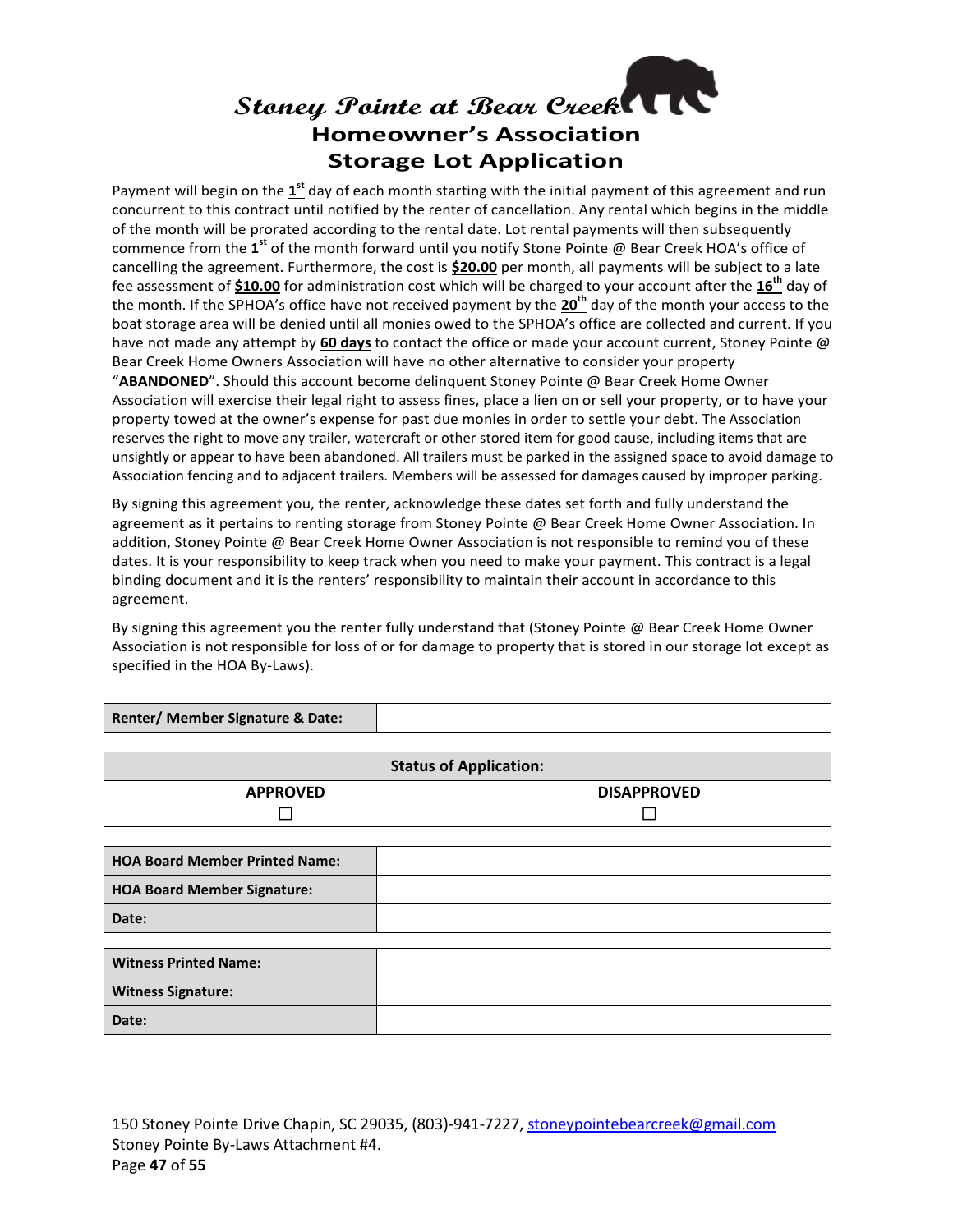# Stoney Pointe at Bear Creek

## Homeowner's Association

## Storage Lot Application

Payment will begin on the **1st** day of each month starting with the initial payment of this agreement and run concurrent to this contract until notified by the renter of cancellation. Any rental which begins in the middle of the month will be prorated according to the rental date. Lot rental payments will then subsequently commence from the **1st** of the month forward until you notify Stone Pointe @ Bear Creek HOA's office of cancelling the agreement. Furthermore, the cost is **$20.00** per month, all payments will be subject to a late fee assessment of **$10.00** for administration cost which will be charged to your account after the **16th** day of the month. If the SPHOA's office have not received payment by the **20th** day of the month your access to the boat storage area will be denied until all monies owed to the SPHOA's office are collected and current. If you have not made any attempt by **60 days** to contact the office or made your account current, Stoney Pointe @ Bear Creek Home Owners Association will have no other alternative to consider your property "**ABANDONED**". Should this account become delinquent Stoney Pointe @ Bear Creek Home Owner Association will exercise their legal right to assess fines, place a lien on or sell your property, or to have your property towed at the owner's expense for past due monies in order to settle your debt. The Association reserves the right to move any trailer, watercraft or other stored item for good cause, including items that are unsightly or appear to have been abandoned. All trailers must be parked in the assigned space to avoid damage to Association fencing and to adjacent trailers. Members will be assessed for damages caused by improper parking.

By signing this agreement you, the renter, acknowledge these dates set forth and fully understand the agreement as it pertains to renting storage from Stoney Pointe @ Bear Creek Home Owner Association. In addition, Stoney Pointe @ Bear Creek Home Owner Association is not responsible to remind you of these dates. It is your responsibility to keep track when you need to make your payment. This contract is a legal binding document and it is the renters' responsibility to maintain their account in accordance to this agreement.

By signing this agreement you the renter fully understand that (Stoney Pointe @ Bear Creek Home Owner Association is not responsible for loss of or for damage to property that is stored in our storage lot except as specified in the HOA By-Laws).

| **Renter/ Member Signature & Date:** | |
|---|---|

| **Status of Application:** | |
|---|---|
| **APPROVED** ☐ | **DISAPPROVED** ☐ |

| **HOA Board Member Printed Name:** | |
|---|---|
| **HOA Board Member Signature:** | |
| **Date:** | |

| **Witness Printed Name:** | |
|---|---|
| **Witness Signature:** | |
| **Date:** | |

150 Stoney Pointe Drive Chapin, SC 29035, (803)-941-7227, stoneypointebearcreek@gmail.com
Stoney Pointe By-Laws Attachment #4.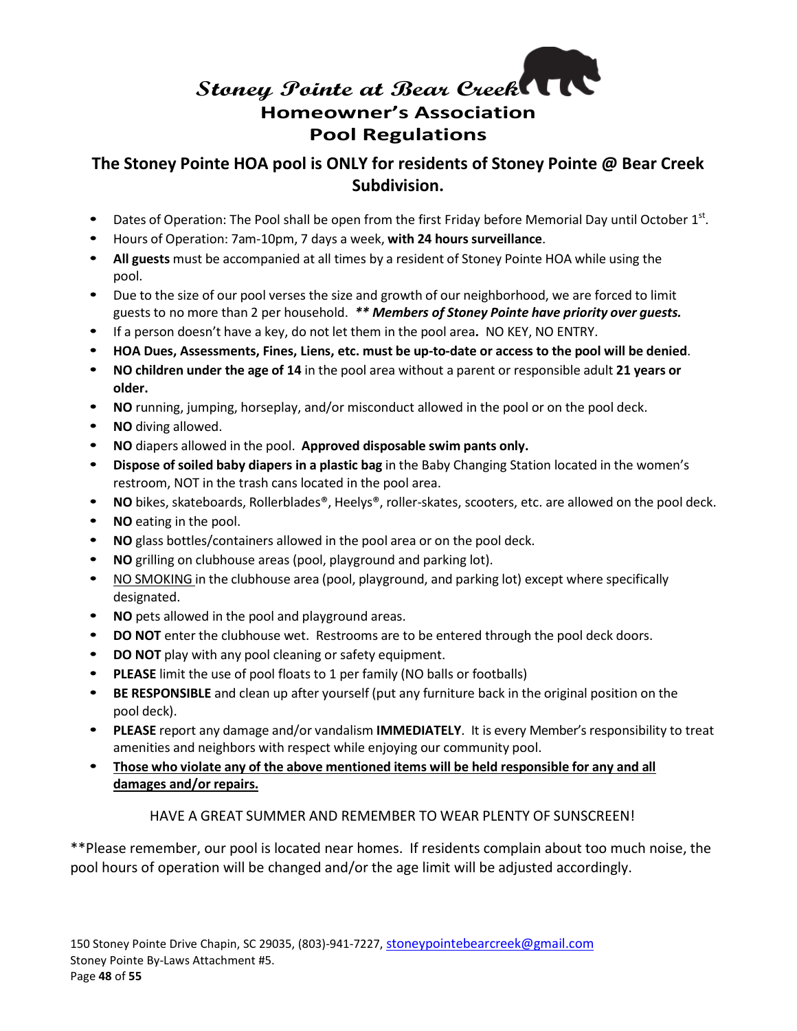# *Stoney Pointe at Bear Creek*

## Homeowner's Association
## Pool Regulations

### The Stoney Pointe HOA pool is ONLY for residents of Stoney Pointe @ Bear Creek Subdivision.

- Dates of Operation: The Pool shall be open from the first Friday before Memorial Day until October 1st.
- Hours of Operation: 7am-10pm, 7 days a week, **with 24 hours surveillance**.
- **All guests** must be accompanied at all times by a resident of Stoney Pointe HOA while using the pool.
- Due to the size of our pool verses the size and growth of our neighborhood, we are forced to limit guests to no more than 2 per household. ***\*\* Members of Stoney Pointe have priority over guests.***
- If a person doesn't have a key, do not let them in the pool area**.** NO KEY, NO ENTRY.
- **HOA Dues, Assessments, Fines, Liens, etc. must be up-to-date or access to the pool will be denied**.
- **NO children under the age of 14** in the pool area without a parent or responsible adult **21 years or older.**
- **NO** running, jumping, horseplay, and/or misconduct allowed in the pool or on the pool deck.
- **NO** diving allowed.
- **NO** diapers allowed in the pool. **Approved disposable swim pants only.**
- **Dispose of soiled baby diapers in a plastic bag** in the Baby Changing Station located in the women's restroom, NOT in the trash cans located in the pool area.
- **NO** bikes, skateboards, Rollerblades®, Heelys®, roller-skates, scooters, etc. are allowed on the pool deck.
- **NO** eating in the pool.
- **NO** glass bottles/containers allowed in the pool area or on the pool deck.
- **NO** grilling on clubhouse areas (pool, playground and parking lot).
- <u>NO SMOKING</u> in the clubhouse area (pool, playground, and parking lot) except where specifically designated.
- **NO** pets allowed in the pool and playground areas.
- **DO NOT** enter the clubhouse wet. Restrooms are to be entered through the pool deck doors.
- **DO NOT** play with any pool cleaning or safety equipment.
- **PLEASE** limit the use of pool floats to 1 per family (NO balls or footballs)
- **BE RESPONSIBLE** and clean up after yourself (put any furniture back in the original position on the pool deck).
- **PLEASE** report any damage and/or vandalism **IMMEDIATELY**. It is every Member's responsibility to treat amenities and neighbors with respect while enjoying our community pool.
- <u>**Those who violate any of the above mentioned items will be held responsible for any and all damages and/or repairs.**</u>

HAVE A GREAT SUMMER AND REMEMBER TO WEAR PLENTY OF SUNSCREEN!

\*\*Please remember, our pool is located near homes. If residents complain about too much noise, the pool hours of operation will be changed and/or the age limit will be adjusted accordingly.

150 Stoney Pointe Drive Chapin, SC 29035, (803)-941-7227, stoneypointebearcreek@gmail.com
Stoney Pointe By-Laws Attachment #5.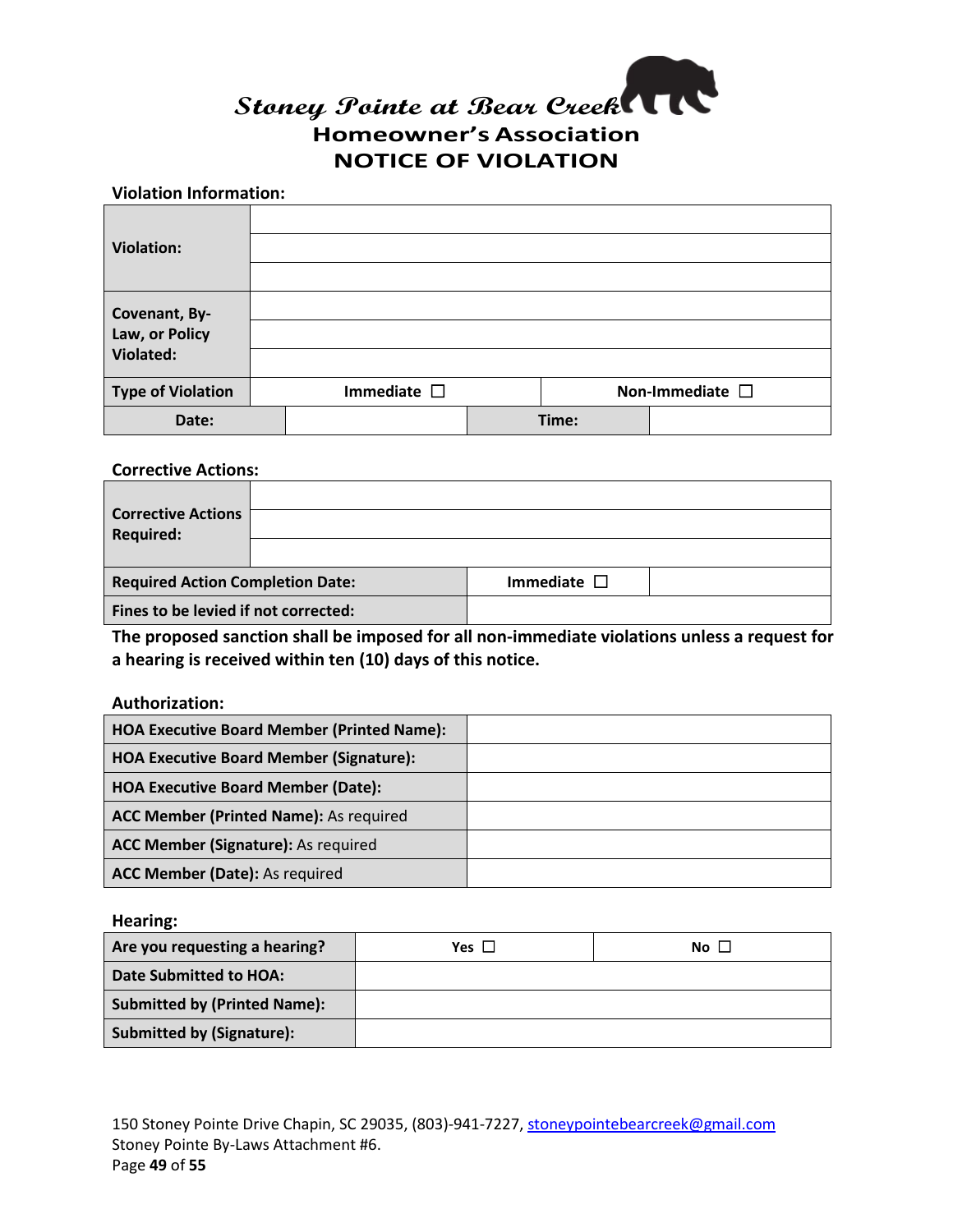# Stoney Pointe at Bear Creek

## Homeowner's Association

## NOTICE OF VIOLATION

**Violation Information:**

| | | |
|---|---|---|
| **Violation:** | | |
| | | |
| | | |
| **Covenant, By-Law, or Policy Violated:** | | |
| | | |
| | | |
| **Type of Violation** | Immediate ☐ | Non-Immediate ☐ |

| | | | |
|---|---|---|---|
| **Date:** | | **Time:** | |

**Corrective Actions:**

| | | |
|---|---|---|
| **Corrective Actions Required:** | | |
| | | |
| | | |
| **Required Action Completion Date:** | Immediate ☐ | |
| **Fines to be levied if not corrected:** | | |

**The proposed sanction shall be imposed for all non-immediate violations unless a request for a hearing is received within ten (10) days of this notice.**

**Authorization:**

| | |
|---|---|
| **HOA Executive Board Member (Printed Name):** | |
| **HOA Executive Board Member (Signature):** | |
| **HOA Executive Board Member (Date):** | |
| **ACC Member (Printed Name):** As required | |
| **ACC Member (Signature):** As required | |
| **ACC Member (Date):** As required | |

**Hearing:**

| | | |
|---|---|---|
| **Are you requesting a hearing?** | **Yes** ☐ | **No** ☐ |
| **Date Submitted to HOA:** | | |
| **Submitted by (Printed Name):** | | |
| **Submitted by (Signature):** | | |

150 Stoney Pointe Drive Chapin, SC 29035, (803)-941-7227, stoneypointebearcreek@gmail.com
Stoney Pointe By-Laws Attachment #6.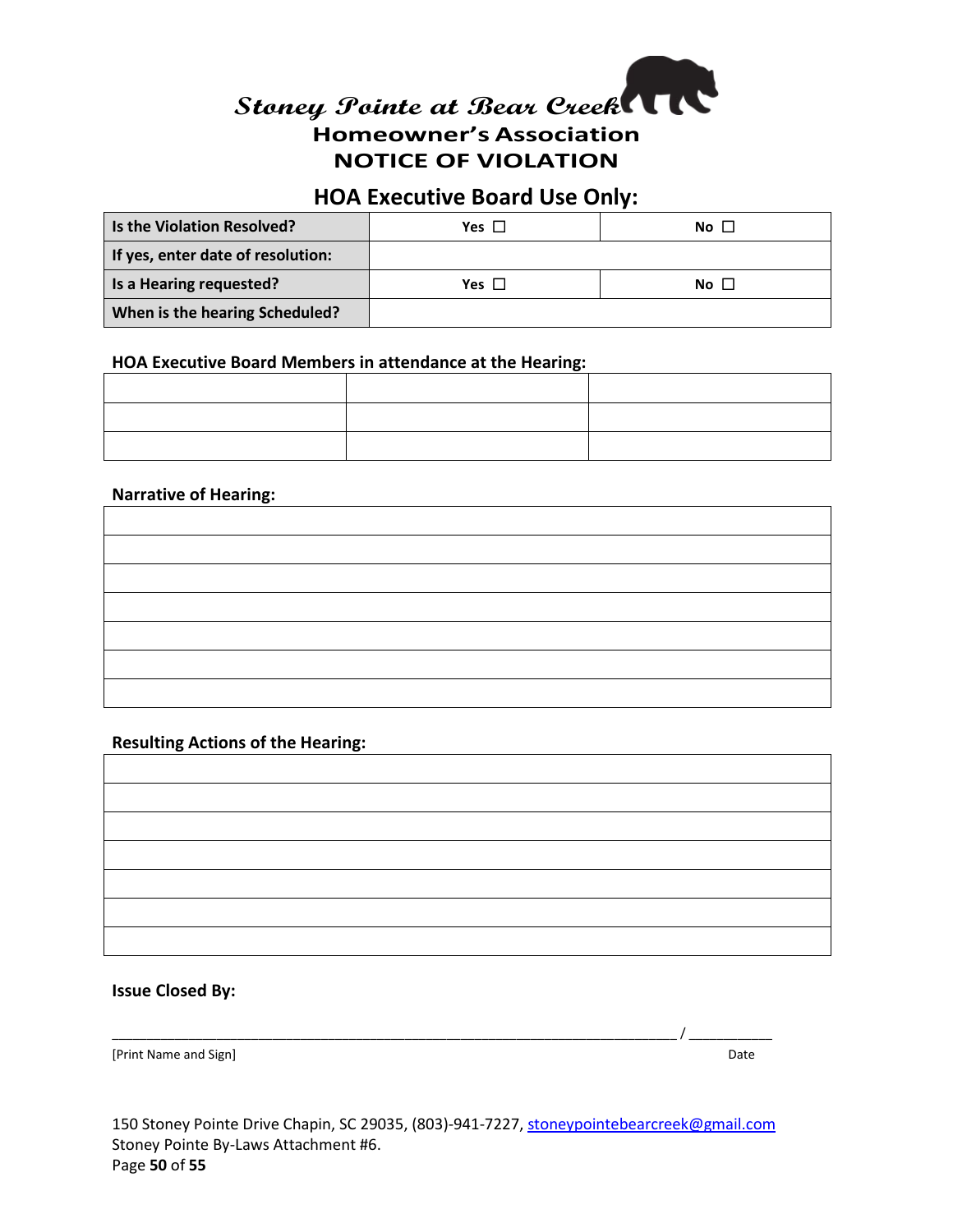# *Stoney Pointe at Bear Creek*

## Homeowner's Association

## NOTICE OF VIOLATION

### HOA Executive Board Use Only:

| Is the Violation Resolved? | Yes ☐ | No ☐ |
|---|---|---|
| If yes, enter date of resolution: | | |
| Is a Hearing requested? | Yes ☐ | No ☐ |
| When is the hearing Scheduled? | | |

**HOA Executive Board Members in attendance at the Hearing:**

| | | |
|---|---|---|
| | | |
| | | |
| | | |

**Narrative of Hearing:**

| |
|---|
| |
| |
| |
| |
| |
| |
| |

**Resulting Actions of the Hearing:**

| |
|---|
| |
| |
| |
| |
| |
| |
| |

**Issue Closed By:**

_______________________________________________________________________ / ___________

[Print Name and Sign] Date

150 Stoney Pointe Drive Chapin, SC 29035, (803)-941-7227, stoneypointebearcreek@gmail.com
Stoney Pointe By-Laws Attachment #6.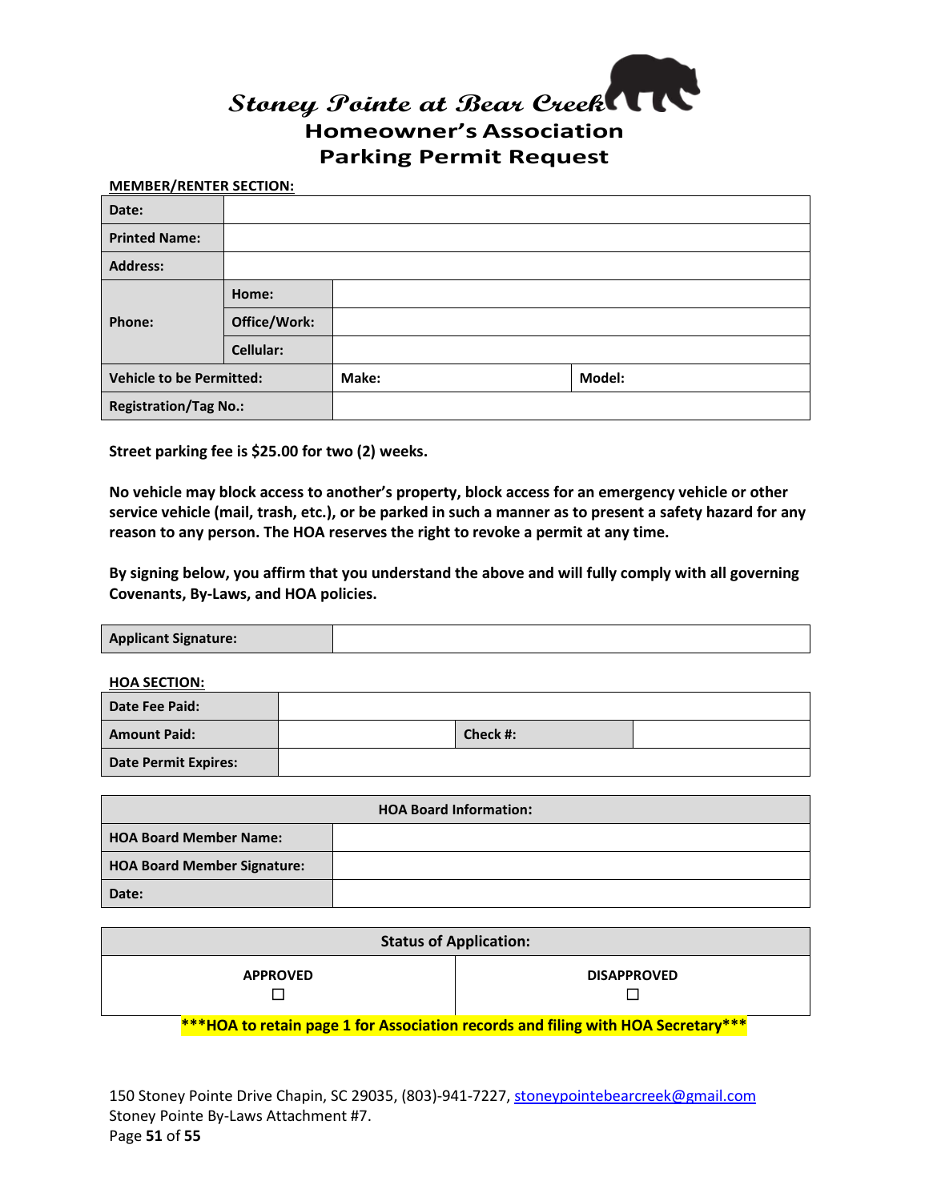# Stoney Pointe at Bear Creek

## Homeowner's Association
## Parking Permit Request

**MEMBER/RENTER SECTION:**

| | | | |
|---|---|---|---|
| **Date:** | | | |
| **Printed Name:** | | | |
| **Address:** | | | |
| **Phone:** | **Home:** | | |
| | **Office/Work:** | | |
| | **Cellular:** | | |
| **Vehicle to be Permitted:** | | **Make:** | **Model:** |
| **Registration/Tag No.:** | | | |

**Street parking fee is $25.00 for two (2) weeks.**

**No vehicle may block access to another's property, block access for an emergency vehicle or other service vehicle (mail, trash, etc.), or be parked in such a manner as to present a safety hazard for any reason to any person. The HOA reserves the right to revoke a permit at any time.**

**By signing below, you affirm that you understand the above and will fully comply with all governing Covenants, By-Laws, and HOA policies.**

| | |
|---|---|
| **Applicant Signature:** | |

**HOA SECTION:**

| | | | |
|---|---|---|---|
| **Date Fee Paid:** | | | |
| **Amount Paid:** | | **Check #:** | |
| **Date Permit Expires:** | | | |

| **HOA Board Information:** | |
|---|---|
| **HOA Board Member Name:** | |
| **HOA Board Member Signature:** | |
| **Date:** | |

| **Status of Application:** | |
|---|---|
| **APPROVED** ☐ | **DISAPPROVED** ☐ |

**\*\*\*HOA to retain page 1 for Association records and filing with HOA Secretary\*\*\***

150 Stoney Pointe Drive Chapin, SC 29035, (803)-941-7227, stoneypointebearcreek@gmail.com
Stoney Pointe By-Laws Attachment #7.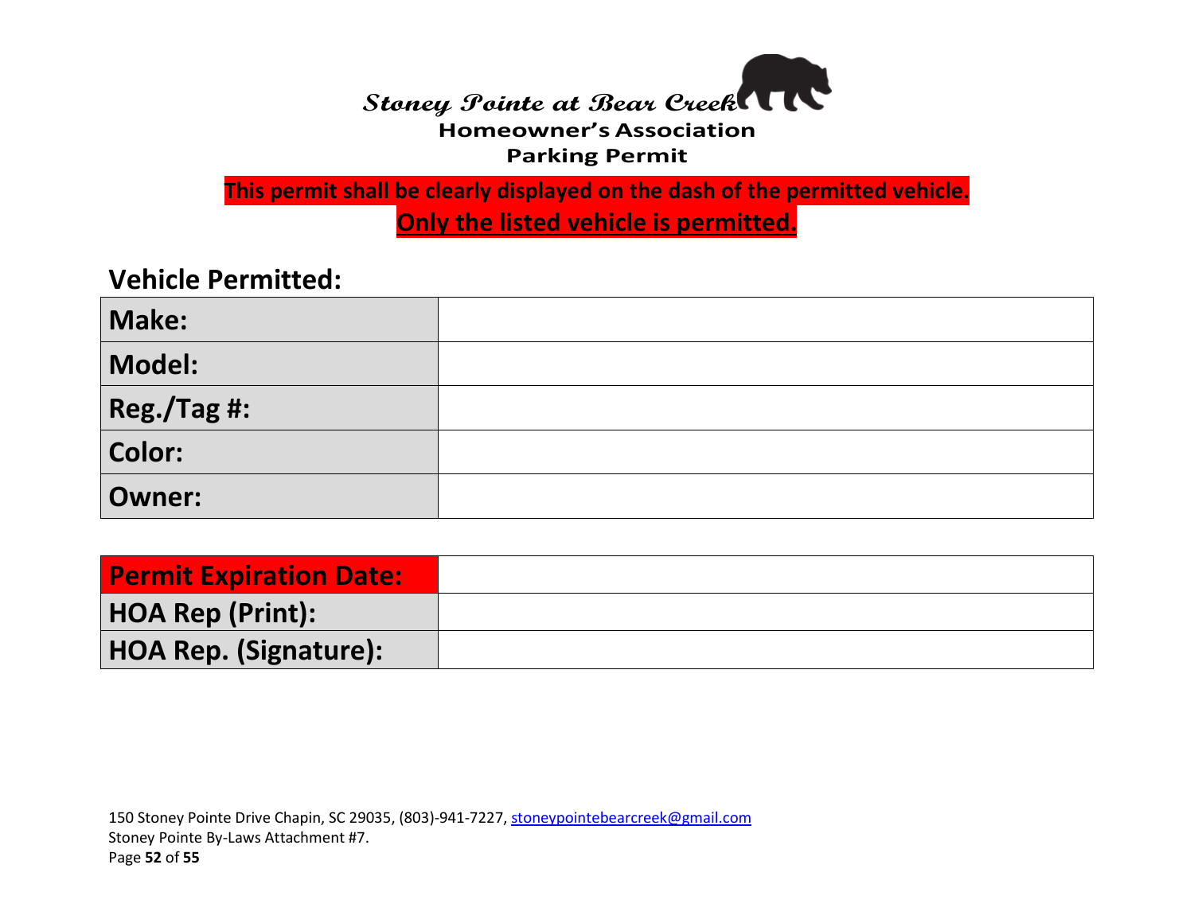# Stoney Pointe at Bear Creek

## Homeowner's Association
## Parking Permit

**This permit shall be clearly displayed on the dash of the permitted vehicle.**

**Only the listed vehicle is permitted.**

### Vehicle Permitted:

| | |
|---|---|
| **Make:** | |
| **Model:** | |
| **Reg./Tag #:** | |
| **Color:** | |
| **Owner:** | |

| | |
|---|---|
| **Permit Expiration Date:** | |
| **HOA Rep (Print):** | |
| **HOA Rep. (Signature):** | |

150 Stoney Pointe Drive Chapin, SC 29035, (803)-941-7227, stoneypointebearcreek@gmail.com
Stoney Pointe By-Laws Attachment #7.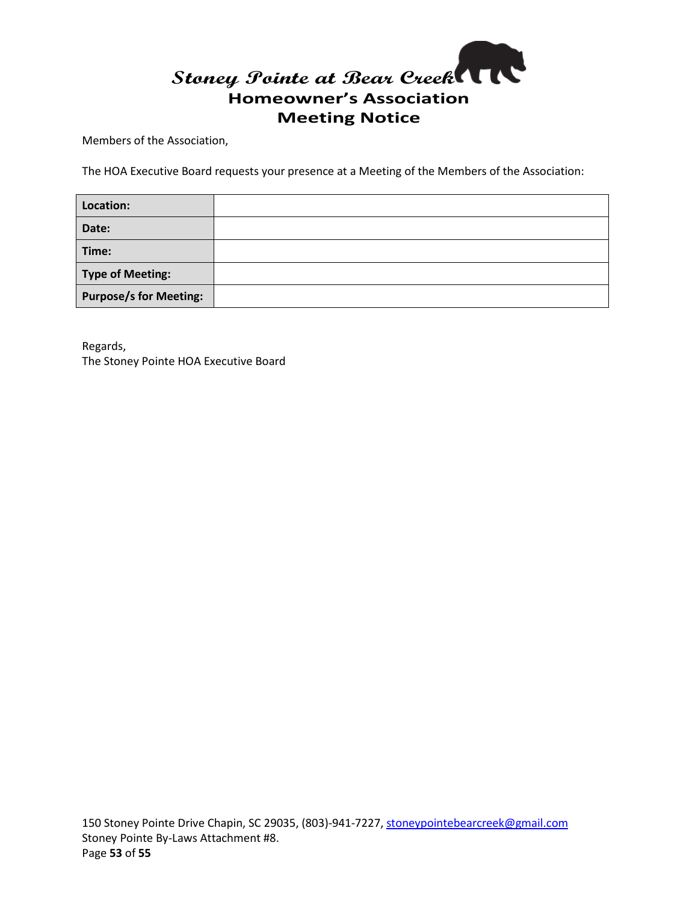# Stoney Pointe at Bear Creek
## Homeowner's Association
## Meeting Notice

Members of the Association,

The HOA Executive Board requests your presence at a Meeting of the Members of the Association:

| | |
|---|---|
| **Location:** | |
| **Date:** | |
| **Time:** | |
| **Type of Meeting:** | |
| **Purpose/s for Meeting:** | |

Regards,
The Stoney Pointe HOA Executive Board

150 Stoney Pointe Drive Chapin, SC 29035, (803)-941-7227, stoneypointebearcreek@gmail.com
Stoney Pointe By-Laws Attachment #8.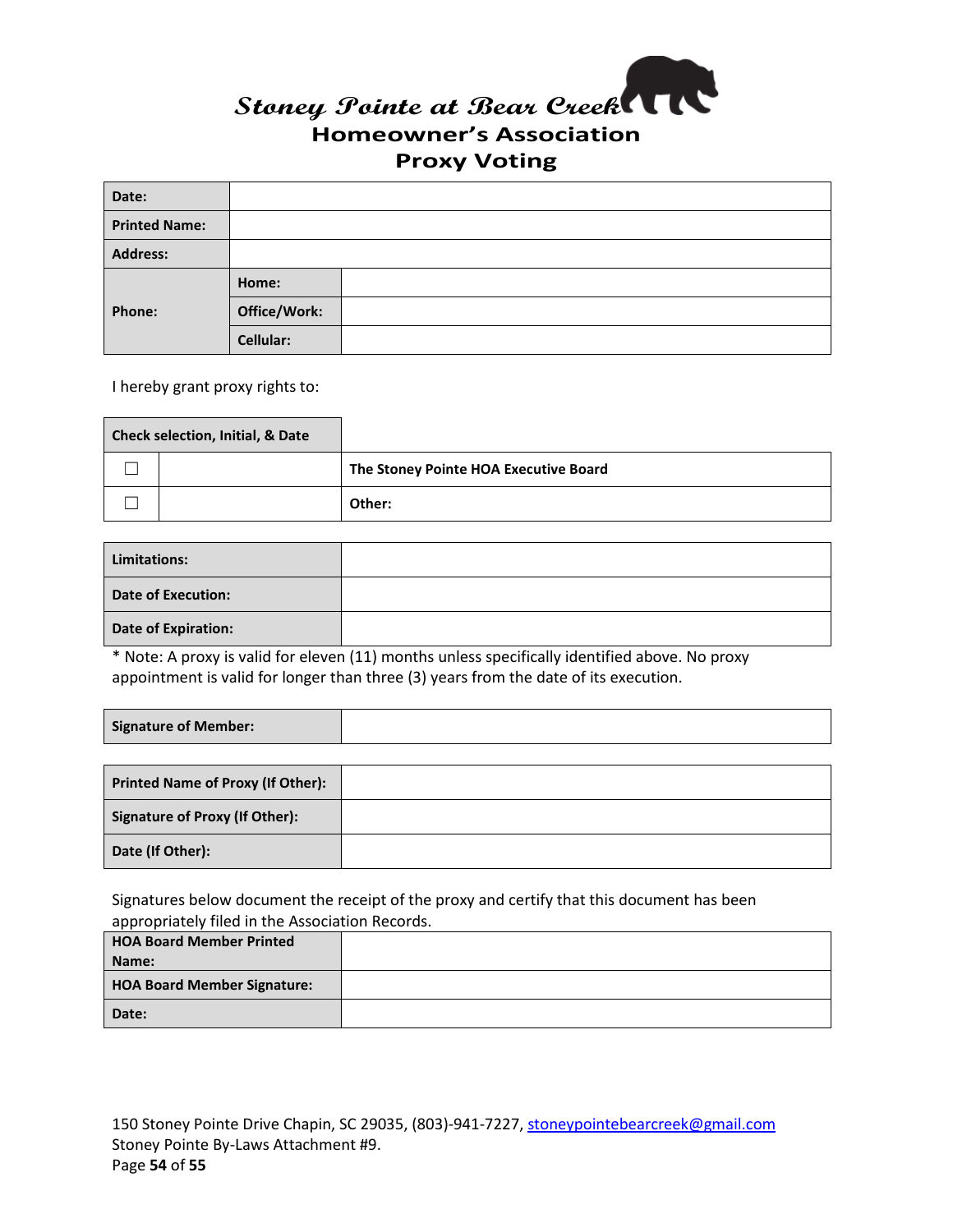# Stoney Pointe at Bear Creek

## Homeowner's Association

## Proxy Voting

| | | |
|---|---|---|
| **Date:** | | |
| **Printed Name:** | | |
| **Address:** | | |
| **Phone:** | **Home:** | |
| | **Office/Work:** | |
| | **Cellular:** | |

I hereby grant proxy rights to:

| **Check selection, Initial, & Date** | | |
|---|---|---|
| ☐ | | **The Stoney Pointe HOA Executive Board** |
| ☐ | | **Other:** |

| | |
|---|---|
| **Limitations:** | |
| **Date of Execution:** | |
| **Date of Expiration:** | |

* Note: A proxy is valid for eleven (11) months unless specifically identified above. No proxy appointment is valid for longer than three (3) years from the date of its execution.

| | |
|---|---|
| **Signature of Member:** | |

| | |
|---|---|
| **Printed Name of Proxy (If Other):** | |
| **Signature of Proxy (If Other):** | |
| **Date (If Other):** | |

Signatures below document the receipt of the proxy and certify that this document has been appropriately filed in the Association Records.

| | |
|---|---|
| **HOA Board Member Printed Name:** | |
| **HOA Board Member Signature:** | |
| **Date:** | |

150 Stoney Pointe Drive Chapin, SC 29035, (803)-941-7227, stoneypointebearcreek@gmail.com
Stoney Pointe By-Laws Attachment #9.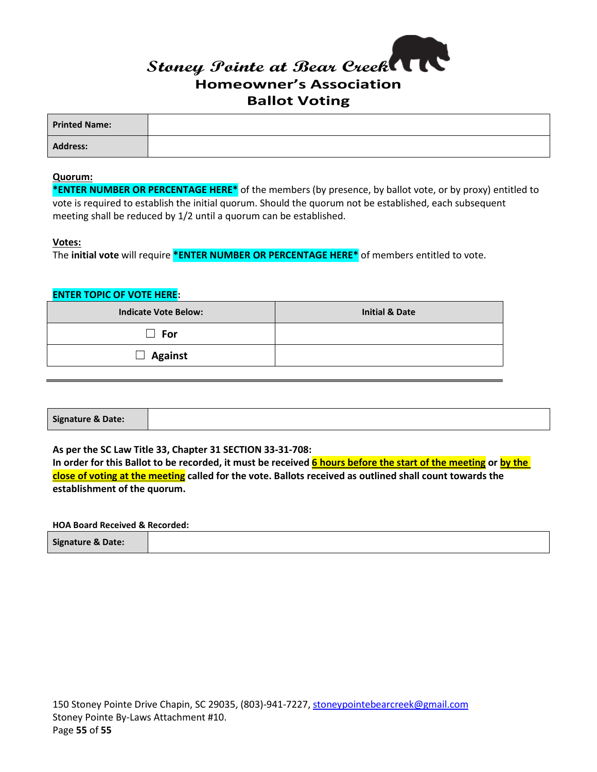# Stoney Pointe at Bear Creek

## Homeowner's Association

## Ballot Voting

| | |
|---|---|
| **Printed Name:** | |
| **Address:** | |

**Quorum:**

***ENTER NUMBER OR PERCENTAGE HERE*** of the members (by presence, by ballot vote, or by proxy) entitled to vote is required to establish the initial quorum. Should the quorum not be established, each subsequent meeting shall be reduced by 1/2 until a quorum can be established.

**Votes:**

The **initial vote** will require ***ENTER NUMBER OR PERCENTAGE HERE*** of members entitled to vote.

**ENTER TOPIC OF VOTE HERE:**

| Indicate Vote Below: | Initial & Date |
|---|---|
| ☐ **For** | |
| ☐ **Against** | |

---

| | |
|---|---|
| **Signature & Date:** | |

**As per the SC Law Title 33, Chapter 31 SECTION 33-31-708:**
**In order for this Ballot to be recorded, it must be received 6 hours before the start of the meeting or by the close of voting at the meeting called for the vote. Ballots received as outlined shall count towards the establishment of the quorum.**

**HOA Board Received & Recorded:**

| | |
|---|---|
| **Signature & Date:** | |

150 Stoney Pointe Drive Chapin, SC 29035, (803)-941-7227, stoneypointebearcreek@gmail.com
Stoney Pointe By-Laws Attachment #10.